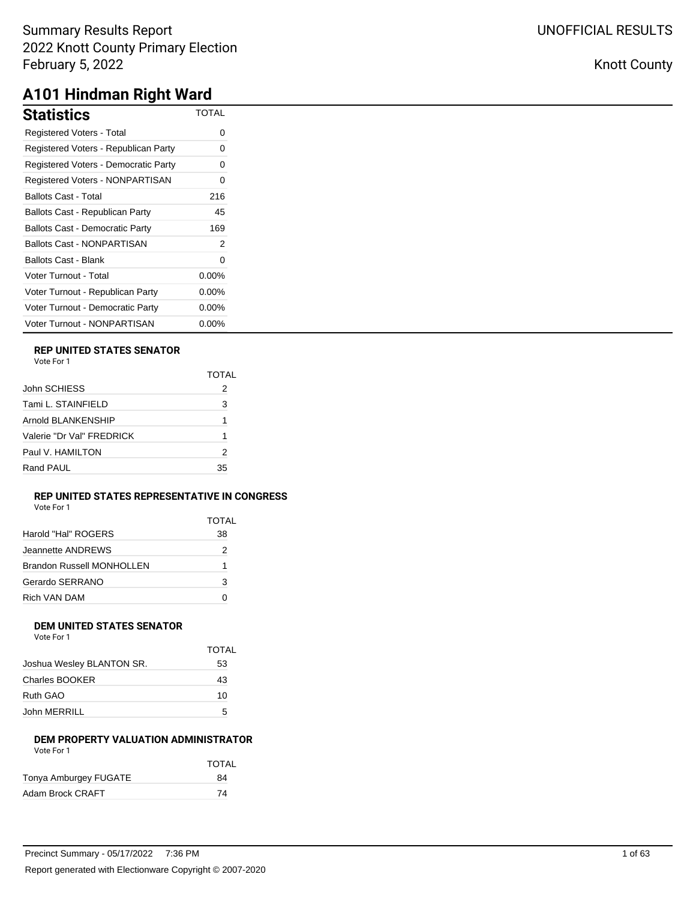Summary Results Report
2022 Knott County Primary Election
February 5, 2022

UNOFFICIAL RESULTS

Knott County

# A101 Hindman Right Ward

## Statistics

| Statistics | TOTAL |
|---|---|
| Registered Voters - Total | 0 |
| Registered Voters - Republican Party | 0 |
| Registered Voters - Democratic Party | 0 |
| Registered Voters - NONPARTISAN | 0 |
| Ballots Cast - Total | 216 |
| Ballots Cast - Republican Party | 45 |
| Ballots Cast - Democratic Party | 169 |
| Ballots Cast - NONPARTISAN | 2 |
| Ballots Cast - Blank | 0 |
| Voter Turnout - Total | 0.00% |
| Voter Turnout - Republican Party | 0.00% |
| Voter Turnout - Democratic Party | 0.00% |
| Voter Turnout - NONPARTISAN | 0.00% |

### REP UNITED STATES SENATOR

Vote For 1

| | TOTAL |
|---|---|
| John SCHIESS | 2 |
| Tami L. STAINFIELD | 3 |
| Arnold BLANKENSHIP | 1 |
| Valerie "Dr Val" FREDRICK | 1 |
| Paul V. HAMILTON | 2 |
| Rand PAUL | 35 |

### REP UNITED STATES REPRESENTATIVE IN CONGRESS

Vote For 1

| | TOTAL |
|---|---|
| Harold "Hal" ROGERS | 38 |
| Jeannette ANDREWS | 2 |
| Brandon Russell MONHOLLEN | 1 |
| Gerardo SERRANO | 3 |
| Rich VAN DAM | 0 |

### DEM UNITED STATES SENATOR

Vote For 1

| | TOTAL |
|---|---|
| Joshua Wesley BLANTON SR. | 53 |
| Charles BOOKER | 43 |
| Ruth GAO | 10 |
| John MERRILL | 5 |

### DEM PROPERTY VALUATION ADMINISTRATOR

Vote For 1

| | TOTAL |
|---|---|
| Tonya Amburgey FUGATE | 84 |
| Adam Brock CRAFT | 74 |

Precinct Summary - 05/17/2022 7:36 PM

Report generated with Electionware Copyright © 2007-2020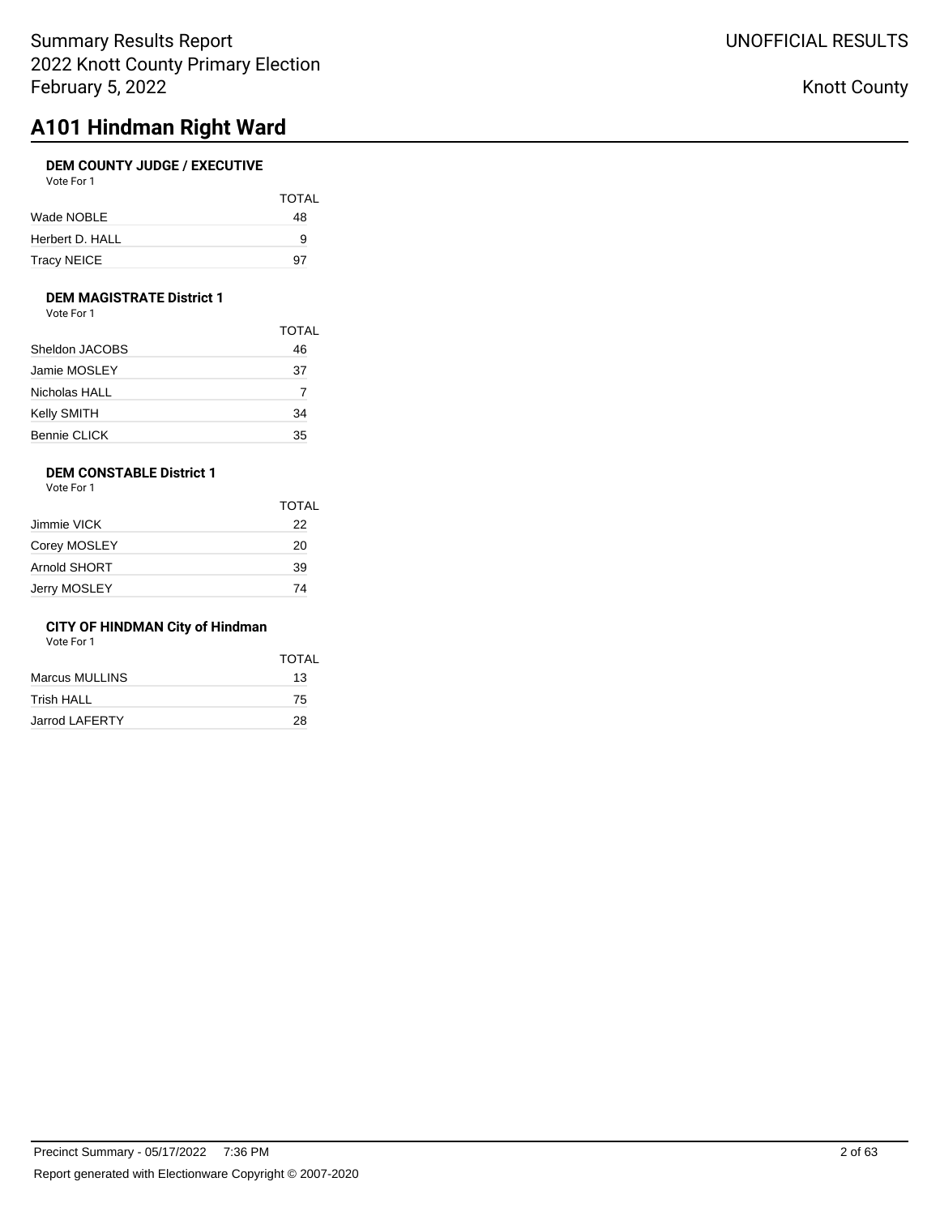# A101 Hindman Right Ward

### DEM COUNTY JUDGE / EXECUTIVE

Vote For 1

| | TOTAL |
|---|---|
| Wade NOBLE | 48 |
| Herbert D. HALL | 9 |
| Tracy NEICE | 97 |

### DEM MAGISTRATE District 1

Vote For 1

| | TOTAL |
|---|---|
| Sheldon JACOBS | 46 |
| Jamie MOSLEY | 37 |
| Nicholas HALL | 7 |
| Kelly SMITH | 34 |
| Bennie CLICK | 35 |

### DEM CONSTABLE District 1

Vote For 1

| | TOTAL |
|---|---|
| Jimmie VICK | 22 |
| Corey MOSLEY | 20 |
| Arnold SHORT | 39 |
| Jerry MOSLEY | 74 |

### CITY OF HINDMAN City of Hindman

Vote For 1

| | TOTAL |
|---|---|
| Marcus MULLINS | 13 |
| Trish HALL | 75 |
| Jarrod LAFERTY | 28 |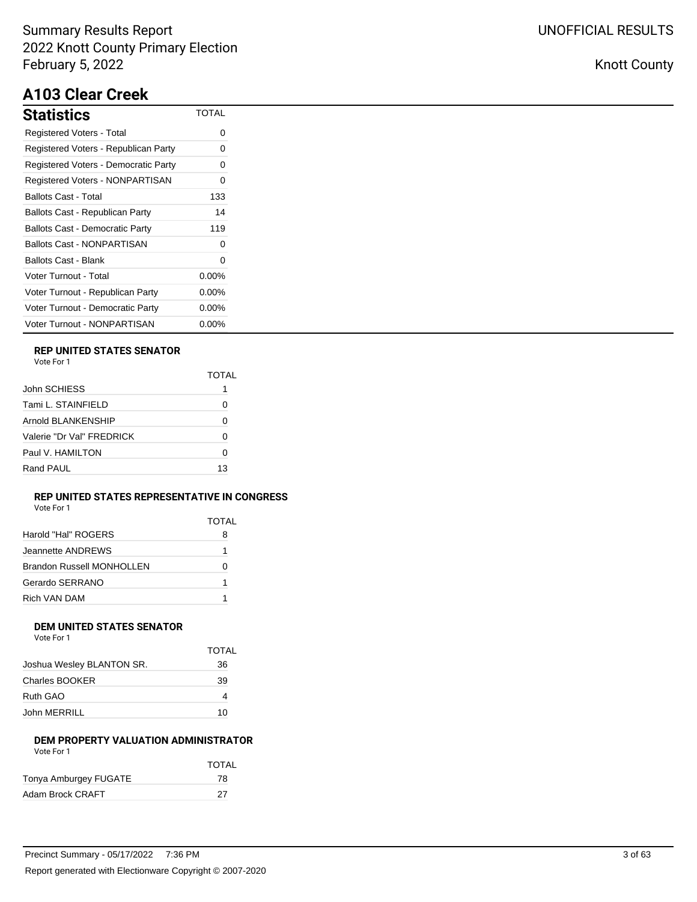Summary Results Report
2022 Knott County Primary Election
February 5, 2022

UNOFFICIAL RESULTS

Knott County

# A103 Clear Creek

| Statistics | TOTAL |
|---|---|
| Registered Voters - Total | 0 |
| Registered Voters - Republican Party | 0 |
| Registered Voters - Democratic Party | 0 |
| Registered Voters - NONPARTISAN | 0 |
| Ballots Cast - Total | 133 |
| Ballots Cast - Republican Party | 14 |
| Ballots Cast - Democratic Party | 119 |
| Ballots Cast - NONPARTISAN | 0 |
| Ballots Cast - Blank | 0 |
| Voter Turnout - Total | 0.00% |
| Voter Turnout - Republican Party | 0.00% |
| Voter Turnout - Democratic Party | 0.00% |
| Voter Turnout - NONPARTISAN | 0.00% |

### REP UNITED STATES SENATOR

Vote For 1

| | TOTAL |
|---|---|
| John SCHIESS | 1 |
| Tami L. STAINFIELD | 0 |
| Arnold BLANKENSHIP | 0 |
| Valerie "Dr Val" FREDRICK | 0 |
| Paul V. HAMILTON | 0 |
| Rand PAUL | 13 |

### REP UNITED STATES REPRESENTATIVE IN CONGRESS

Vote For 1

| | TOTAL |
|---|---|
| Harold "Hal" ROGERS | 8 |
| Jeannette ANDREWS | 1 |
| Brandon Russell MONHOLLEN | 0 |
| Gerardo SERRANO | 1 |
| Rich VAN DAM | 1 |

### DEM UNITED STATES SENATOR

Vote For 1

| | TOTAL |
|---|---|
| Joshua Wesley BLANTON SR. | 36 |
| Charles BOOKER | 39 |
| Ruth GAO | 4 |
| John MERRILL | 10 |

### DEM PROPERTY VALUATION ADMINISTRATOR

Vote For 1

| | TOTAL |
|---|---|
| Tonya Amburgey FUGATE | 78 |
| Adam Brock CRAFT | 27 |

Precinct Summary - 05/17/2022 7:36 PM

Report generated with Electionware Copyright © 2007-2020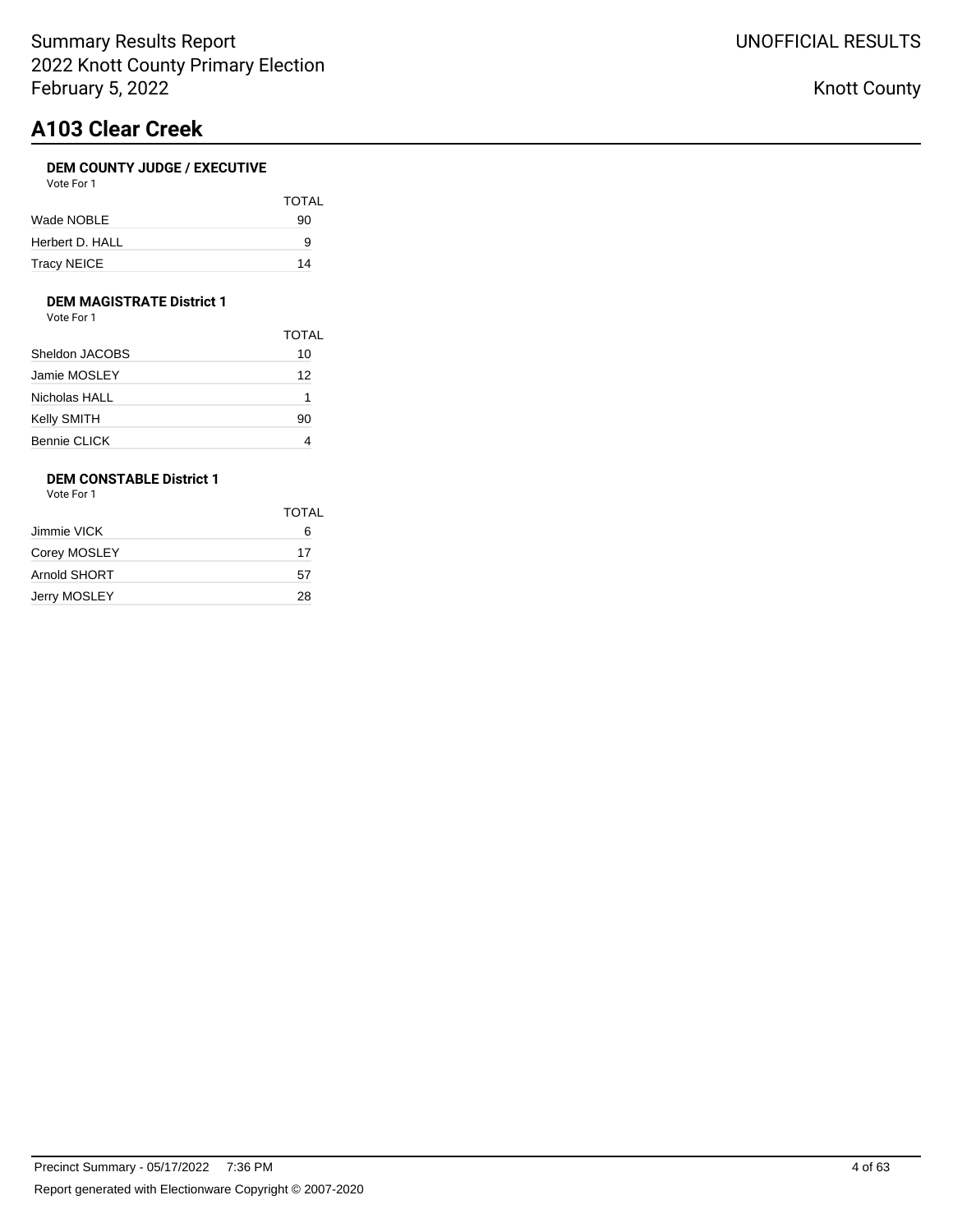# A103 Clear Creek

### DEM COUNTY JUDGE / EXECUTIVE

Vote For 1

| | TOTAL |
|---|---|
| Wade NOBLE | 90 |
| Herbert D. HALL | 9 |
| Tracy NEICE | 14 |

### DEM MAGISTRATE District 1

Vote For 1

| | TOTAL |
|---|---|
| Sheldon JACOBS | 10 |
| Jamie MOSLEY | 12 |
| Nicholas HALL | 1 |
| Kelly SMITH | 90 |
| Bennie CLICK | 4 |

### DEM CONSTABLE District 1

Vote For 1

| | TOTAL |
|---|---|
| Jimmie VICK | 6 |
| Corey MOSLEY | 17 |
| Arnold SHORT | 57 |
| Jerry MOSLEY | 28 |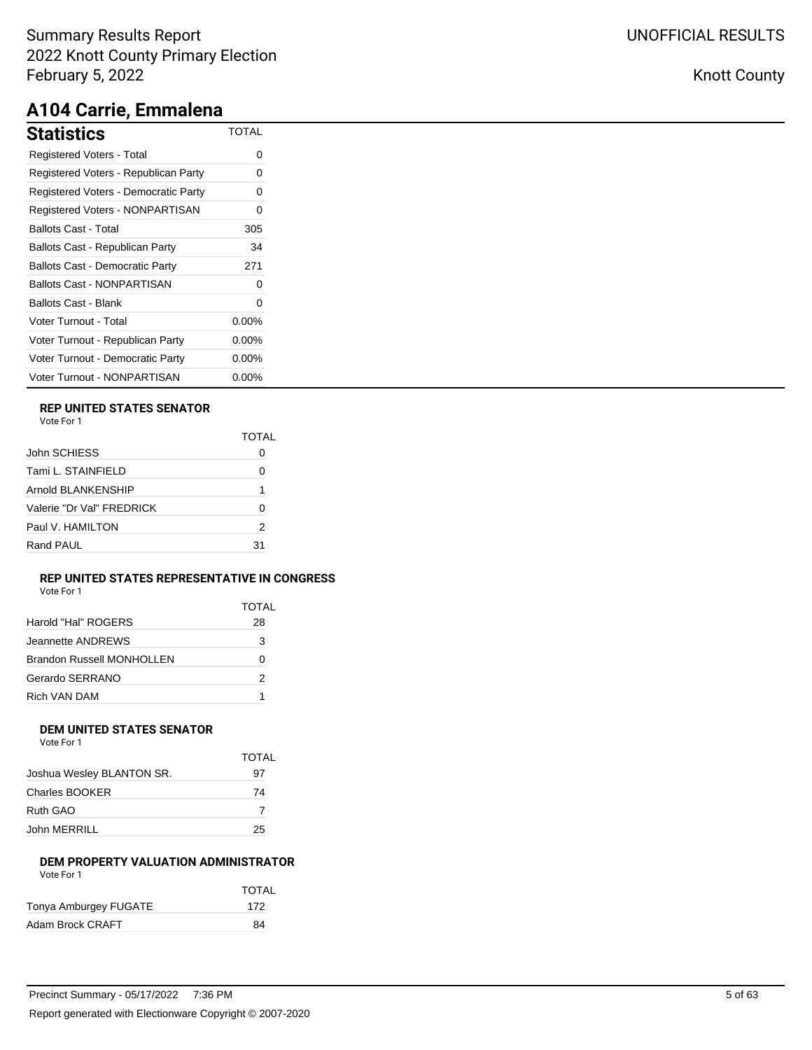# A104 Carrie, Emmalena

## Statistics

| Statistics | TOTAL |
|---|---|
| Registered Voters - Total | 0 |
| Registered Voters - Republican Party | 0 |
| Registered Voters - Democratic Party | 0 |
| Registered Voters - NONPARTISAN | 0 |
| Ballots Cast - Total | 305 |
| Ballots Cast - Republican Party | 34 |
| Ballots Cast - Democratic Party | 271 |
| Ballots Cast - NONPARTISAN | 0 |
| Ballots Cast - Blank | 0 |
| Voter Turnout - Total | 0.00% |
| Voter Turnout - Republican Party | 0.00% |
| Voter Turnout - Democratic Party | 0.00% |
| Voter Turnout - NONPARTISAN | 0.00% |

### REP UNITED STATES SENATOR

Vote For 1

| | TOTAL |
|---|---|
| John SCHIESS | 0 |
| Tami L. STAINFIELD | 0 |
| Arnold BLANKENSHIP | 1 |
| Valerie "Dr Val" FREDRICK | 0 |
| Paul V. HAMILTON | 2 |
| Rand PAUL | 31 |

### REP UNITED STATES REPRESENTATIVE IN CONGRESS

Vote For 1

| | TOTAL |
|---|---|
| Harold "Hal" ROGERS | 28 |
| Jeannette ANDREWS | 3 |
| Brandon Russell MONHOLLEN | 0 |
| Gerardo SERRANO | 2 |
| Rich VAN DAM | 1 |

### DEM UNITED STATES SENATOR

Vote For 1

| | TOTAL |
|---|---|
| Joshua Wesley BLANTON SR. | 97 |
| Charles BOOKER | 74 |
| Ruth GAO | 7 |
| John MERRILL | 25 |

### DEM PROPERTY VALUATION ADMINISTRATOR

Vote For 1

| | TOTAL |
|---|---|
| Tonya Amburgey FUGATE | 172 |
| Adam Brock CRAFT | 84 |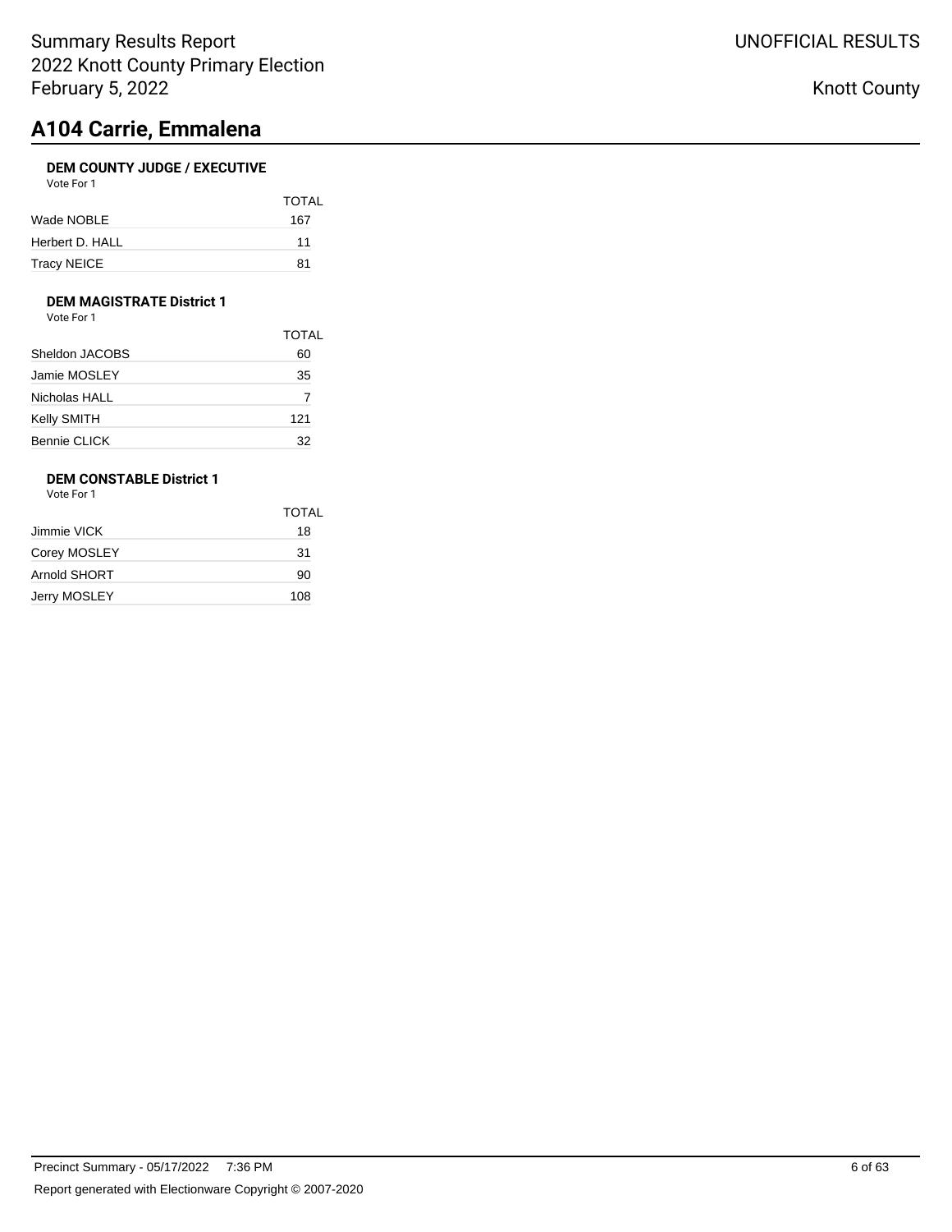# A104 Carrie, Emmalena

### DEM COUNTY JUDGE / EXECUTIVE

Vote For 1

| | TOTAL |
|---|---|
| Wade NOBLE | 167 |
| Herbert D. HALL | 11 |
| Tracy NEICE | 81 |

### DEM MAGISTRATE District 1

Vote For 1

| | TOTAL |
|---|---|
| Sheldon JACOBS | 60 |
| Jamie MOSLEY | 35 |
| Nicholas HALL | 7 |
| Kelly SMITH | 121 |
| Bennie CLICK | 32 |

### DEM CONSTABLE District 1

Vote For 1

| | TOTAL |
|---|---|
| Jimmie VICK | 18 |
| Corey MOSLEY | 31 |
| Arnold SHORT | 90 |
| Jerry MOSLEY | 108 |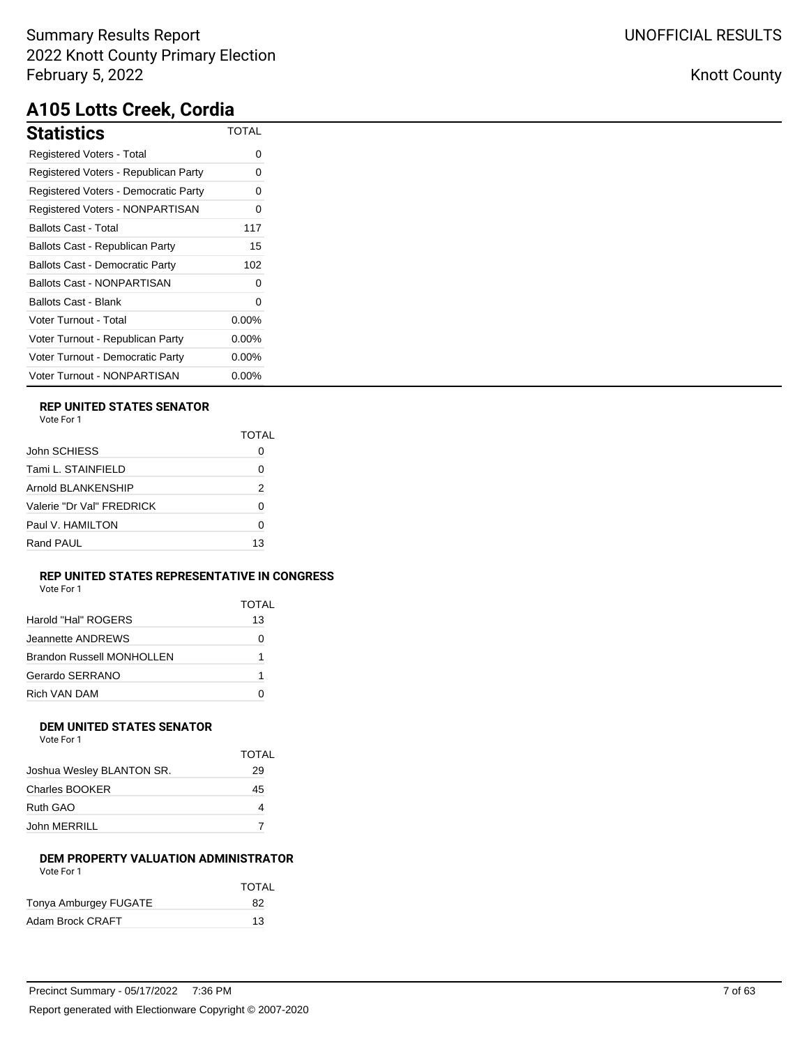Summary Results Report
2022 Knott County Primary Election
February 5, 2022

UNOFFICIAL RESULTS

Knott County

# A105 Lotts Creek, Cordia

## Statistics

| Statistics | TOTAL |
|---|---|
| Registered Voters - Total | 0 |
| Registered Voters - Republican Party | 0 |
| Registered Voters - Democratic Party | 0 |
| Registered Voters - NONPARTISAN | 0 |
| Ballots Cast - Total | 117 |
| Ballots Cast - Republican Party | 15 |
| Ballots Cast - Democratic Party | 102 |
| Ballots Cast - NONPARTISAN | 0 |
| Ballots Cast - Blank | 0 |
| Voter Turnout - Total | 0.00% |
| Voter Turnout - Republican Party | 0.00% |
| Voter Turnout - Democratic Party | 0.00% |
| Voter Turnout - NONPARTISAN | 0.00% |

### REP UNITED STATES SENATOR

Vote For 1

| | TOTAL |
|---|---|
| John SCHIESS | 0 |
| Tami L. STAINFIELD | 0 |
| Arnold BLANKENSHIP | 2 |
| Valerie "Dr Val" FREDRICK | 0 |
| Paul V. HAMILTON | 0 |
| Rand PAUL | 13 |

### REP UNITED STATES REPRESENTATIVE IN CONGRESS

Vote For 1

| | TOTAL |
|---|---|
| Harold "Hal" ROGERS | 13 |
| Jeannette ANDREWS | 0 |
| Brandon Russell MONHOLLEN | 1 |
| Gerardo SERRANO | 1 |
| Rich VAN DAM | 0 |

### DEM UNITED STATES SENATOR

Vote For 1

| | TOTAL |
|---|---|
| Joshua Wesley BLANTON SR. | 29 |
| Charles BOOKER | 45 |
| Ruth GAO | 4 |
| John MERRILL | 7 |

### DEM PROPERTY VALUATION ADMINISTRATOR

Vote For 1

| | TOTAL |
|---|---|
| Tonya Amburgey FUGATE | 82 |
| Adam Brock CRAFT | 13 |

Precinct Summary - 05/17/2022 7:36 PM

Report generated with Electionware Copyright © 2007-2020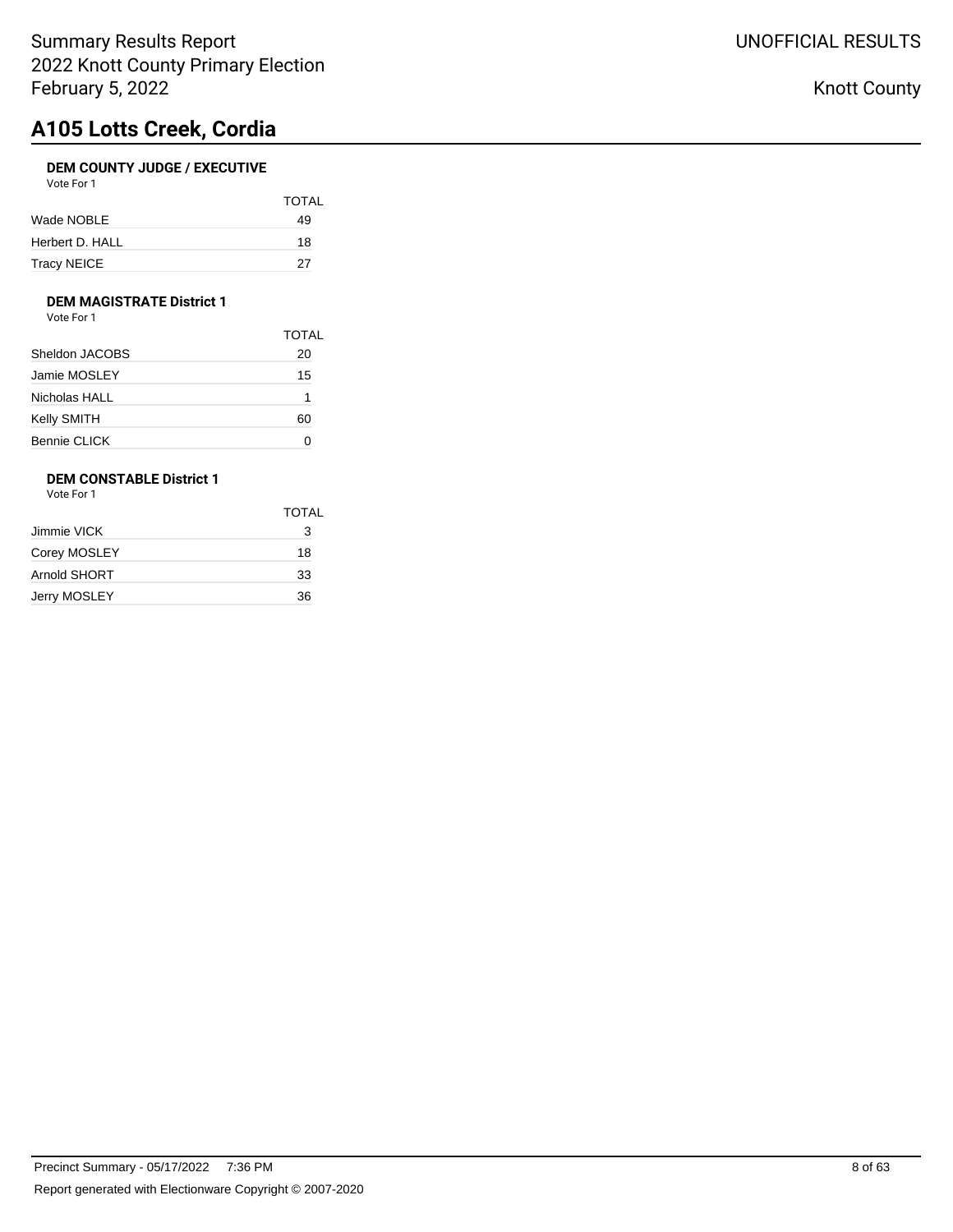# A105 Lotts Creek, Cordia

### DEM COUNTY JUDGE / EXECUTIVE

Vote For 1

| | TOTAL |
|---|---|
| Wade NOBLE | 49 |
| Herbert D. HALL | 18 |
| Tracy NEICE | 27 |

### DEM MAGISTRATE District 1

Vote For 1

| | TOTAL |
|---|---|
| Sheldon JACOBS | 20 |
| Jamie MOSLEY | 15 |
| Nicholas HALL | 1 |
| Kelly SMITH | 60 |
| Bennie CLICK | 0 |

### DEM CONSTABLE District 1

Vote For 1

| | TOTAL |
|---|---|
| Jimmie VICK | 3 |
| Corey MOSLEY | 18 |
| Arnold SHORT | 33 |
| Jerry MOSLEY | 36 |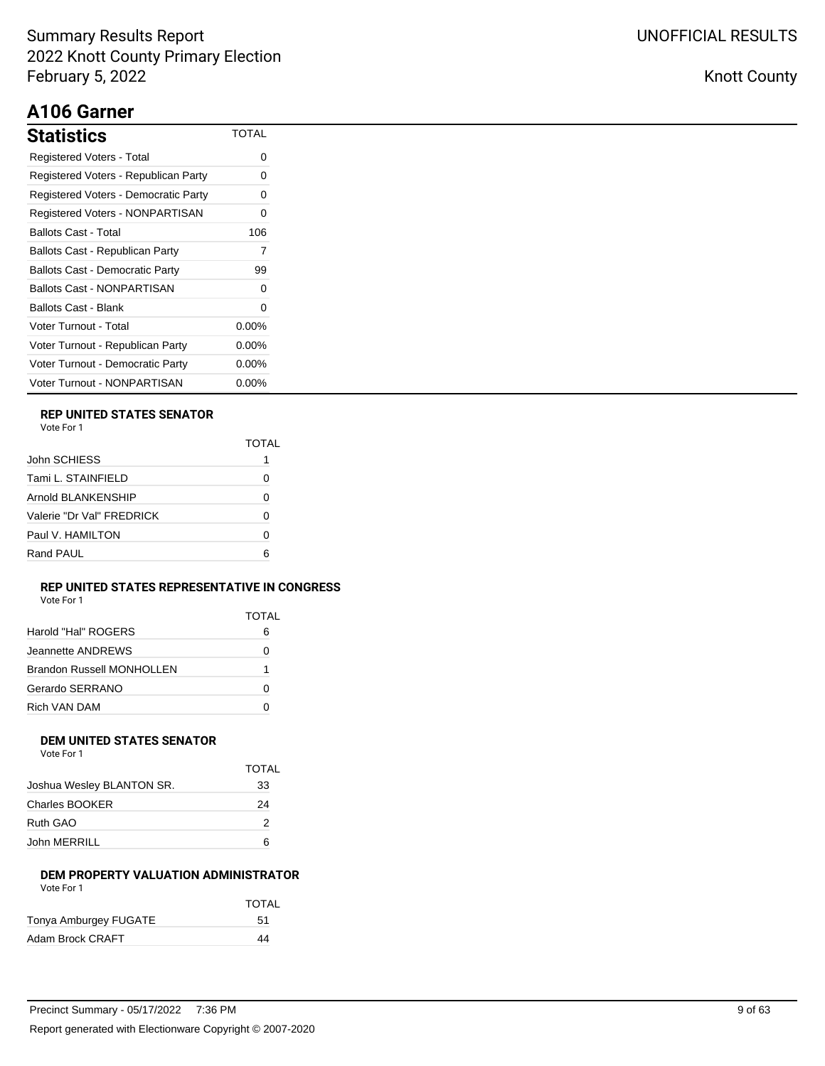# A106 Garner

## Statistics

| Statistics | TOTAL |
|---|---|
| Registered Voters - Total | 0 |
| Registered Voters - Republican Party | 0 |
| Registered Voters - Democratic Party | 0 |
| Registered Voters - NONPARTISAN | 0 |
| Ballots Cast - Total | 106 |
| Ballots Cast - Republican Party | 7 |
| Ballots Cast - Democratic Party | 99 |
| Ballots Cast - NONPARTISAN | 0 |
| Ballots Cast - Blank | 0 |
| Voter Turnout - Total | 0.00% |
| Voter Turnout - Republican Party | 0.00% |
| Voter Turnout - Democratic Party | 0.00% |
| Voter Turnout - NONPARTISAN | 0.00% |

### REP UNITED STATES SENATOR

Vote For 1

| | TOTAL |
|---|---|
| John SCHIESS | 1 |
| Tami L. STAINFIELD | 0 |
| Arnold BLANKENSHIP | 0 |
| Valerie "Dr Val" FREDRICK | 0 |
| Paul V. HAMILTON | 0 |
| Rand PAUL | 6 |

### REP UNITED STATES REPRESENTATIVE IN CONGRESS

Vote For 1

| | TOTAL |
|---|---|
| Harold "Hal" ROGERS | 6 |
| Jeannette ANDREWS | 0 |
| Brandon Russell MONHOLLEN | 1 |
| Gerardo SERRANO | 0 |
| Rich VAN DAM | 0 |

### DEM UNITED STATES SENATOR

Vote For 1

| | TOTAL |
|---|---|
| Joshua Wesley BLANTON SR. | 33 |
| Charles BOOKER | 24 |
| Ruth GAO | 2 |
| John MERRILL | 6 |

### DEM PROPERTY VALUATION ADMINISTRATOR

Vote For 1

| | TOTAL |
|---|---|
| Tonya Amburgey FUGATE | 51 |
| Adam Brock CRAFT | 44 |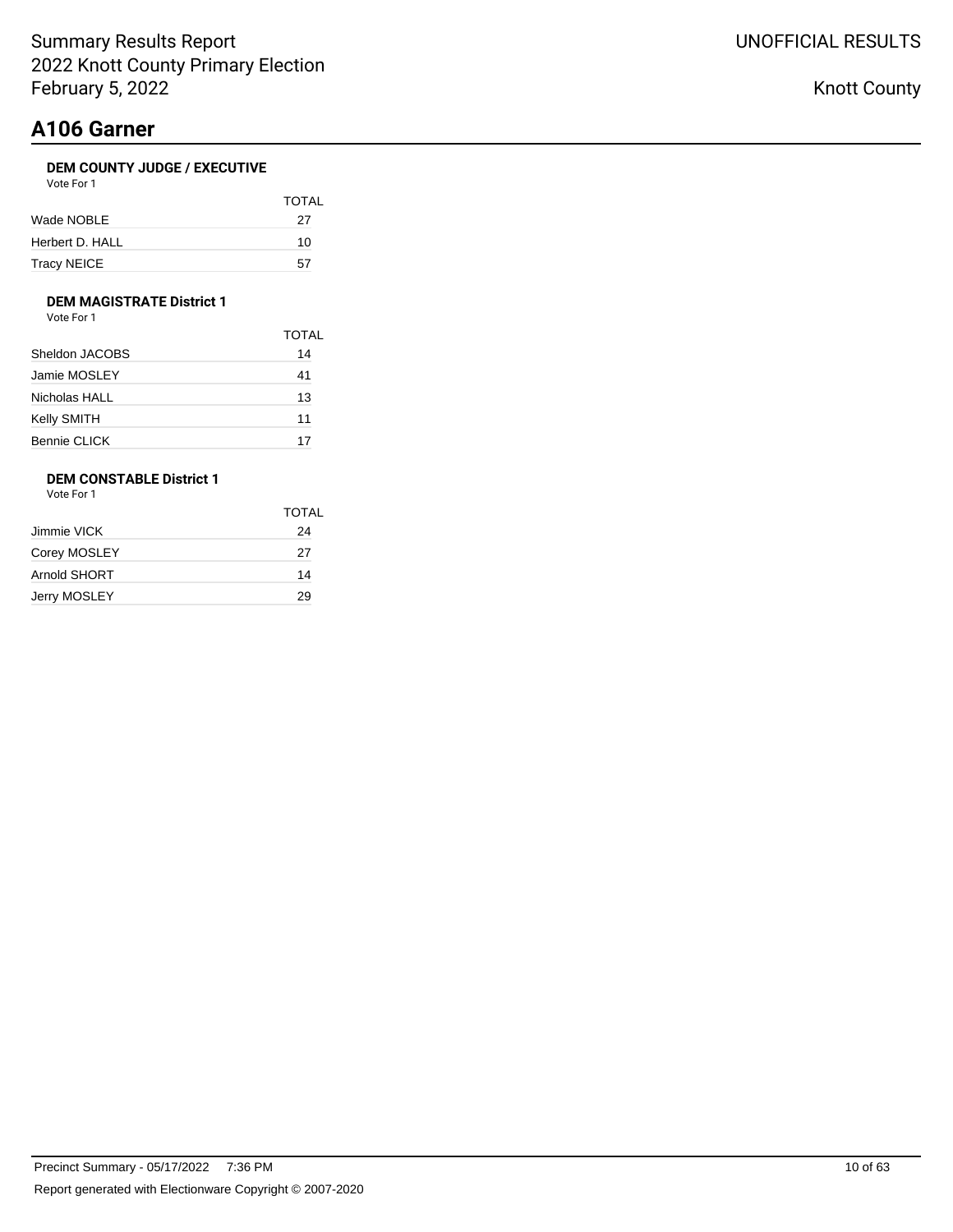# A106 Garner

### DEM COUNTY JUDGE / EXECUTIVE

Vote For 1

| | TOTAL |
|---|---|
| Wade NOBLE | 27 |
| Herbert D. HALL | 10 |
| Tracy NEICE | 57 |

### DEM MAGISTRATE District 1

Vote For 1

| | TOTAL |
|---|---|
| Sheldon JACOBS | 14 |
| Jamie MOSLEY | 41 |
| Nicholas HALL | 13 |
| Kelly SMITH | 11 |
| Bennie CLICK | 17 |

### DEM CONSTABLE District 1

Vote For 1

| | TOTAL |
|---|---|
| Jimmie VICK | 24 |
| Corey MOSLEY | 27 |
| Arnold SHORT | 14 |
| Jerry MOSLEY | 29 |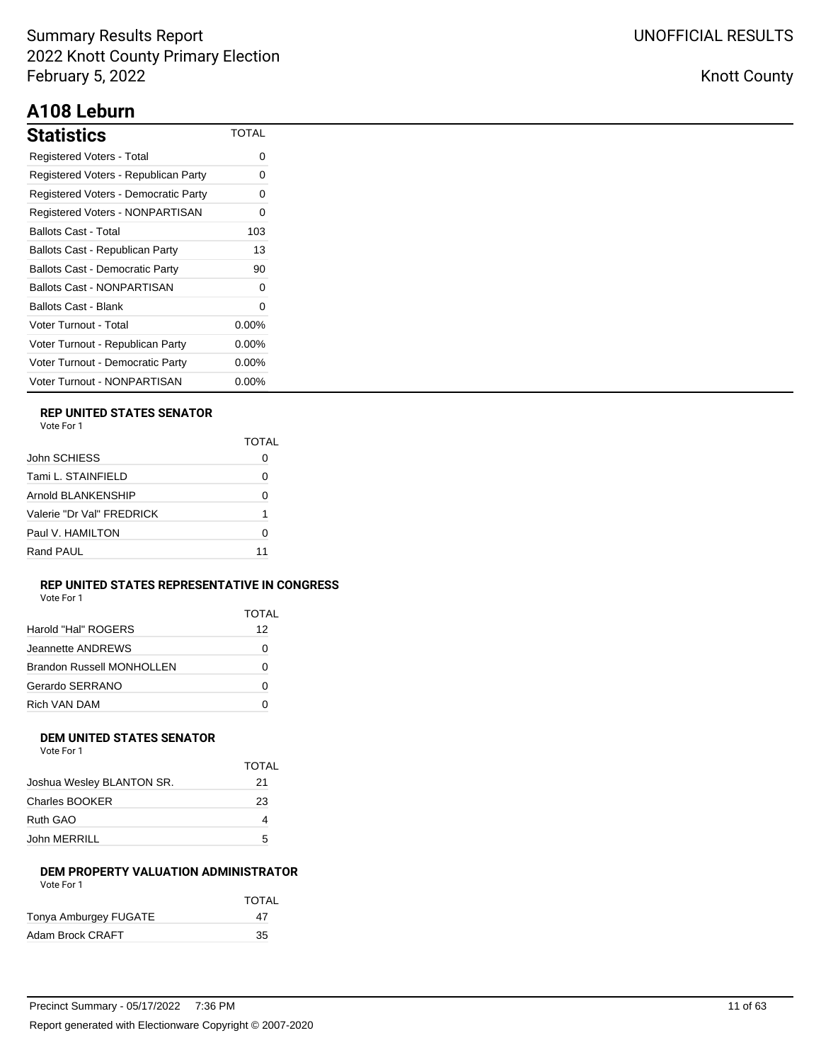# A108 Leburn

## Statistics

| Statistics | TOTAL |
|---|---|
| Registered Voters - Total | 0 |
| Registered Voters - Republican Party | 0 |
| Registered Voters - Democratic Party | 0 |
| Registered Voters - NONPARTISAN | 0 |
| Ballots Cast - Total | 103 |
| Ballots Cast - Republican Party | 13 |
| Ballots Cast - Democratic Party | 90 |
| Ballots Cast - NONPARTISAN | 0 |
| Ballots Cast - Blank | 0 |
| Voter Turnout - Total | 0.00% |
| Voter Turnout - Republican Party | 0.00% |
| Voter Turnout - Democratic Party | 0.00% |
| Voter Turnout - NONPARTISAN | 0.00% |

### REP UNITED STATES SENATOR

Vote For 1

| | TOTAL |
|---|---|
| John SCHIESS | 0 |
| Tami L. STAINFIELD | 0 |
| Arnold BLANKENSHIP | 0 |
| Valerie "Dr Val" FREDRICK | 1 |
| Paul V. HAMILTON | 0 |
| Rand PAUL | 11 |

### REP UNITED STATES REPRESENTATIVE IN CONGRESS

Vote For 1

| | TOTAL |
|---|---|
| Harold "Hal" ROGERS | 12 |
| Jeannette ANDREWS | 0 |
| Brandon Russell MONHOLLEN | 0 |
| Gerardo SERRANO | 0 |
| Rich VAN DAM | 0 |

### DEM UNITED STATES SENATOR

Vote For 1

| | TOTAL |
|---|---|
| Joshua Wesley BLANTON SR. | 21 |
| Charles BOOKER | 23 |
| Ruth GAO | 4 |
| John MERRILL | 5 |

### DEM PROPERTY VALUATION ADMINISTRATOR

Vote For 1

| | TOTAL |
|---|---|
| Tonya Amburgey FUGATE | 47 |
| Adam Brock CRAFT | 35 |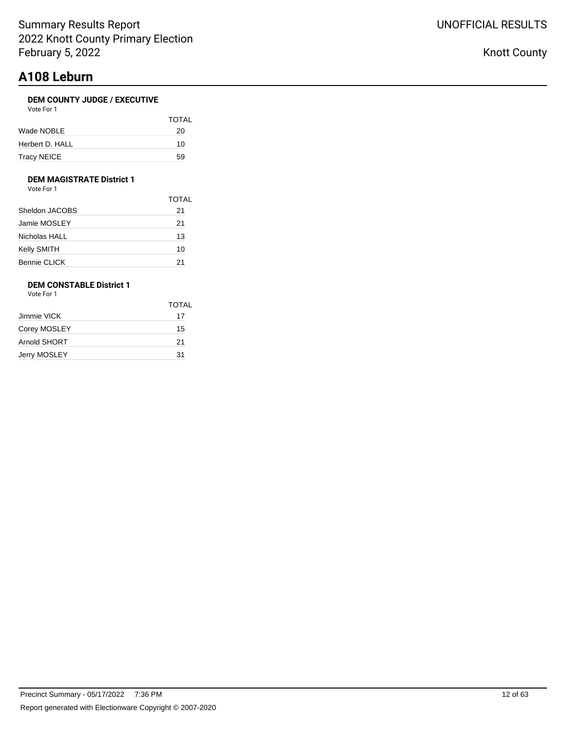# A108 Leburn

### DEM COUNTY JUDGE / EXECUTIVE

Vote For 1

| | TOTAL |
|---|---|
| Wade NOBLE | 20 |
| Herbert D. HALL | 10 |
| Tracy NEICE | 59 |

### DEM MAGISTRATE District 1

Vote For 1

| | TOTAL |
|---|---|
| Sheldon JACOBS | 21 |
| Jamie MOSLEY | 21 |
| Nicholas HALL | 13 |
| Kelly SMITH | 10 |
| Bennie CLICK | 21 |

### DEM CONSTABLE District 1

Vote For 1

| | TOTAL |
|---|---|
| Jimmie VICK | 17 |
| Corey MOSLEY | 15 |
| Arnold SHORT | 21 |
| Jerry MOSLEY | 31 |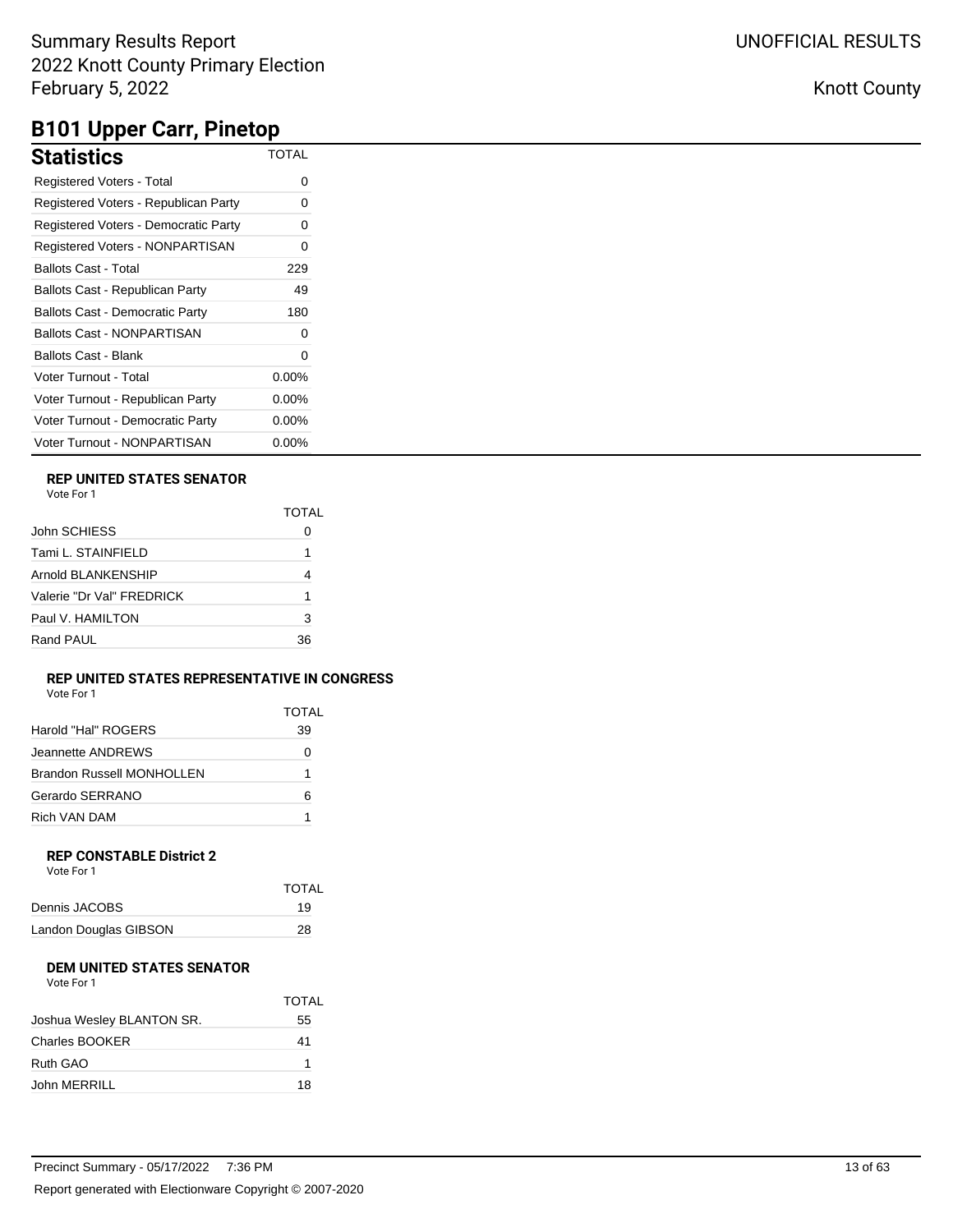Summary Results Report
2022 Knott County Primary Election
February 5, 2022

UNOFFICIAL RESULTS

Knott County

# B101 Upper Carr, Pinetop

## Statistics

| Statistics | TOTAL |
|---|---|
| Registered Voters - Total | 0 |
| Registered Voters - Republican Party | 0 |
| Registered Voters - Democratic Party | 0 |
| Registered Voters - NONPARTISAN | 0 |
| Ballots Cast - Total | 229 |
| Ballots Cast - Republican Party | 49 |
| Ballots Cast - Democratic Party | 180 |
| Ballots Cast - NONPARTISAN | 0 |
| Ballots Cast - Blank | 0 |
| Voter Turnout - Total | 0.00% |
| Voter Turnout - Republican Party | 0.00% |
| Voter Turnout - Democratic Party | 0.00% |
| Voter Turnout - NONPARTISAN | 0.00% |

### REP UNITED STATES SENATOR

Vote For 1

| | TOTAL |
|---|---|
| John SCHIESS | 0 |
| Tami L. STAINFIELD | 1 |
| Arnold BLANKENSHIP | 4 |
| Valerie "Dr Val" FREDRICK | 1 |
| Paul V. HAMILTON | 3 |
| Rand PAUL | 36 |

### REP UNITED STATES REPRESENTATIVE IN CONGRESS

Vote For 1

| | TOTAL |
|---|---|
| Harold "Hal" ROGERS | 39 |
| Jeannette ANDREWS | 0 |
| Brandon Russell MONHOLLEN | 1 |
| Gerardo SERRANO | 6 |
| Rich VAN DAM | 1 |

### REP CONSTABLE District 2

Vote For 1

| | TOTAL |
|---|---|
| Dennis JACOBS | 19 |
| Landon Douglas GIBSON | 28 |

### DEM UNITED STATES SENATOR

Vote For 1

| | TOTAL |
|---|---|
| Joshua Wesley BLANTON SR. | 55 |
| Charles BOOKER | 41 |
| Ruth GAO | 1 |
| John MERRILL | 18 |

Precinct Summary - 05/17/2022 7:36 PM

Report generated with Electionware Copyright © 2007-2020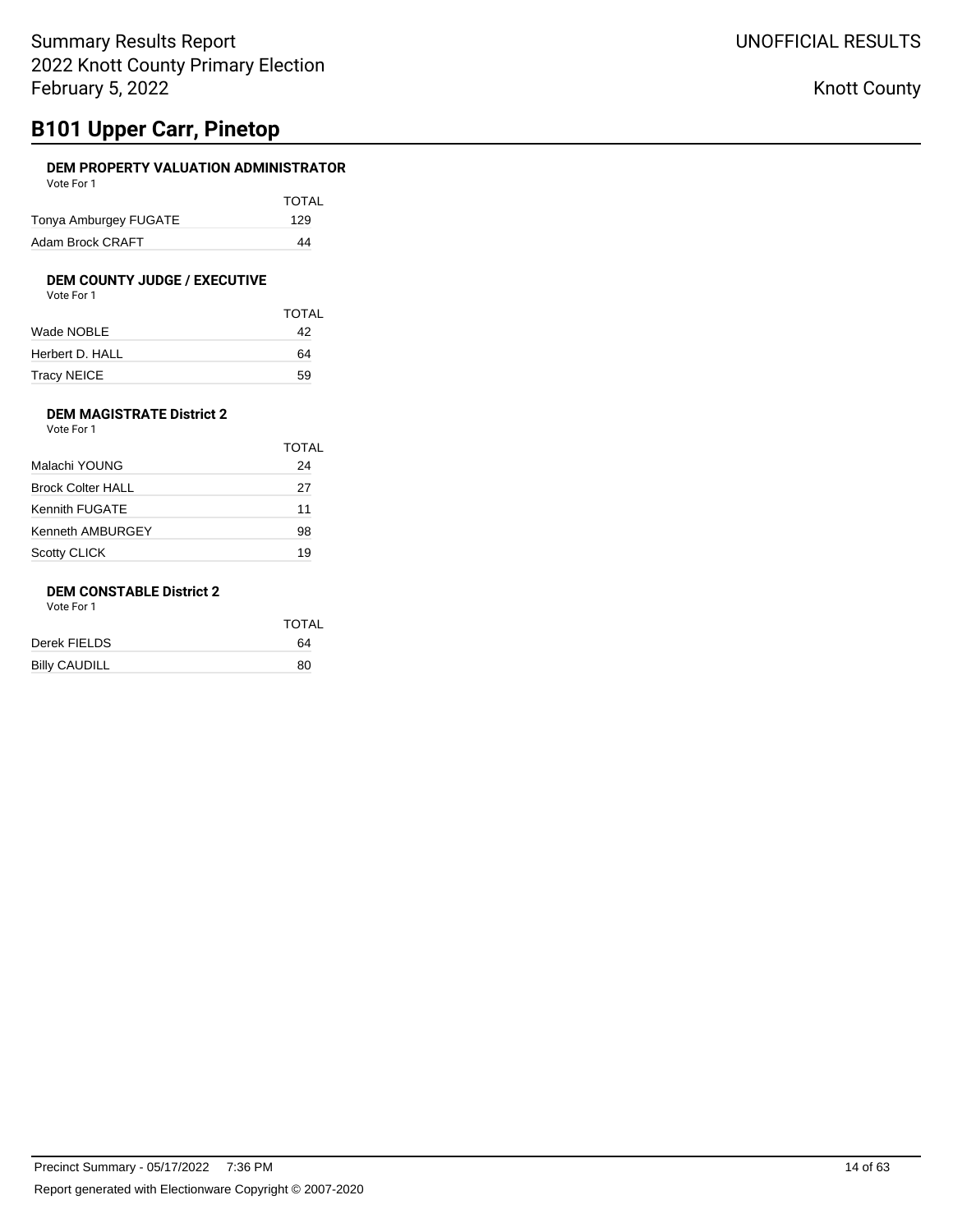# B101 Upper Carr, Pinetop

### DEM PROPERTY VALUATION ADMINISTRATOR

Vote For 1

| | TOTAL |
|---|---|
| Tonya Amburgey FUGATE | 129 |
| Adam Brock CRAFT | 44 |

### DEM COUNTY JUDGE / EXECUTIVE

Vote For 1

| | TOTAL |
|---|---|
| Wade NOBLE | 42 |
| Herbert D. HALL | 64 |
| Tracy NEICE | 59 |

### DEM MAGISTRATE District 2

Vote For 1

| | TOTAL |
|---|---|
| Malachi YOUNG | 24 |
| Brock Colter HALL | 27 |
| Kennith FUGATE | 11 |
| Kenneth AMBURGEY | 98 |
| Scotty CLICK | 19 |

### DEM CONSTABLE District 2

Vote For 1

| | TOTAL |
|---|---|
| Derek FIELDS | 64 |
| Billy CAUDILL | 80 |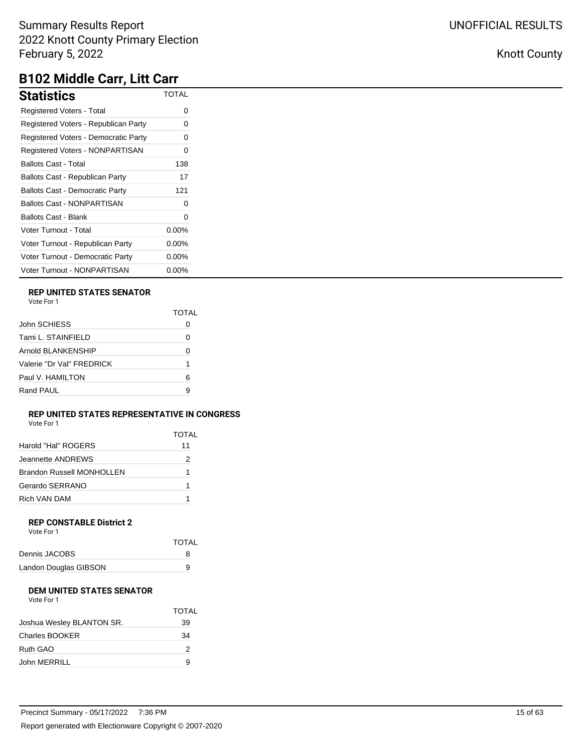Summary Results Report
2022 Knott County Primary Election
February 5, 2022

UNOFFICIAL RESULTS

Knott County

# B102 Middle Carr, Litt Carr

| Statistics | TOTAL |
|---|---|
| Registered Voters - Total | 0 |
| Registered Voters - Republican Party | 0 |
| Registered Voters - Democratic Party | 0 |
| Registered Voters - NONPARTISAN | 0 |
| Ballots Cast - Total | 138 |
| Ballots Cast - Republican Party | 17 |
| Ballots Cast - Democratic Party | 121 |
| Ballots Cast - NONPARTISAN | 0 |
| Ballots Cast - Blank | 0 |
| Voter Turnout - Total | 0.00% |
| Voter Turnout - Republican Party | 0.00% |
| Voter Turnout - Democratic Party | 0.00% |
| Voter Turnout - NONPARTISAN | 0.00% |

### REP UNITED STATES SENATOR

Vote For 1

| | TOTAL |
|---|---|
| John SCHIESS | 0 |
| Tami L. STAINFIELD | 0 |
| Arnold BLANKENSHIP | 0 |
| Valerie "Dr Val" FREDRICK | 1 |
| Paul V. HAMILTON | 6 |
| Rand PAUL | 9 |

### REP UNITED STATES REPRESENTATIVE IN CONGRESS

Vote For 1

| | TOTAL |
|---|---|
| Harold "Hal" ROGERS | 11 |
| Jeannette ANDREWS | 2 |
| Brandon Russell MONHOLLEN | 1 |
| Gerardo SERRANO | 1 |
| Rich VAN DAM | 1 |

### REP CONSTABLE District 2

Vote For 1

| | TOTAL |
|---|---|
| Dennis JACOBS | 8 |
| Landon Douglas GIBSON | 9 |

### DEM UNITED STATES SENATOR

Vote For 1

| | TOTAL |
|---|---|
| Joshua Wesley BLANTON SR. | 39 |
| Charles BOOKER | 34 |
| Ruth GAO | 2 |
| John MERRILL | 9 |

Precinct Summary - 05/17/2022 7:36 PM

Report generated with Electionware Copyright © 2007-2020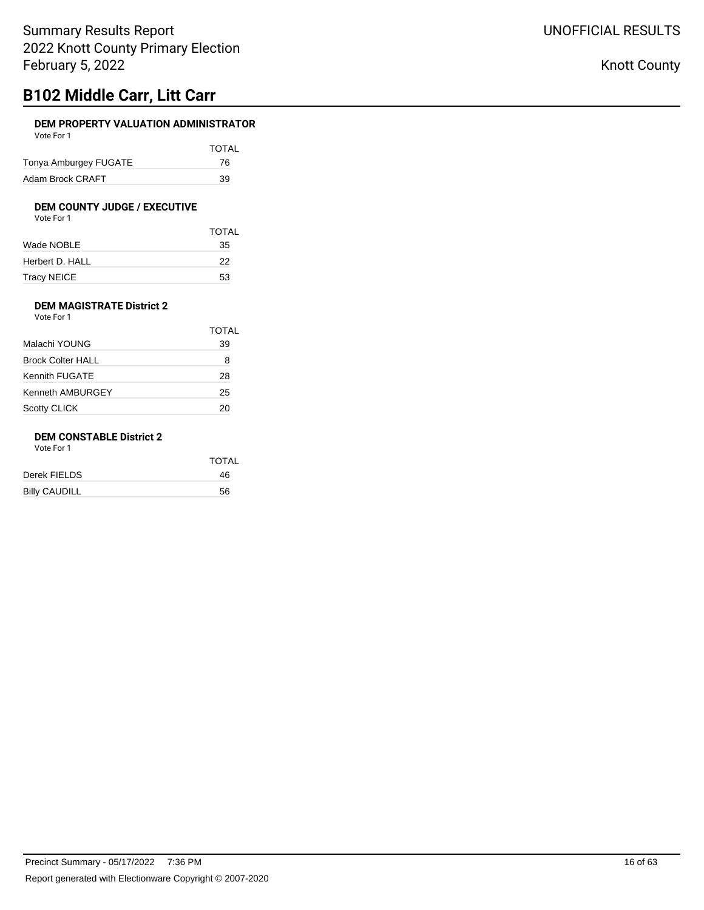# B102 Middle Carr, Litt Carr

### DEM PROPERTY VALUATION ADMINISTRATOR

Vote For 1

| | TOTAL |
|---|---|
| Tonya Amburgey FUGATE | 76 |
| Adam Brock CRAFT | 39 |

### DEM COUNTY JUDGE / EXECUTIVE

Vote For 1

| | TOTAL |
|---|---|
| Wade NOBLE | 35 |
| Herbert D. HALL | 22 |
| Tracy NEICE | 53 |

### DEM MAGISTRATE District 2

Vote For 1

| | TOTAL |
|---|---|
| Malachi YOUNG | 39 |
| Brock Colter HALL | 8 |
| Kennith FUGATE | 28 |
| Kenneth AMBURGEY | 25 |
| Scotty CLICK | 20 |

### DEM CONSTABLE District 2

Vote For 1

| | TOTAL |
|---|---|
| Derek FIELDS | 46 |
| Billy CAUDILL | 56 |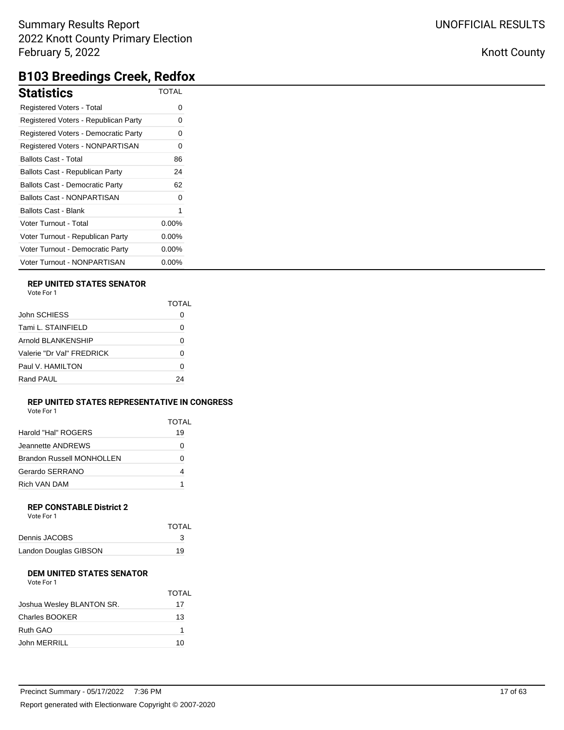Summary Results Report
2022 Knott County Primary Election
February 5, 2022

UNOFFICIAL RESULTS

Knott County

# B103 Breedings Creek, Redfox

## Statistics

| Statistics | TOTAL |
|---|---|
| Registered Voters - Total | 0 |
| Registered Voters - Republican Party | 0 |
| Registered Voters - Democratic Party | 0 |
| Registered Voters - NONPARTISAN | 0 |
| Ballots Cast - Total | 86 |
| Ballots Cast - Republican Party | 24 |
| Ballots Cast - Democratic Party | 62 |
| Ballots Cast - NONPARTISAN | 0 |
| Ballots Cast - Blank | 1 |
| Voter Turnout - Total | 0.00% |
| Voter Turnout - Republican Party | 0.00% |
| Voter Turnout - Democratic Party | 0.00% |
| Voter Turnout - NONPARTISAN | 0.00% |

### REP UNITED STATES SENATOR

Vote For 1

| | TOTAL |
|---|---|
| John SCHIESS | 0 |
| Tami L. STAINFIELD | 0 |
| Arnold BLANKENSHIP | 0 |
| Valerie "Dr Val" FREDRICK | 0 |
| Paul V. HAMILTON | 0 |
| Rand PAUL | 24 |

### REP UNITED STATES REPRESENTATIVE IN CONGRESS

Vote For 1

| | TOTAL |
|---|---|
| Harold "Hal" ROGERS | 19 |
| Jeannette ANDREWS | 0 |
| Brandon Russell MONHOLLEN | 0 |
| Gerardo SERRANO | 4 |
| Rich VAN DAM | 1 |

### REP CONSTABLE District 2

Vote For 1

| | TOTAL |
|---|---|
| Dennis JACOBS | 3 |
| Landon Douglas GIBSON | 19 |

### DEM UNITED STATES SENATOR

Vote For 1

| | TOTAL |
|---|---|
| Joshua Wesley BLANTON SR. | 17 |
| Charles BOOKER | 13 |
| Ruth GAO | 1 |
| John MERRILL | 10 |

Precinct Summary - 05/17/2022 7:36 PM

Report generated with Electionware Copyright © 2007-2020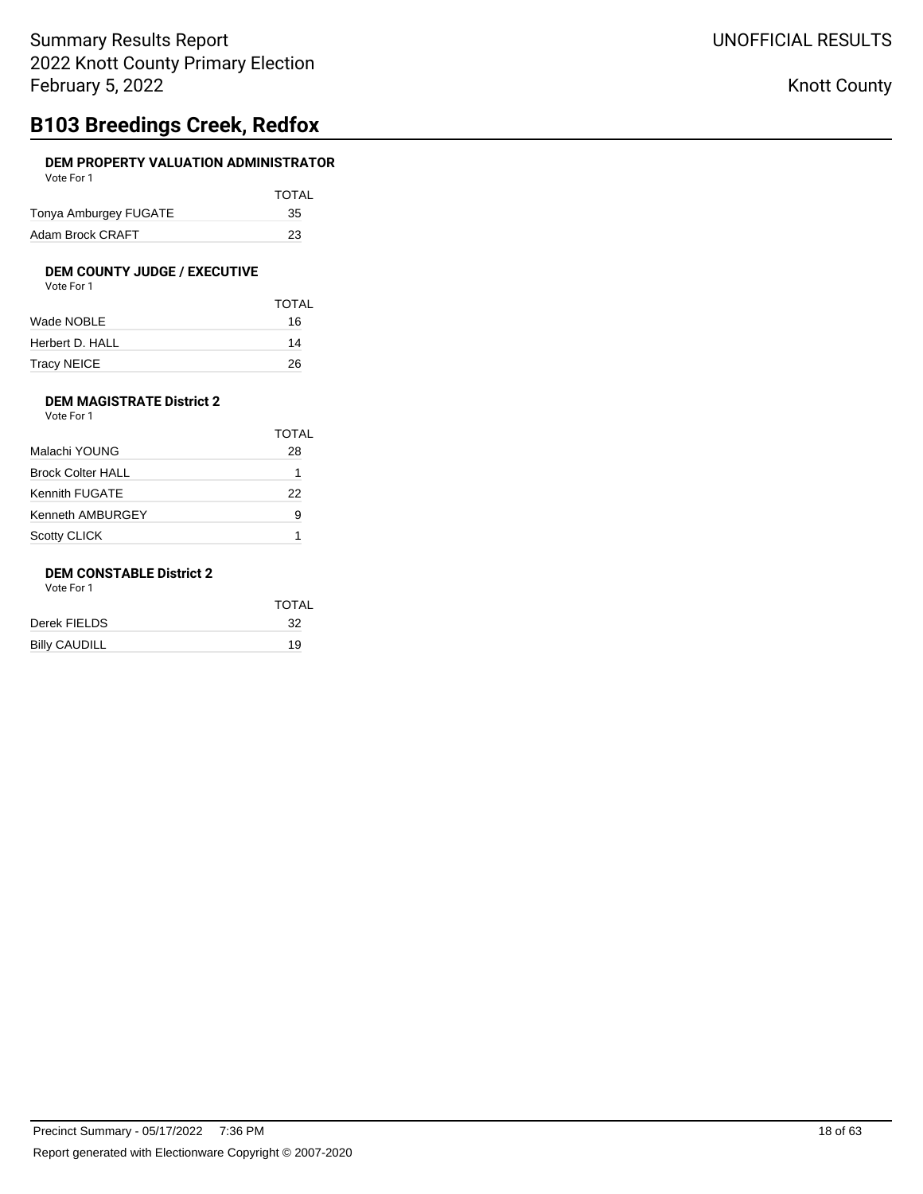# B103 Breedings Creek, Redfox

### DEM PROPERTY VALUATION ADMINISTRATOR

Vote For 1

| | TOTAL |
|---|---|
| Tonya Amburgey FUGATE | 35 |
| Adam Brock CRAFT | 23 |

### DEM COUNTY JUDGE / EXECUTIVE

Vote For 1

| | TOTAL |
|---|---|
| Wade NOBLE | 16 |
| Herbert D. HALL | 14 |
| Tracy NEICE | 26 |

### DEM MAGISTRATE District 2

Vote For 1

| | TOTAL |
|---|---|
| Malachi YOUNG | 28 |
| Brock Colter HALL | 1 |
| Kennith FUGATE | 22 |
| Kenneth AMBURGEY | 9 |
| Scotty CLICK | 1 |

### DEM CONSTABLE District 2

Vote For 1

| | TOTAL |
|---|---|
| Derek FIELDS | 32 |
| Billy CAUDILL | 19 |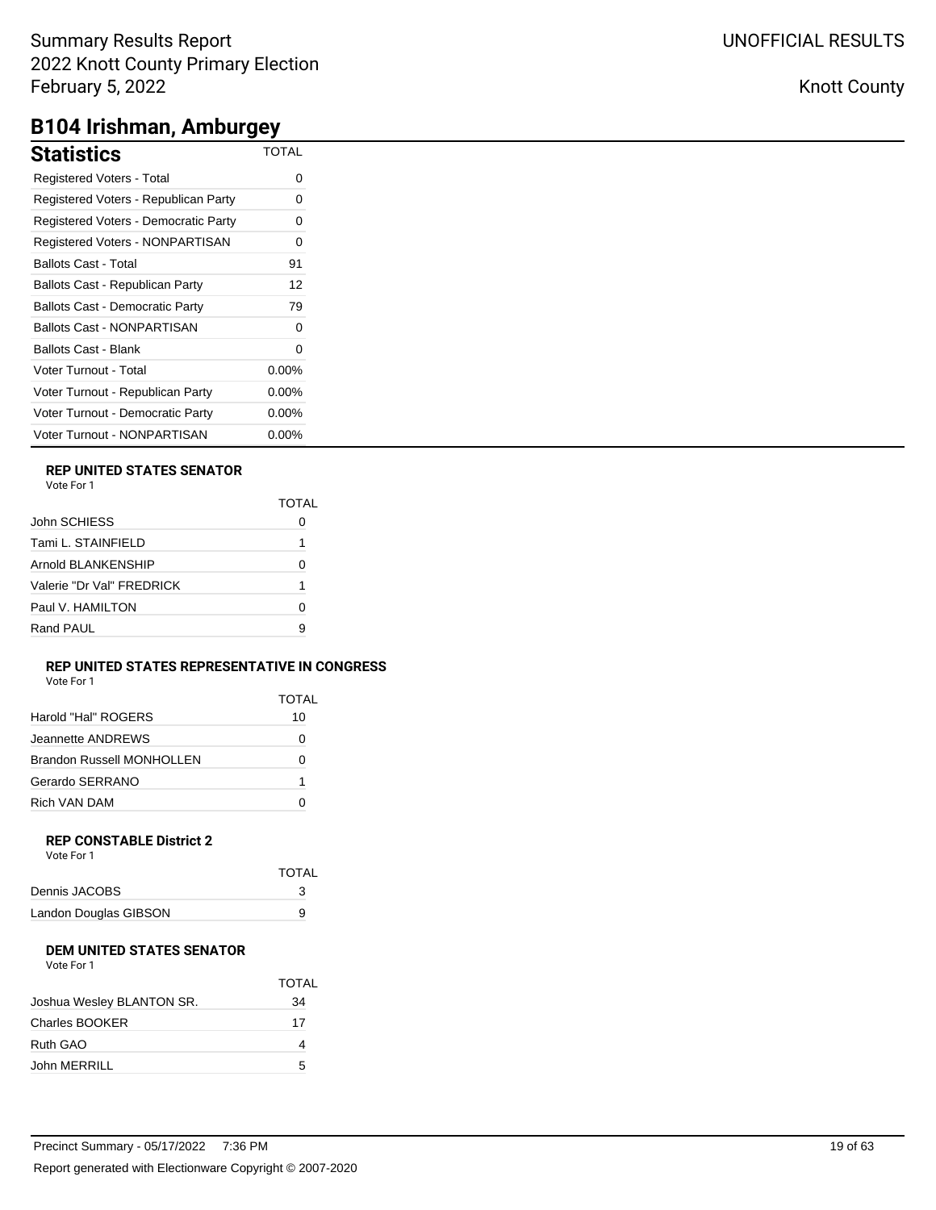## B104 Irishman, Amburgey

### Statistics

| Statistics | TOTAL |
|---|---|
| Registered Voters - Total | 0 |
| Registered Voters - Republican Party | 0 |
| Registered Voters - Democratic Party | 0 |
| Registered Voters - NONPARTISAN | 0 |
| Ballots Cast - Total | 91 |
| Ballots Cast - Republican Party | 12 |
| Ballots Cast - Democratic Party | 79 |
| Ballots Cast - NONPARTISAN | 0 |
| Ballots Cast - Blank | 0 |
| Voter Turnout - Total | 0.00% |
| Voter Turnout - Republican Party | 0.00% |
| Voter Turnout - Democratic Party | 0.00% |
| Voter Turnout - NONPARTISAN | 0.00% |

#### REP UNITED STATES SENATOR
Vote For 1

| | TOTAL |
|---|---|
| John SCHIESS | 0 |
| Tami L. STAINFIELD | 1 |
| Arnold BLANKENSHIP | 0 |
| Valerie "Dr Val" FREDRICK | 1 |
| Paul V. HAMILTON | 0 |
| Rand PAUL | 9 |

#### REP UNITED STATES REPRESENTATIVE IN CONGRESS
Vote For 1

| | TOTAL |
|---|---|
| Harold "Hal" ROGERS | 10 |
| Jeannette ANDREWS | 0 |
| Brandon Russell MONHOLLEN | 0 |
| Gerardo SERRANO | 1 |
| Rich VAN DAM | 0 |

#### REP CONSTABLE District 2
Vote For 1

| | TOTAL |
|---|---|
| Dennis JACOBS | 3 |
| Landon Douglas GIBSON | 9 |

#### DEM UNITED STATES SENATOR
Vote For 1

| | TOTAL |
|---|---|
| Joshua Wesley BLANTON SR. | 34 |
| Charles BOOKER | 17 |
| Ruth GAO | 4 |
| John MERRILL | 5 |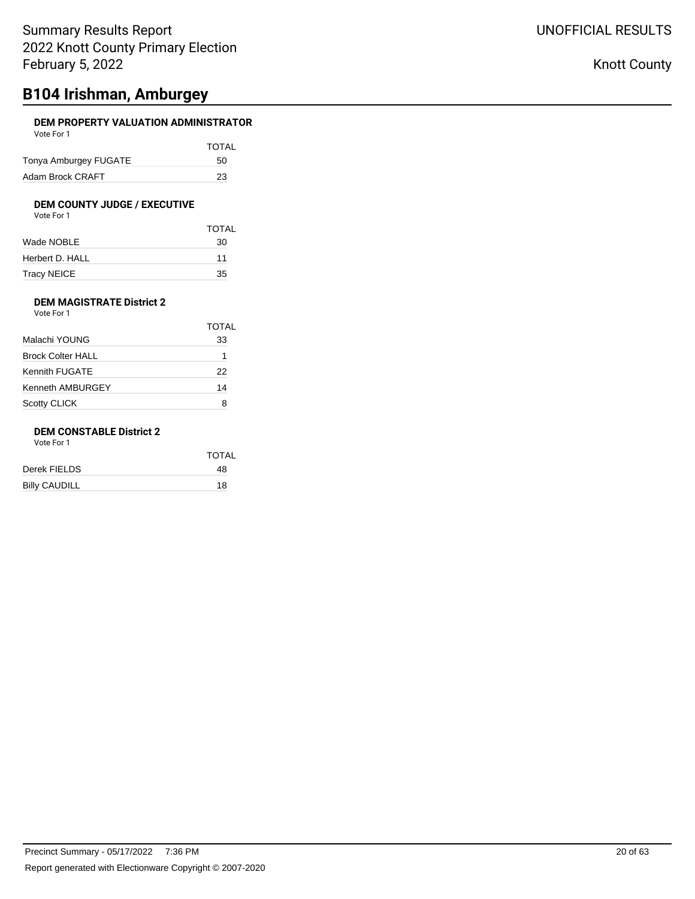## B104 Irishman, Amburgey

### DEM PROPERTY VALUATION ADMINISTRATOR

Vote For 1

| | TOTAL |
|---|---|
| Tonya Amburgey FUGATE | 50 |
| Adam Brock CRAFT | 23 |

### DEM COUNTY JUDGE / EXECUTIVE

Vote For 1

| | TOTAL |
|---|---|
| Wade NOBLE | 30 |
| Herbert D. HALL | 11 |
| Tracy NEICE | 35 |

### DEM MAGISTRATE District 2

Vote For 1

| | TOTAL |
|---|---|
| Malachi YOUNG | 33 |
| Brock Colter HALL | 1 |
| Kennith FUGATE | 22 |
| Kenneth AMBURGEY | 14 |
| Scotty CLICK | 8 |

### DEM CONSTABLE District 2

Vote For 1

| | TOTAL |
|---|---|
| Derek FIELDS | 48 |
| Billy CAUDILL | 18 |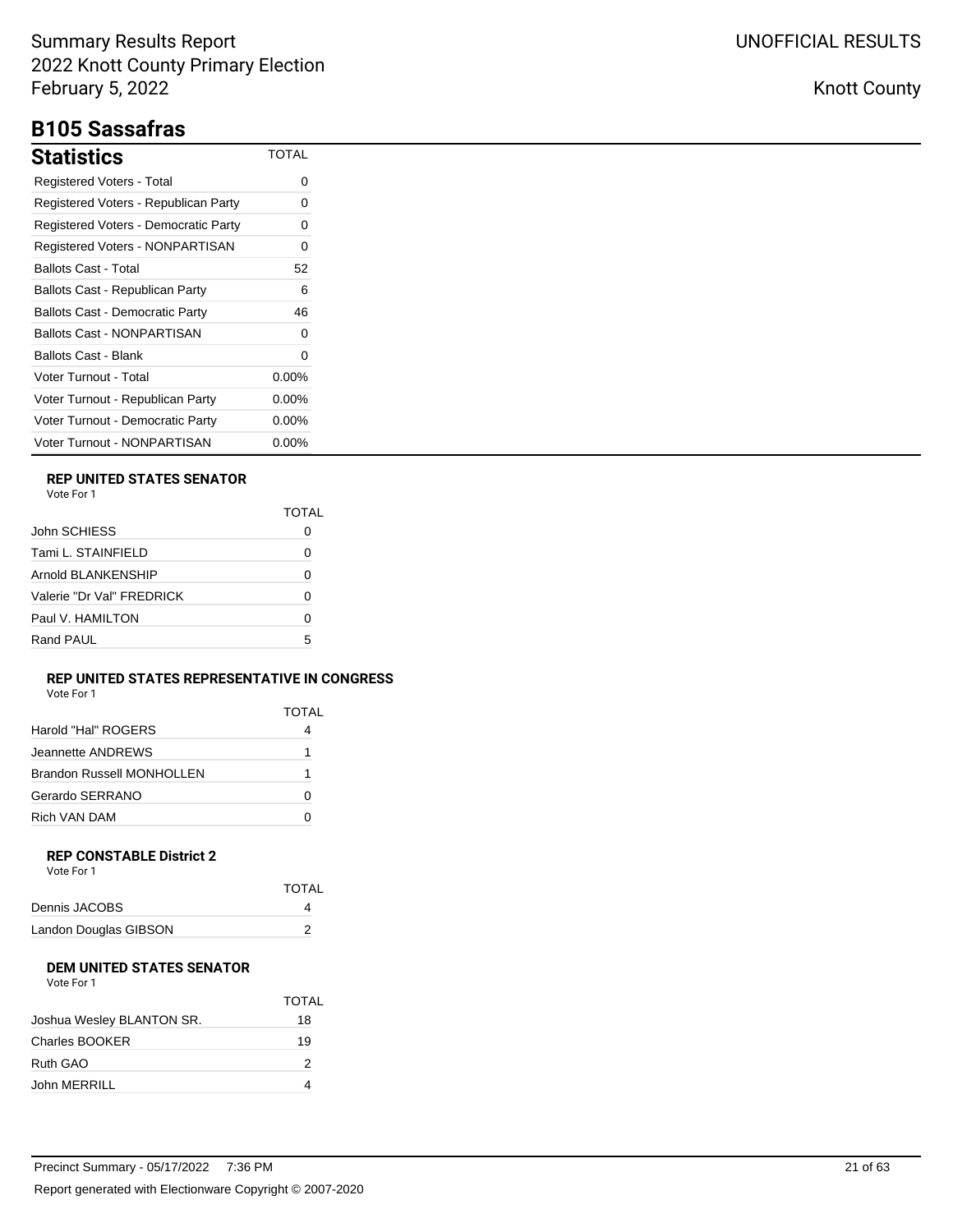# B105 Sassafras

## Statistics

| Statistics | TOTAL |
|---|---|
| Registered Voters - Total | 0 |
| Registered Voters - Republican Party | 0 |
| Registered Voters - Democratic Party | 0 |
| Registered Voters - NONPARTISAN | 0 |
| Ballots Cast - Total | 52 |
| Ballots Cast - Republican Party | 6 |
| Ballots Cast - Democratic Party | 46 |
| Ballots Cast - NONPARTISAN | 0 |
| Ballots Cast - Blank | 0 |
| Voter Turnout - Total | 0.00% |
| Voter Turnout - Republican Party | 0.00% |
| Voter Turnout - Democratic Party | 0.00% |
| Voter Turnout - NONPARTISAN | 0.00% |

### REP UNITED STATES SENATOR

Vote For 1

| | TOTAL |
|---|---|
| John SCHIESS | 0 |
| Tami L. STAINFIELD | 0 |
| Arnold BLANKENSHIP | 0 |
| Valerie "Dr Val" FREDRICK | 0 |
| Paul V. HAMILTON | 0 |
| Rand PAUL | 5 |

### REP UNITED STATES REPRESENTATIVE IN CONGRESS

Vote For 1

| | TOTAL |
|---|---|
| Harold "Hal" ROGERS | 4 |
| Jeannette ANDREWS | 1 |
| Brandon Russell MONHOLLEN | 1 |
| Gerardo SERRANO | 0 |
| Rich VAN DAM | 0 |

### REP CONSTABLE District 2

Vote For 1

| | TOTAL |
|---|---|
| Dennis JACOBS | 4 |
| Landon Douglas GIBSON | 2 |

### DEM UNITED STATES SENATOR

Vote For 1

| | TOTAL |
|---|---|
| Joshua Wesley BLANTON SR. | 18 |
| Charles BOOKER | 19 |
| Ruth GAO | 2 |
| John MERRILL | 4 |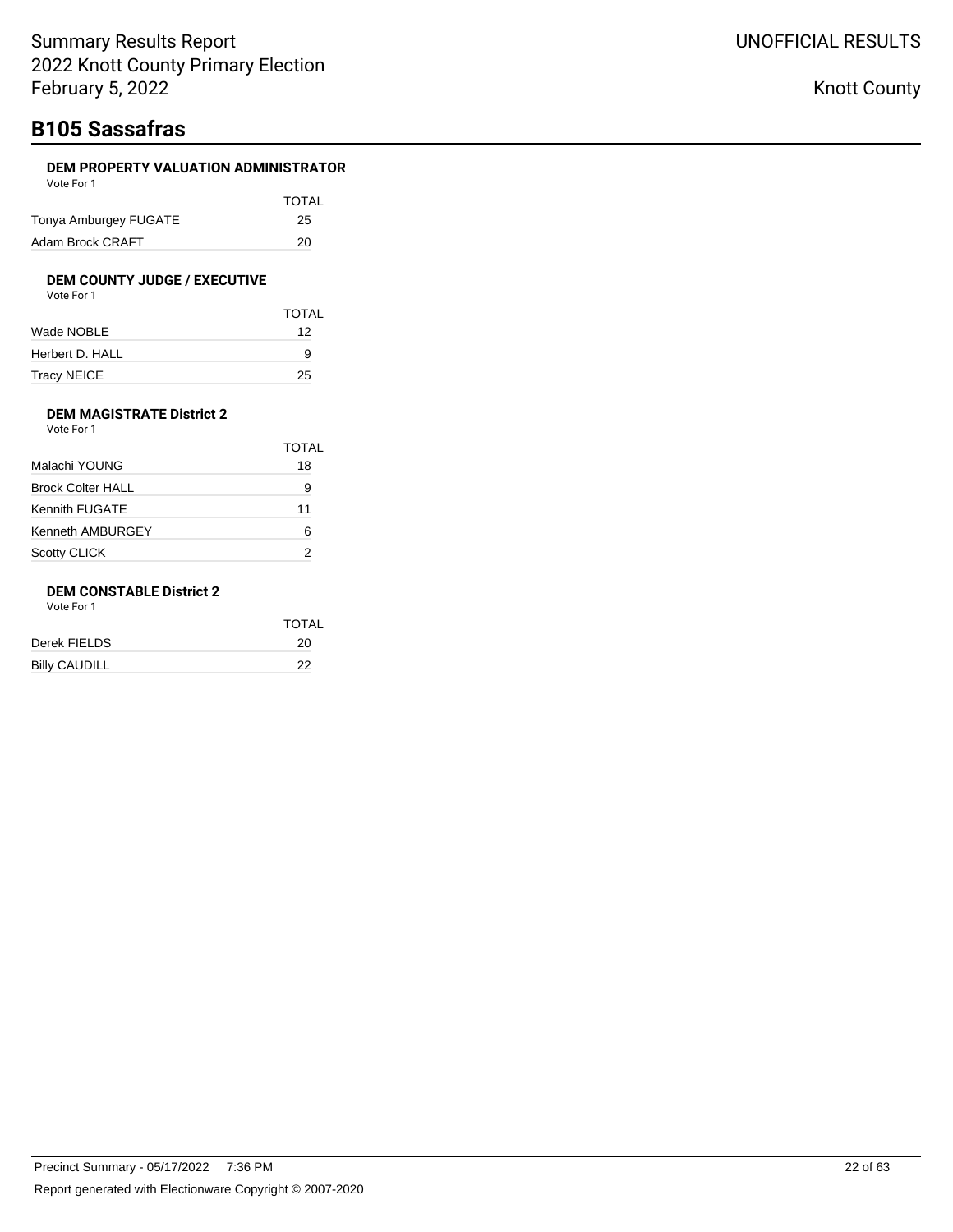## B105 Sassafras

### DEM PROPERTY VALUATION ADMINISTRATOR

Vote For 1

| | TOTAL |
|---|---|
| Tonya Amburgey FUGATE | 25 |
| Adam Brock CRAFT | 20 |

### DEM COUNTY JUDGE / EXECUTIVE

Vote For 1

| | TOTAL |
|---|---|
| Wade NOBLE | 12 |
| Herbert D. HALL | 9 |
| Tracy NEICE | 25 |

### DEM MAGISTRATE District 2

Vote For 1

| | TOTAL |
|---|---|
| Malachi YOUNG | 18 |
| Brock Colter HALL | 9 |
| Kennith FUGATE | 11 |
| Kenneth AMBURGEY | 6 |
| Scotty CLICK | 2 |

### DEM CONSTABLE District 2

Vote For 1

| | TOTAL |
|---|---|
| Derek FIELDS | 20 |
| Billy CAUDILL | 22 |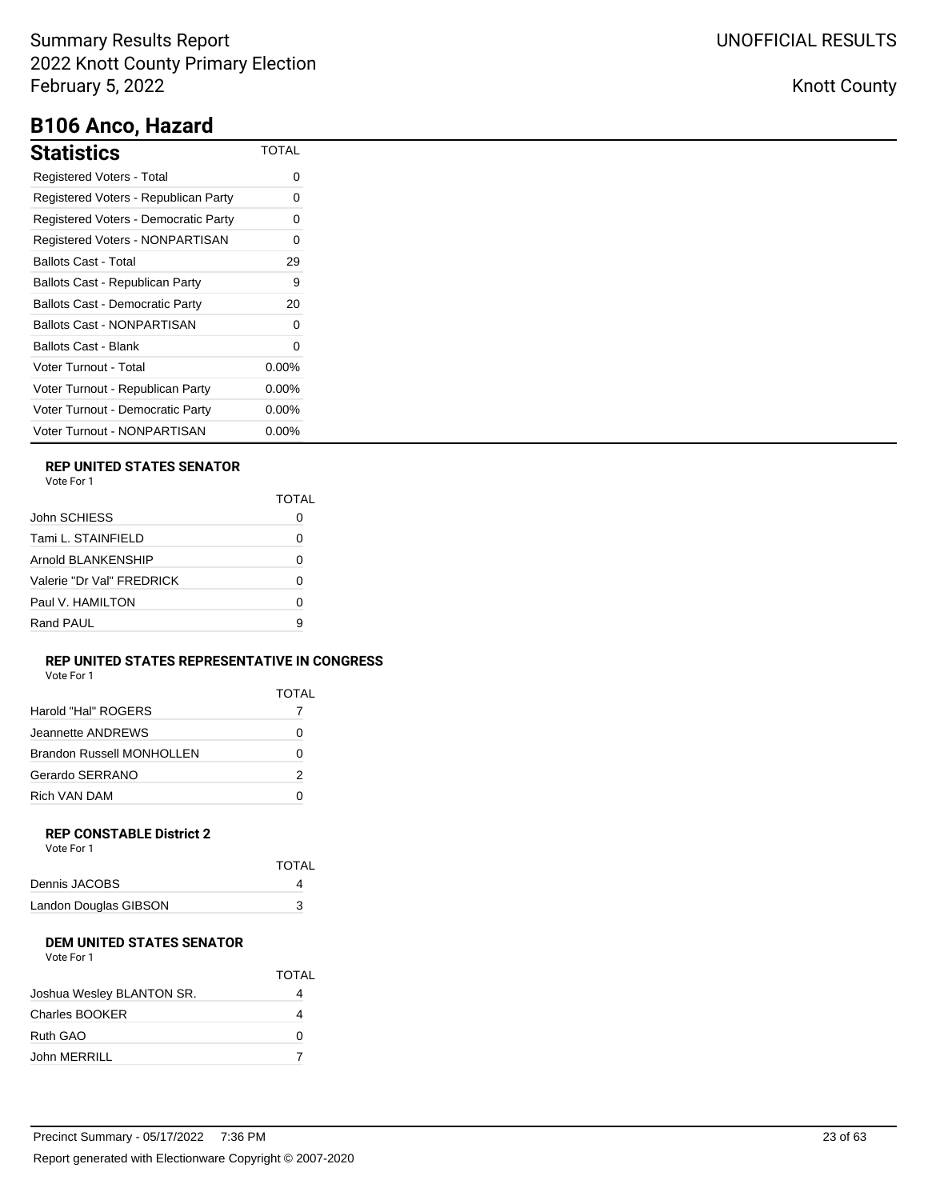# B106 Anco, Hazard

## Statistics

| Statistics | TOTAL |
|---|---|
| Registered Voters - Total | 0 |
| Registered Voters - Republican Party | 0 |
| Registered Voters - Democratic Party | 0 |
| Registered Voters - NONPARTISAN | 0 |
| Ballots Cast - Total | 29 |
| Ballots Cast - Republican Party | 9 |
| Ballots Cast - Democratic Party | 20 |
| Ballots Cast - NONPARTISAN | 0 |
| Ballots Cast - Blank | 0 |
| Voter Turnout - Total | 0.00% |
| Voter Turnout - Republican Party | 0.00% |
| Voter Turnout - Democratic Party | 0.00% |
| Voter Turnout - NONPARTISAN | 0.00% |

### REP UNITED STATES SENATOR
Vote For 1

| | TOTAL |
|---|---|
| John SCHIESS | 0 |
| Tami L. STAINFIELD | 0 |
| Arnold BLANKENSHIP | 0 |
| Valerie "Dr Val" FREDRICK | 0 |
| Paul V. HAMILTON | 0 |
| Rand PAUL | 9 |

### REP UNITED STATES REPRESENTATIVE IN CONGRESS
Vote For 1

| | TOTAL |
|---|---|
| Harold "Hal" ROGERS | 7 |
| Jeannette ANDREWS | 0 |
| Brandon Russell MONHOLLEN | 0 |
| Gerardo SERRANO | 2 |
| Rich VAN DAM | 0 |

### REP CONSTABLE District 2
Vote For 1

| | TOTAL |
|---|---|
| Dennis JACOBS | 4 |
| Landon Douglas GIBSON | 3 |

### DEM UNITED STATES SENATOR
Vote For 1

| | TOTAL |
|---|---|
| Joshua Wesley BLANTON SR. | 4 |
| Charles BOOKER | 4 |
| Ruth GAO | 0 |
| John MERRILL | 7 |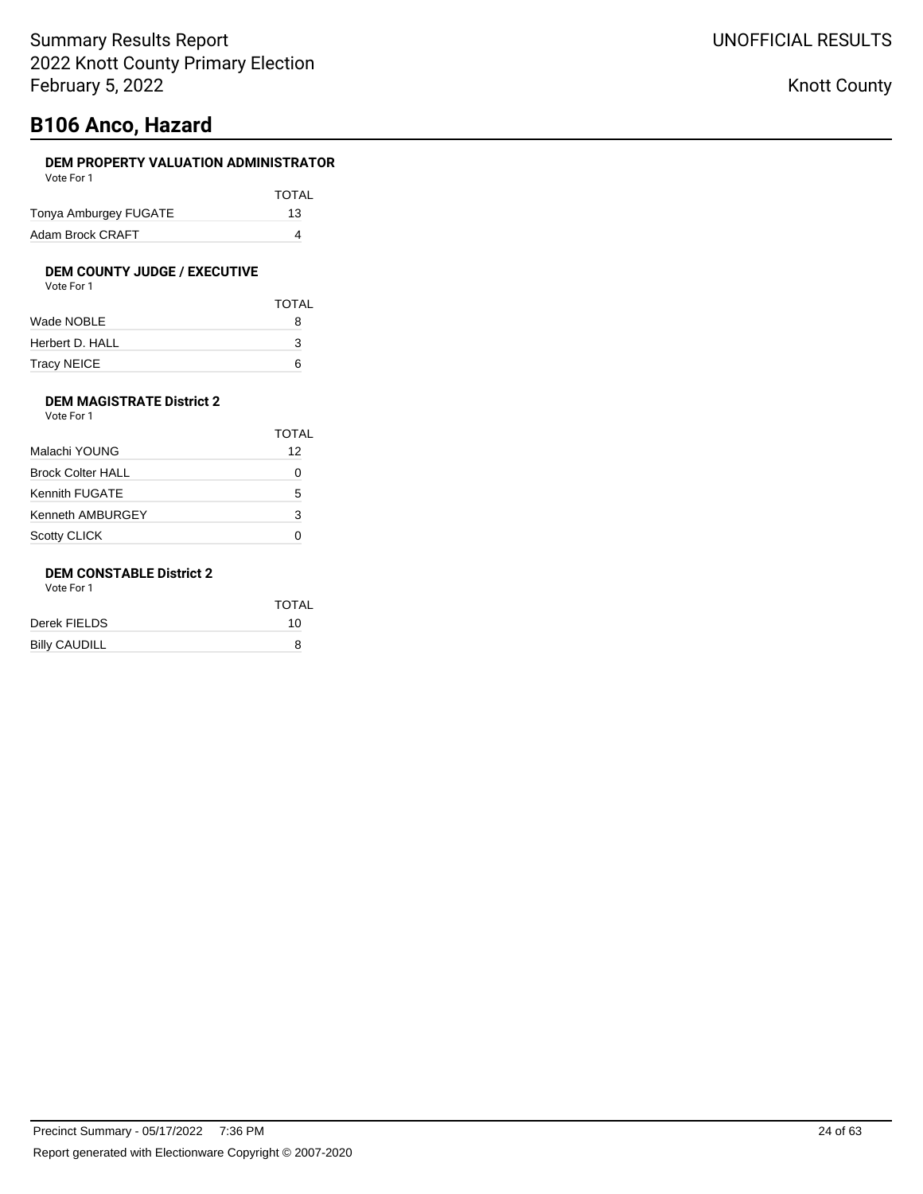# B106 Anco, Hazard

### DEM PROPERTY VALUATION ADMINISTRATOR

Vote For 1

| | TOTAL |
|---|---|
| Tonya Amburgey FUGATE | 13 |
| Adam Brock CRAFT | 4 |

### DEM COUNTY JUDGE / EXECUTIVE

Vote For 1

| | TOTAL |
|---|---|
| Wade NOBLE | 8 |
| Herbert D. HALL | 3 |
| Tracy NEICE | 6 |

### DEM MAGISTRATE District 2

Vote For 1

| | TOTAL |
|---|---|
| Malachi YOUNG | 12 |
| Brock Colter HALL | 0 |
| Kennith FUGATE | 5 |
| Kenneth AMBURGEY | 3 |
| Scotty CLICK | 0 |

### DEM CONSTABLE District 2

Vote For 1

| | TOTAL |
|---|---|
| Derek FIELDS | 10 |
| Billy CAUDILL | 8 |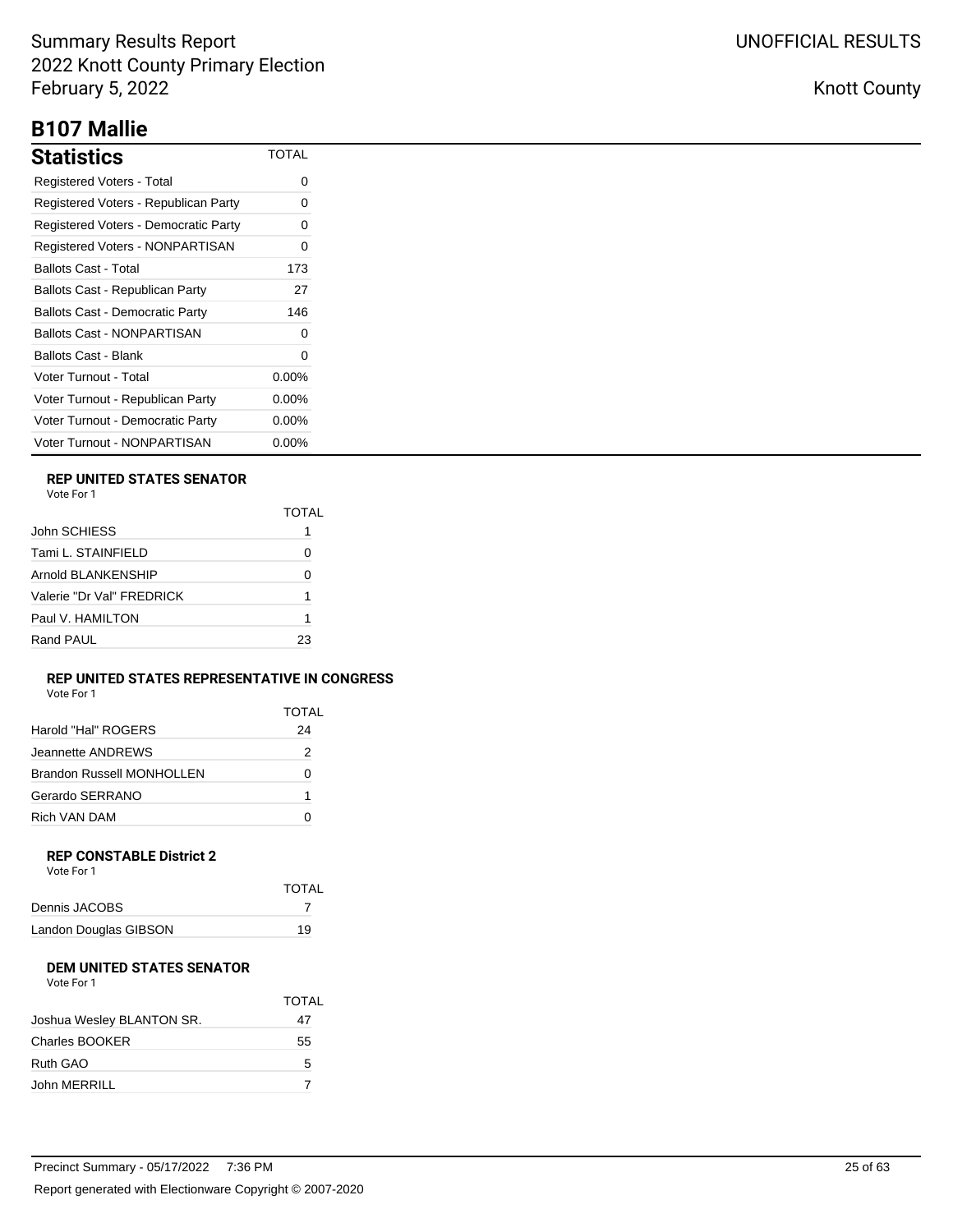Summary Results Report
2022 Knott County Primary Election
February 5, 2022

UNOFFICIAL RESULTS

Knott County

# B107 Mallie

| Statistics | TOTAL |
|---|---|
| Registered Voters - Total | 0 |
| Registered Voters - Republican Party | 0 |
| Registered Voters - Democratic Party | 0 |
| Registered Voters - NONPARTISAN | 0 |
| Ballots Cast - Total | 173 |
| Ballots Cast - Republican Party | 27 |
| Ballots Cast - Democratic Party | 146 |
| Ballots Cast - NONPARTISAN | 0 |
| Ballots Cast - Blank | 0 |
| Voter Turnout - Total | 0.00% |
| Voter Turnout - Republican Party | 0.00% |
| Voter Turnout - Democratic Party | 0.00% |
| Voter Turnout - NONPARTISAN | 0.00% |

### REP UNITED STATES SENATOR

Vote For 1

| | TOTAL |
|---|---|
| John SCHIESS | 1 |
| Tami L. STAINFIELD | 0 |
| Arnold BLANKENSHIP | 0 |
| Valerie "Dr Val" FREDRICK | 1 |
| Paul V. HAMILTON | 1 |
| Rand PAUL | 23 |

### REP UNITED STATES REPRESENTATIVE IN CONGRESS

Vote For 1

| | TOTAL |
|---|---|
| Harold "Hal" ROGERS | 24 |
| Jeannette ANDREWS | 2 |
| Brandon Russell MONHOLLEN | 0 |
| Gerardo SERRANO | 1 |
| Rich VAN DAM | 0 |

### REP CONSTABLE District 2

Vote For 1

| | TOTAL |
|---|---|
| Dennis JACOBS | 7 |
| Landon Douglas GIBSON | 19 |

### DEM UNITED STATES SENATOR

Vote For 1

| | TOTAL |
|---|---|
| Joshua Wesley BLANTON SR. | 47 |
| Charles BOOKER | 55 |
| Ruth GAO | 5 |
| John MERRILL | 7 |

Precinct Summary - 05/17/2022 7:36 PM

Report generated with Electionware Copyright © 2007-2020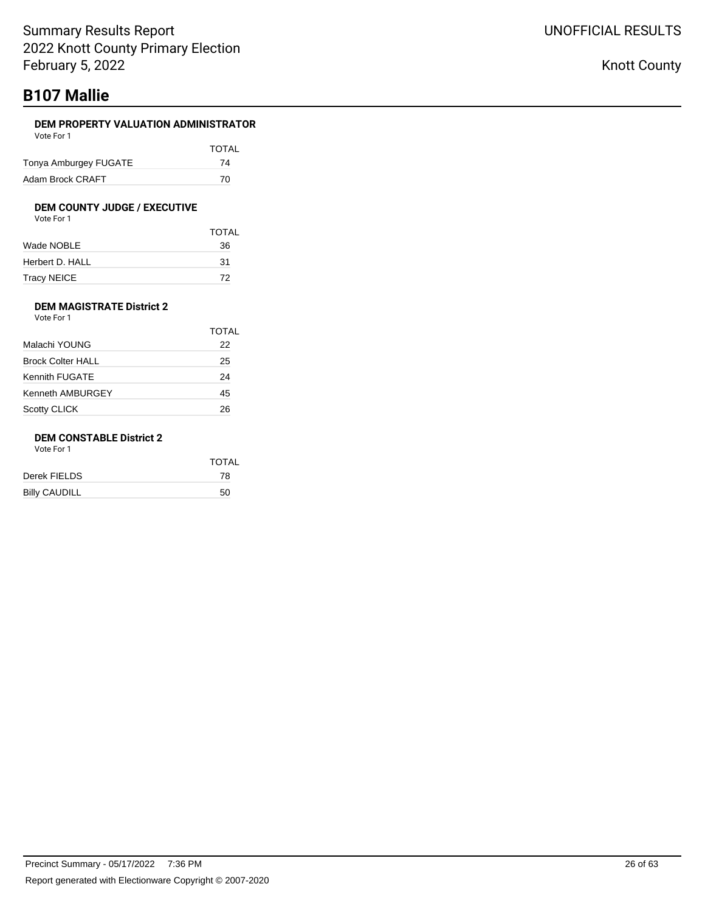# B107 Mallie

### DEM PROPERTY VALUATION ADMINISTRATOR

Vote For 1

| | TOTAL |
|---|---|
| Tonya Amburgey FUGATE | 74 |
| Adam Brock CRAFT | 70 |

### DEM COUNTY JUDGE / EXECUTIVE

Vote For 1

| | TOTAL |
|---|---|
| Wade NOBLE | 36 |
| Herbert D. HALL | 31 |
| Tracy NEICE | 72 |

### DEM MAGISTRATE District 2

Vote For 1

| | TOTAL |
|---|---|
| Malachi YOUNG | 22 |
| Brock Colter HALL | 25 |
| Kennith FUGATE | 24 |
| Kenneth AMBURGEY | 45 |
| Scotty CLICK | 26 |

### DEM CONSTABLE District 2

Vote For 1

| | TOTAL |
|---|---|
| Derek FIELDS | 78 |
| Billy CAUDILL | 50 |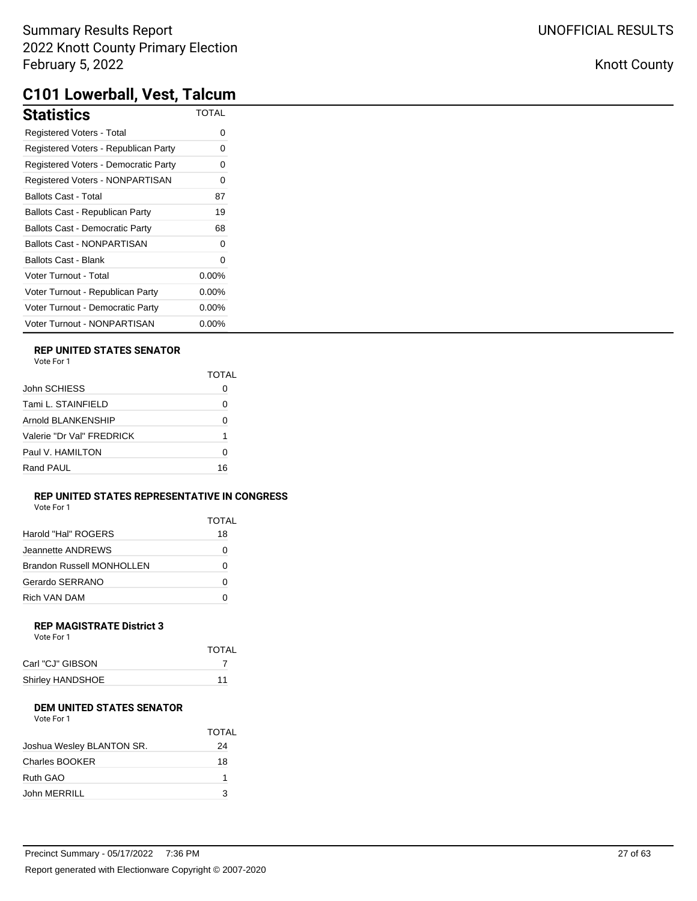# C101 Lowerball, Vest, Talcum

## Statistics

| Statistics | TOTAL |
| --- | --- |
| Registered Voters - Total | 0 |
| Registered Voters - Republican Party | 0 |
| Registered Voters - Democratic Party | 0 |
| Registered Voters - NONPARTISAN | 0 |
| Ballots Cast - Total | 87 |
| Ballots Cast - Republican Party | 19 |
| Ballots Cast - Democratic Party | 68 |
| Ballots Cast - NONPARTISAN | 0 |
| Ballots Cast - Blank | 0 |
| Voter Turnout - Total | 0.00% |
| Voter Turnout - Republican Party | 0.00% |
| Voter Turnout - Democratic Party | 0.00% |
| Voter Turnout - NONPARTISAN | 0.00% |

### REP UNITED STATES SENATOR

Vote For 1

| | TOTAL |
| --- | --- |
| John SCHIESS | 0 |
| Tami L. STAINFIELD | 0 |
| Arnold BLANKENSHIP | 0 |
| Valerie "Dr Val" FREDRICK | 1 |
| Paul V. HAMILTON | 0 |
| Rand PAUL | 16 |

### REP UNITED STATES REPRESENTATIVE IN CONGRESS

Vote For 1

| | TOTAL |
| --- | --- |
| Harold "Hal" ROGERS | 18 |
| Jeannette ANDREWS | 0 |
| Brandon Russell MONHOLLEN | 0 |
| Gerardo SERRANO | 0 |
| Rich VAN DAM | 0 |

### REP MAGISTRATE District 3

Vote For 1

| | TOTAL |
| --- | --- |
| Carl "CJ" GIBSON | 7 |
| Shirley HANDSHOE | 11 |

### DEM UNITED STATES SENATOR

Vote For 1

| | TOTAL |
| --- | --- |
| Joshua Wesley BLANTON SR. | 24 |
| Charles BOOKER | 18 |
| Ruth GAO | 1 |
| John MERRILL | 3 |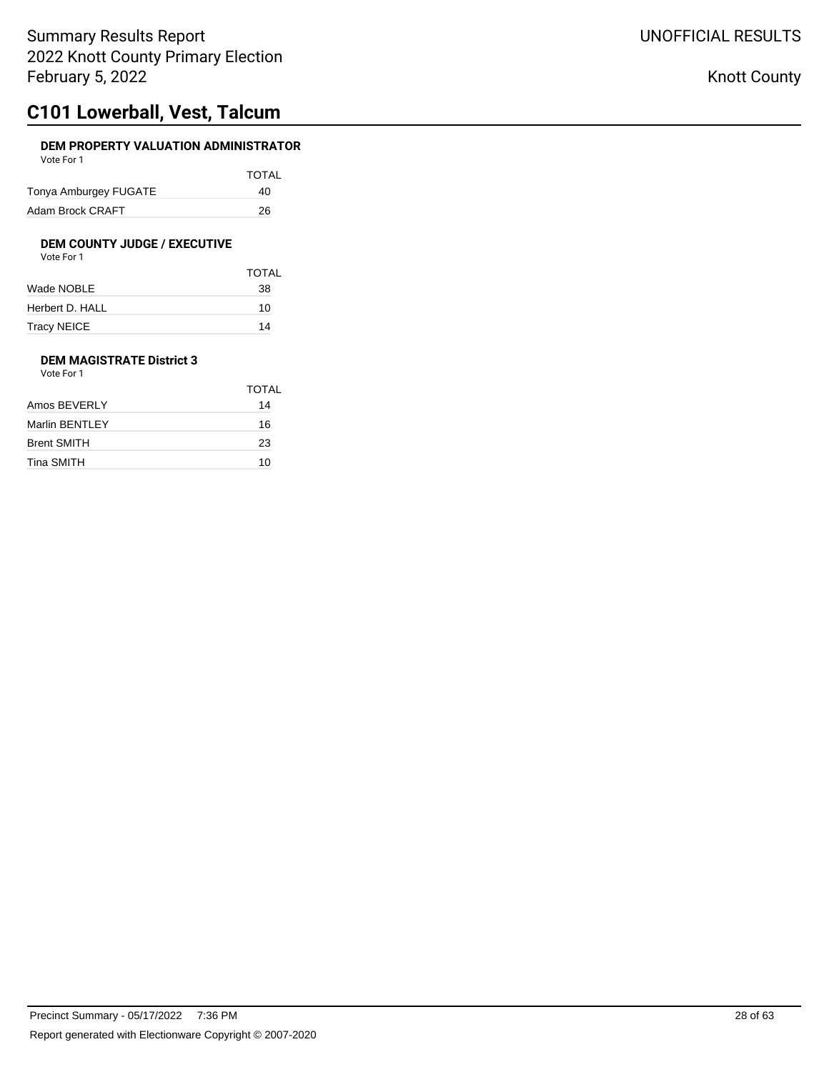# C101 Lowerball, Vest, Talcum

### DEM PROPERTY VALUATION ADMINISTRATOR

Vote For 1

| | TOTAL |
|---|---|
| Tonya Amburgey FUGATE | 40 |
| Adam Brock CRAFT | 26 |

### DEM COUNTY JUDGE / EXECUTIVE

Vote For 1

| | TOTAL |
|---|---|
| Wade NOBLE | 38 |
| Herbert D. HALL | 10 |
| Tracy NEICE | 14 |

### DEM MAGISTRATE District 3

Vote For 1

| | TOTAL |
|---|---|
| Amos BEVERLY | 14 |
| Marlin BENTLEY | 16 |
| Brent SMITH | 23 |
| Tina SMITH | 10 |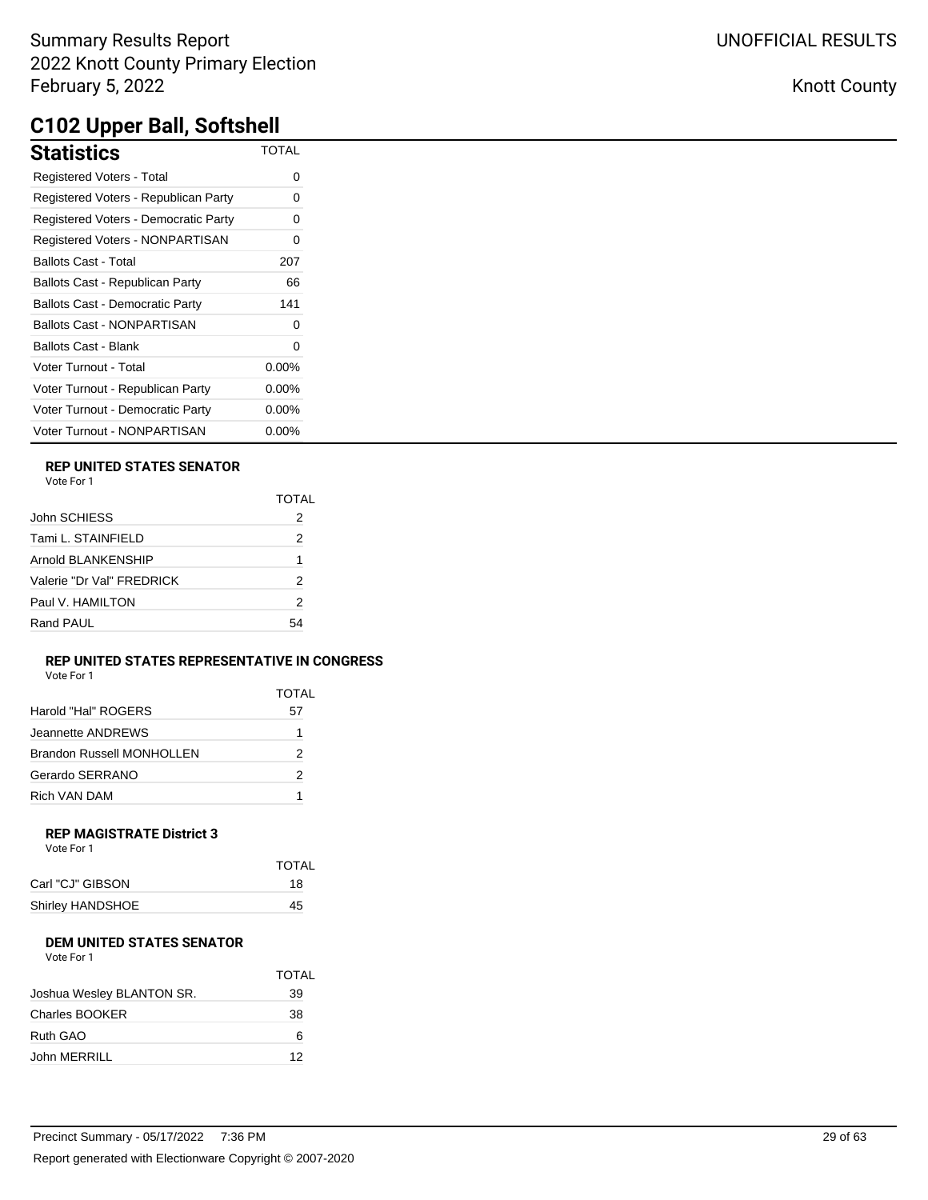Summary Results Report
2022 Knott County Primary Election
February 5, 2022

UNOFFICIAL RESULTS

Knott County

# C102 Upper Ball, Softshell

## Statistics

| Statistics | TOTAL |
|---|---|
| Registered Voters - Total | 0 |
| Registered Voters - Republican Party | 0 |
| Registered Voters - Democratic Party | 0 |
| Registered Voters - NONPARTISAN | 0 |
| Ballots Cast - Total | 207 |
| Ballots Cast - Republican Party | 66 |
| Ballots Cast - Democratic Party | 141 |
| Ballots Cast - NONPARTISAN | 0 |
| Ballots Cast - Blank | 0 |
| Voter Turnout - Total | 0.00% |
| Voter Turnout - Republican Party | 0.00% |
| Voter Turnout - Democratic Party | 0.00% |
| Voter Turnout - NONPARTISAN | 0.00% |

### REP UNITED STATES SENATOR

Vote For 1

| | TOTAL |
|---|---|
| John SCHIESS | 2 |
| Tami L. STAINFIELD | 2 |
| Arnold BLANKENSHIP | 1 |
| Valerie "Dr Val" FREDRICK | 2 |
| Paul V. HAMILTON | 2 |
| Rand PAUL | 54 |

### REP UNITED STATES REPRESENTATIVE IN CONGRESS

Vote For 1

| | TOTAL |
|---|---|
| Harold "Hal" ROGERS | 57 |
| Jeannette ANDREWS | 1 |
| Brandon Russell MONHOLLEN | 2 |
| Gerardo SERRANO | 2 |
| Rich VAN DAM | 1 |

### REP MAGISTRATE District 3

Vote For 1

| | TOTAL |
|---|---|
| Carl "CJ" GIBSON | 18 |
| Shirley HANDSHOE | 45 |

### DEM UNITED STATES SENATOR

Vote For 1

| | TOTAL |
|---|---|
| Joshua Wesley BLANTON SR. | 39 |
| Charles BOOKER | 38 |
| Ruth GAO | 6 |
| John MERRILL | 12 |

Precinct Summary - 05/17/2022 7:36 PM

Report generated with Electionware Copyright © 2007-2020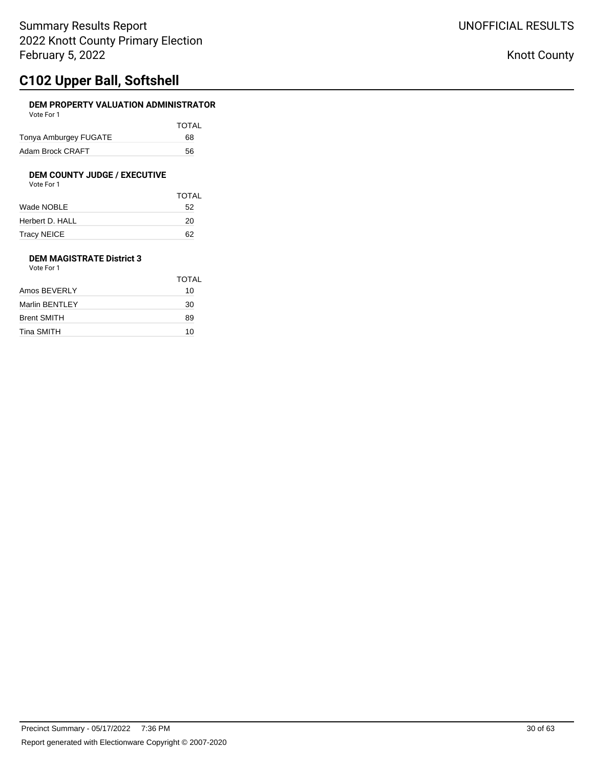# C102 Upper Ball, Softshell

### DEM PROPERTY VALUATION ADMINISTRATOR

Vote For 1

| | TOTAL |
|---|---|
| Tonya Amburgey FUGATE | 68 |
| Adam Brock CRAFT | 56 |

### DEM COUNTY JUDGE / EXECUTIVE

Vote For 1

| | TOTAL |
|---|---|
| Wade NOBLE | 52 |
| Herbert D. HALL | 20 |
| Tracy NEICE | 62 |

### DEM MAGISTRATE District 3

Vote For 1

| | TOTAL |
|---|---|
| Amos BEVERLY | 10 |
| Marlin BENTLEY | 30 |
| Brent SMITH | 89 |
| Tina SMITH | 10 |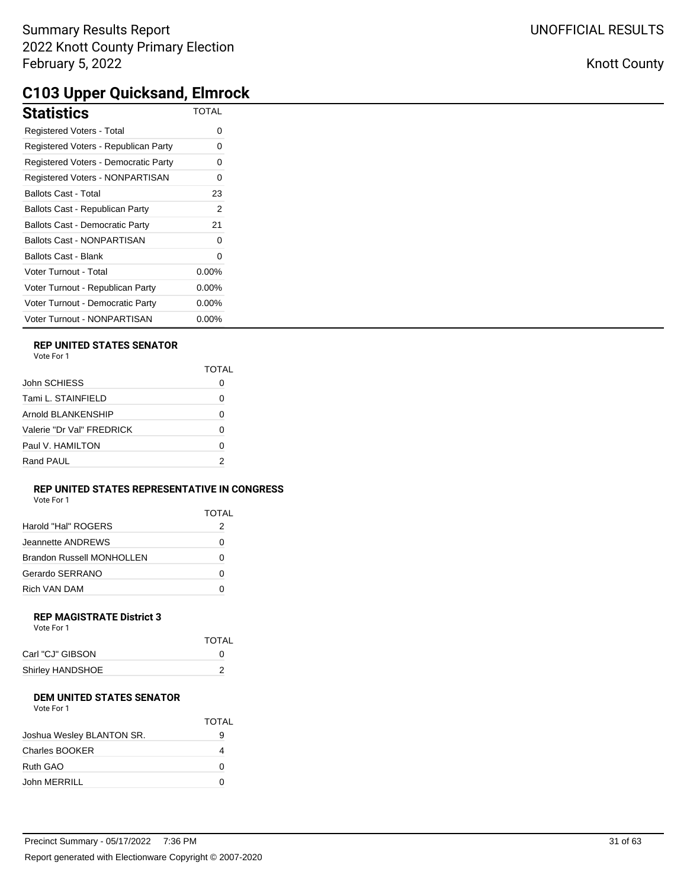Summary Results Report
2022 Knott County Primary Election
February 5, 2022

UNOFFICIAL RESULTS

Knott County

# C103 Upper Quicksand, Elmrock

| Statistics | TOTAL |
|---|---|
| Registered Voters - Total | 0 |
| Registered Voters - Republican Party | 0 |
| Registered Voters - Democratic Party | 0 |
| Registered Voters - NONPARTISAN | 0 |
| Ballots Cast - Total | 23 |
| Ballots Cast - Republican Party | 2 |
| Ballots Cast - Democratic Party | 21 |
| Ballots Cast - NONPARTISAN | 0 |
| Ballots Cast - Blank | 0 |
| Voter Turnout - Total | 0.00% |
| Voter Turnout - Republican Party | 0.00% |
| Voter Turnout - Democratic Party | 0.00% |
| Voter Turnout - NONPARTISAN | 0.00% |

### REP UNITED STATES SENATOR

Vote For 1

| | TOTAL |
|---|---|
| John SCHIESS | 0 |
| Tami L. STAINFIELD | 0 |
| Arnold BLANKENSHIP | 0 |
| Valerie "Dr Val" FREDRICK | 0 |
| Paul V. HAMILTON | 0 |
| Rand PAUL | 2 |

### REP UNITED STATES REPRESENTATIVE IN CONGRESS

Vote For 1

| | TOTAL |
|---|---|
| Harold "Hal" ROGERS | 2 |
| Jeannette ANDREWS | 0 |
| Brandon Russell MONHOLLEN | 0 |
| Gerardo SERRANO | 0 |
| Rich VAN DAM | 0 |

### REP MAGISTRATE District 3

Vote For 1

| | TOTAL |
|---|---|
| Carl "CJ" GIBSON | 0 |
| Shirley HANDSHOE | 2 |

### DEM UNITED STATES SENATOR

Vote For 1

| | TOTAL |
|---|---|
| Joshua Wesley BLANTON SR. | 9 |
| Charles BOOKER | 4 |
| Ruth GAO | 0 |
| John MERRILL | 0 |

Precinct Summary - 05/17/2022 7:36 PM

Report generated with Electionware Copyright © 2007-2020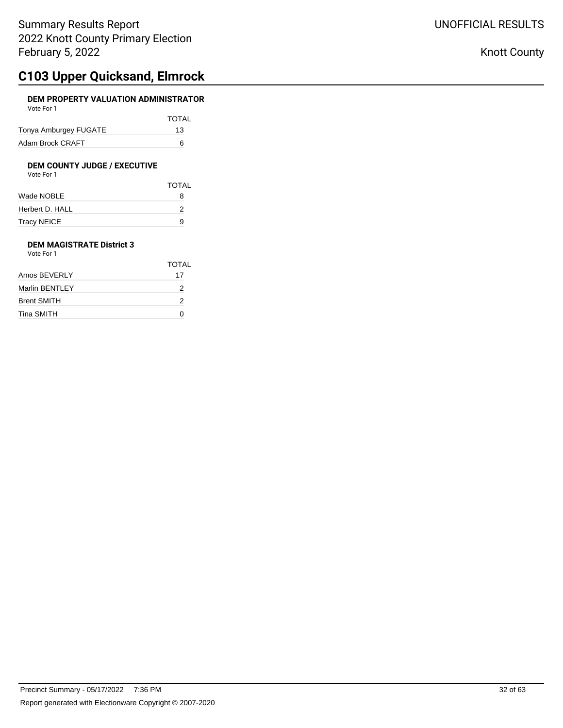## C103 Upper Quicksand, Elmrock

### DEM PROPERTY VALUATION ADMINISTRATOR

Vote For 1

| | TOTAL |
|---|---|
| Tonya Amburgey FUGATE | 13 |
| Adam Brock CRAFT | 6 |

### DEM COUNTY JUDGE / EXECUTIVE

Vote For 1

| | TOTAL |
|---|---|
| Wade NOBLE | 8 |
| Herbert D. HALL | 2 |
| Tracy NEICE | 9 |

### DEM MAGISTRATE District 3

Vote For 1

| | TOTAL |
|---|---|
| Amos BEVERLY | 17 |
| Marlin BENTLEY | 2 |
| Brent SMITH | 2 |
| Tina SMITH | 0 |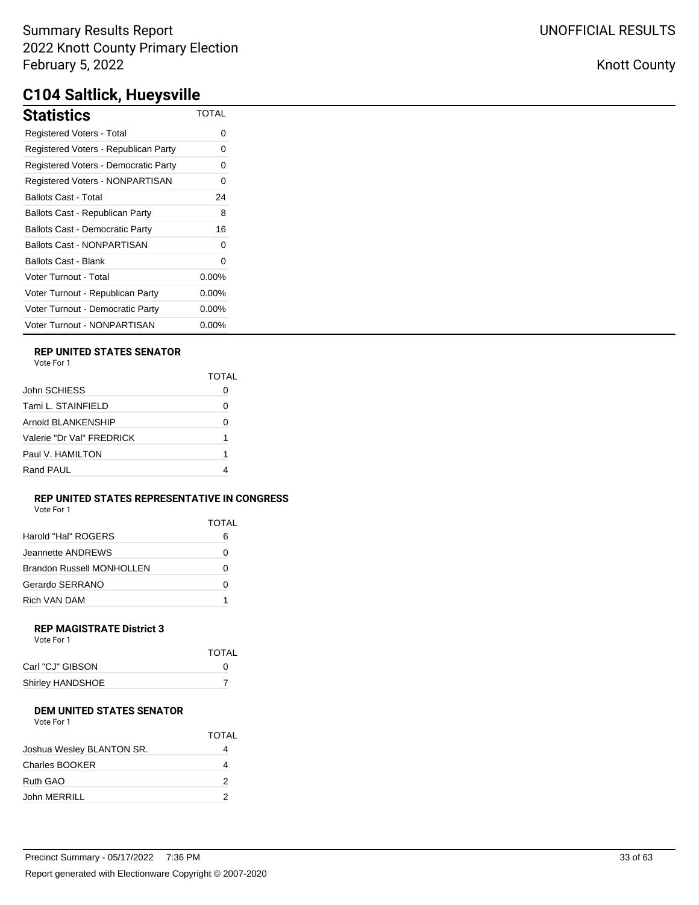Summary Results Report
2022 Knott County Primary Election
February 5, 2022

UNOFFICIAL RESULTS

Knott County

# C104 Saltlick, Hueysville

## Statistics

| Statistics | TOTAL |
|---|---|
| Registered Voters - Total | 0 |
| Registered Voters - Republican Party | 0 |
| Registered Voters - Democratic Party | 0 |
| Registered Voters - NONPARTISAN | 0 |
| Ballots Cast - Total | 24 |
| Ballots Cast - Republican Party | 8 |
| Ballots Cast - Democratic Party | 16 |
| Ballots Cast - NONPARTISAN | 0 |
| Ballots Cast - Blank | 0 |
| Voter Turnout - Total | 0.00% |
| Voter Turnout - Republican Party | 0.00% |
| Voter Turnout - Democratic Party | 0.00% |
| Voter Turnout - NONPARTISAN | 0.00% |

### REP UNITED STATES SENATOR

Vote For 1

| | TOTAL |
|---|---|
| John SCHIESS | 0 |
| Tami L. STAINFIELD | 0 |
| Arnold BLANKENSHIP | 0 |
| Valerie "Dr Val" FREDRICK | 1 |
| Paul V. HAMILTON | 1 |
| Rand PAUL | 4 |

### REP UNITED STATES REPRESENTATIVE IN CONGRESS

Vote For 1

| | TOTAL |
|---|---|
| Harold "Hal" ROGERS | 6 |
| Jeannette ANDREWS | 0 |
| Brandon Russell MONHOLLEN | 0 |
| Gerardo SERRANO | 0 |
| Rich VAN DAM | 1 |

### REP MAGISTRATE District 3

Vote For 1

| | TOTAL |
|---|---|
| Carl "CJ" GIBSON | 0 |
| Shirley HANDSHOE | 7 |

### DEM UNITED STATES SENATOR

Vote For 1

| | TOTAL |
|---|---|
| Joshua Wesley BLANTON SR. | 4 |
| Charles BOOKER | 4 |
| Ruth GAO | 2 |
| John MERRILL | 2 |

Precinct Summary - 05/17/2022 7:36 PM

Report generated with Electionware Copyright © 2007-2020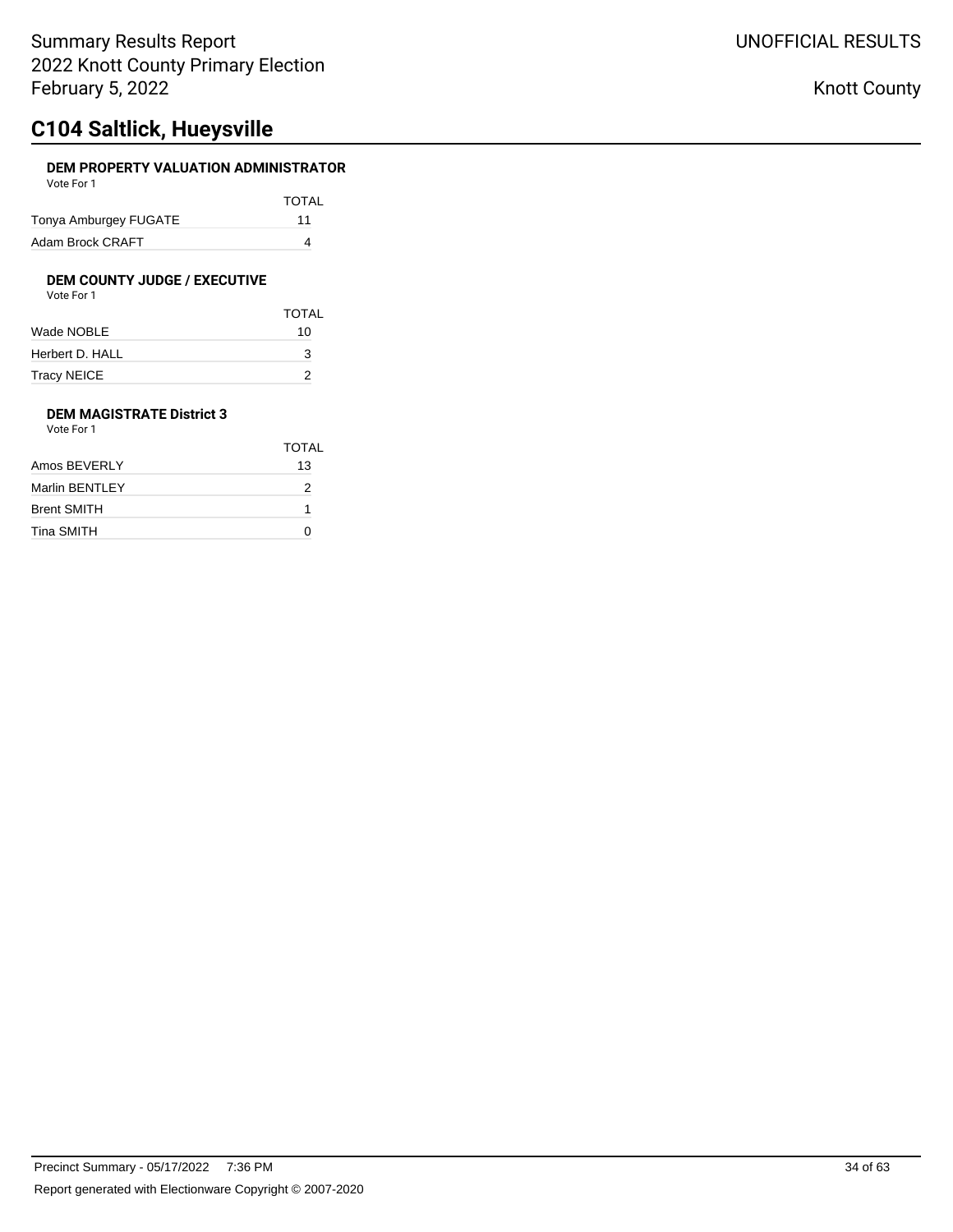# C104 Saltlick, Hueysville

### DEM PROPERTY VALUATION ADMINISTRATOR

Vote For 1

| | TOTAL |
|---|---|
| Tonya Amburgey FUGATE | 11 |
| Adam Brock CRAFT | 4 |

### DEM COUNTY JUDGE / EXECUTIVE

Vote For 1

| | TOTAL |
|---|---|
| Wade NOBLE | 10 |
| Herbert D. HALL | 3 |
| Tracy NEICE | 2 |

### DEM MAGISTRATE District 3

Vote For 1

| | TOTAL |
|---|---|
| Amos BEVERLY | 13 |
| Marlin BENTLEY | 2 |
| Brent SMITH | 1 |
| Tina SMITH | 0 |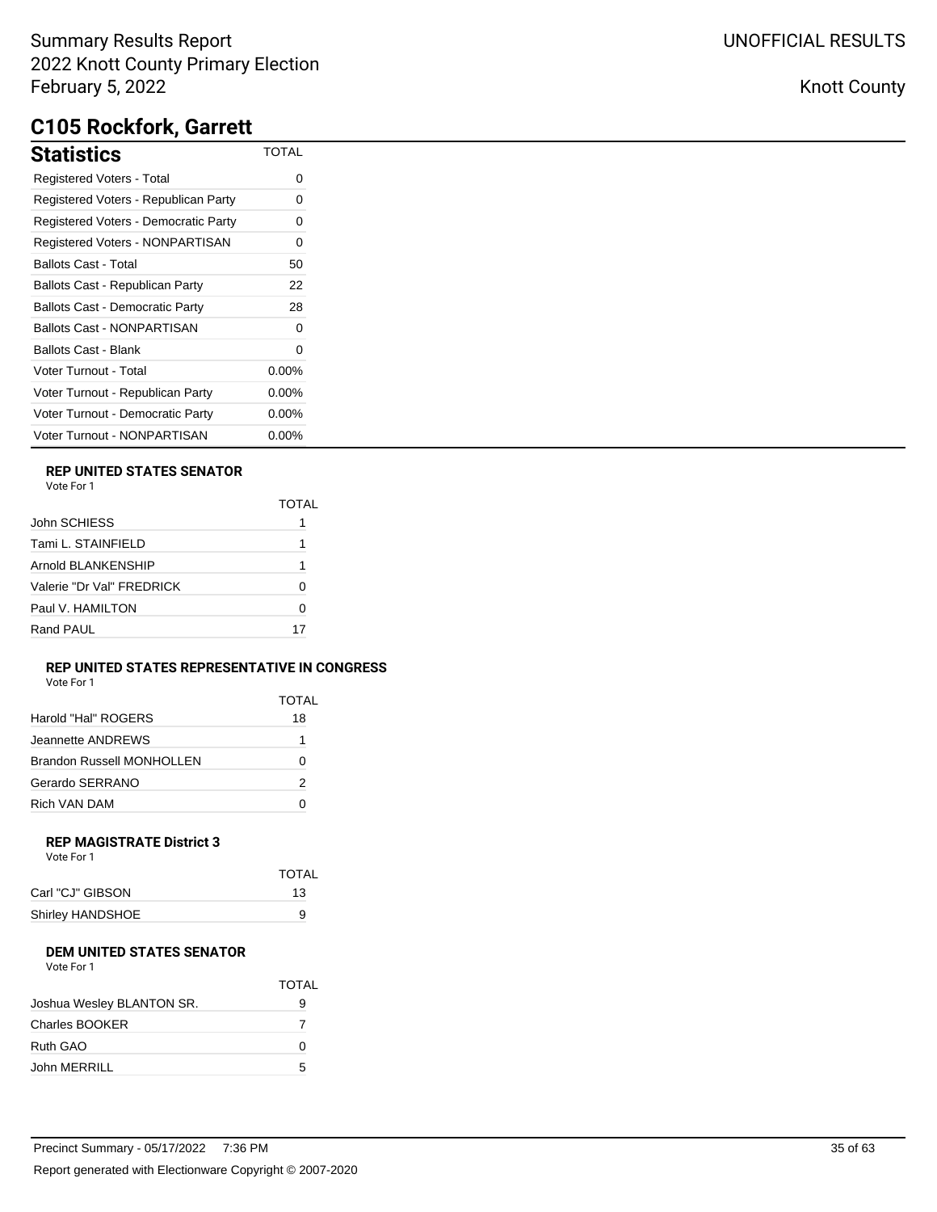# C105 Rockfork, Garrett

## Statistics

| Statistics | TOTAL |
|---|---|
| Registered Voters - Total | 0 |
| Registered Voters - Republican Party | 0 |
| Registered Voters - Democratic Party | 0 |
| Registered Voters - NONPARTISAN | 0 |
| Ballots Cast - Total | 50 |
| Ballots Cast - Republican Party | 22 |
| Ballots Cast - Democratic Party | 28 |
| Ballots Cast - NONPARTISAN | 0 |
| Ballots Cast - Blank | 0 |
| Voter Turnout - Total | 0.00% |
| Voter Turnout - Republican Party | 0.00% |
| Voter Turnout - Democratic Party | 0.00% |
| Voter Turnout - NONPARTISAN | 0.00% |

### REP UNITED STATES SENATOR

Vote For 1

| | TOTAL |
|---|---|
| John SCHIESS | 1 |
| Tami L. STAINFIELD | 1 |
| Arnold BLANKENSHIP | 1 |
| Valerie "Dr Val" FREDRICK | 0 |
| Paul V. HAMILTON | 0 |
| Rand PAUL | 17 |

### REP UNITED STATES REPRESENTATIVE IN CONGRESS

Vote For 1

| | TOTAL |
|---|---|
| Harold "Hal" ROGERS | 18 |
| Jeannette ANDREWS | 1 |
| Brandon Russell MONHOLLEN | 0 |
| Gerardo SERRANO | 2 |
| Rich VAN DAM | 0 |

### REP MAGISTRATE District 3

Vote For 1

| | TOTAL |
|---|---|
| Carl "CJ" GIBSON | 13 |
| Shirley HANDSHOE | 9 |

### DEM UNITED STATES SENATOR

Vote For 1

| | TOTAL |
|---|---|
| Joshua Wesley BLANTON SR. | 9 |
| Charles BOOKER | 7 |
| Ruth GAO | 0 |
| John MERRILL | 5 |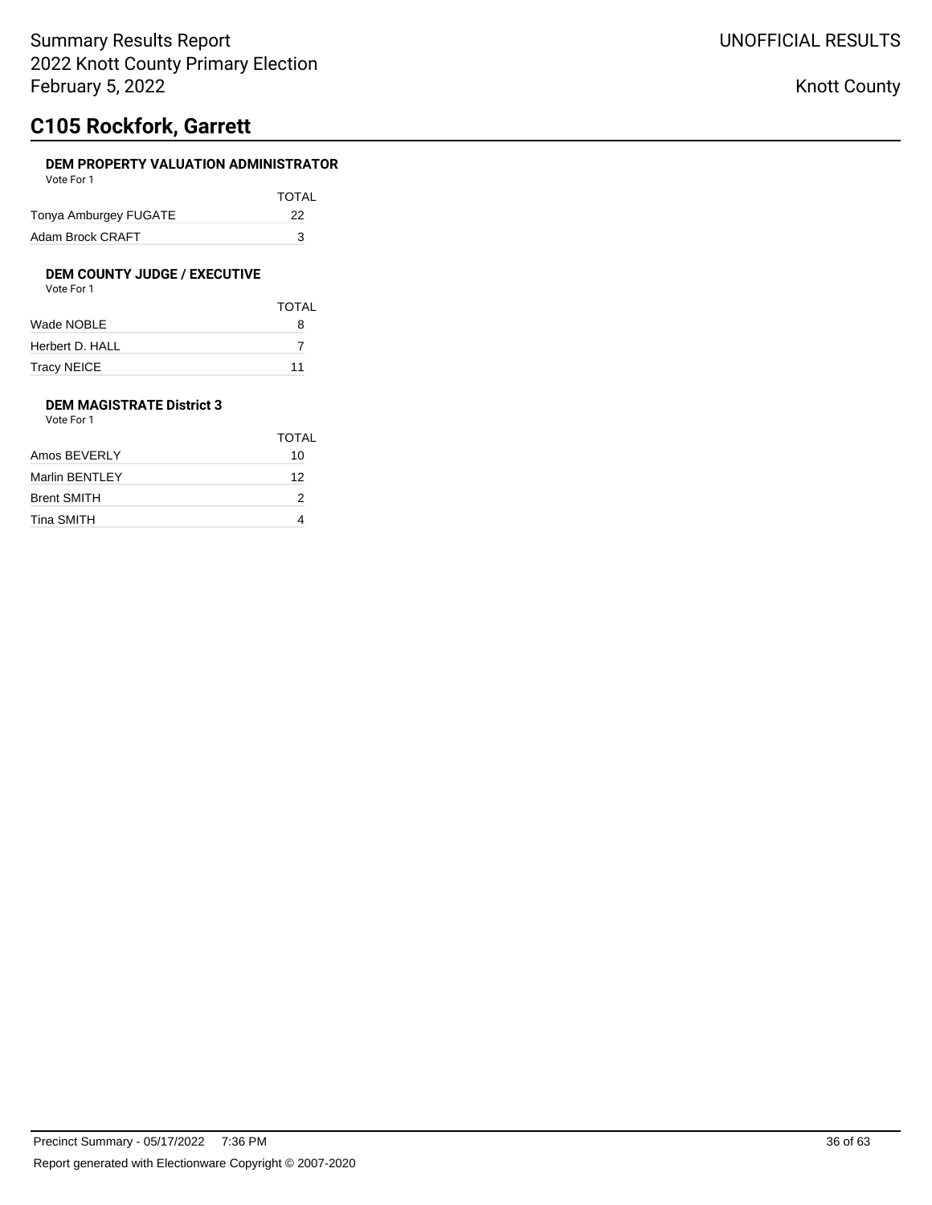# C105 Rockfork, Garrett

### DEM PROPERTY VALUATION ADMINISTRATOR

Vote For 1

| | TOTAL |
|---|---|
| Tonya Amburgey FUGATE | 22 |
| Adam Brock CRAFT | 3 |

### DEM COUNTY JUDGE / EXECUTIVE

Vote For 1

| | TOTAL |
|---|---|
| Wade NOBLE | 8 |
| Herbert D. HALL | 7 |
| Tracy NEICE | 11 |

### DEM MAGISTRATE District 3

Vote For 1

| | TOTAL |
|---|---|
| Amos BEVERLY | 10 |
| Marlin BENTLEY | 12 |
| Brent SMITH | 2 |
| Tina SMITH | 4 |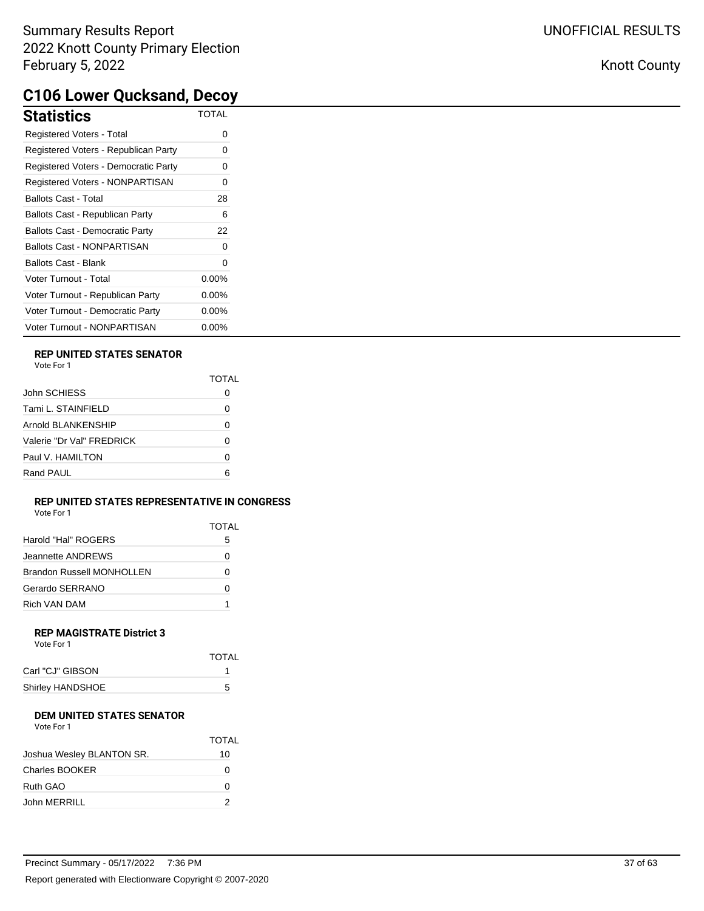# C106 Lower Qucksand, Decoy

## Statistics

| Statistics | TOTAL |
|---|---|
| Registered Voters - Total | 0 |
| Registered Voters - Republican Party | 0 |
| Registered Voters - Democratic Party | 0 |
| Registered Voters - NONPARTISAN | 0 |
| Ballots Cast - Total | 28 |
| Ballots Cast - Republican Party | 6 |
| Ballots Cast - Democratic Party | 22 |
| Ballots Cast - NONPARTISAN | 0 |
| Ballots Cast - Blank | 0 |
| Voter Turnout - Total | 0.00% |
| Voter Turnout - Republican Party | 0.00% |
| Voter Turnout - Democratic Party | 0.00% |
| Voter Turnout - NONPARTISAN | 0.00% |

### REP UNITED STATES SENATOR

Vote For 1

| | TOTAL |
|---|---|
| John SCHIESS | 0 |
| Tami L. STAINFIELD | 0 |
| Arnold BLANKENSHIP | 0 |
| Valerie "Dr Val" FREDRICK | 0 |
| Paul V. HAMILTON | 0 |
| Rand PAUL | 6 |

### REP UNITED STATES REPRESENTATIVE IN CONGRESS

Vote For 1

| | TOTAL |
|---|---|
| Harold "Hal" ROGERS | 5 |
| Jeannette ANDREWS | 0 |
| Brandon Russell MONHOLLEN | 0 |
| Gerardo SERRANO | 0 |
| Rich VAN DAM | 1 |

### REP MAGISTRATE District 3

Vote For 1

| | TOTAL |
|---|---|
| Carl "CJ" GIBSON | 1 |
| Shirley HANDSHOE | 5 |

### DEM UNITED STATES SENATOR

Vote For 1

| | TOTAL |
|---|---|
| Joshua Wesley BLANTON SR. | 10 |
| Charles BOOKER | 0 |
| Ruth GAO | 0 |
| John MERRILL | 2 |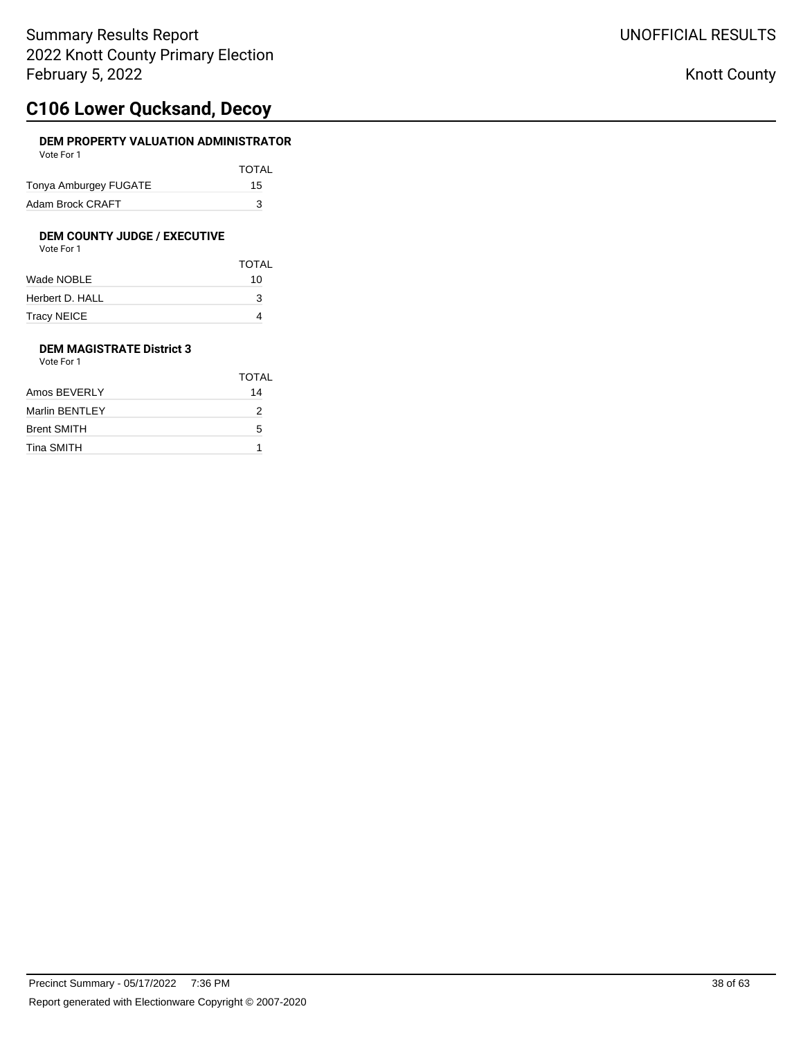# C106 Lower Qucksand, Decoy

### DEM PROPERTY VALUATION ADMINISTRATOR

Vote For 1

| | TOTAL |
|---|---|
| Tonya Amburgey FUGATE | 15 |
| Adam Brock CRAFT | 3 |

### DEM COUNTY JUDGE / EXECUTIVE

Vote For 1

| | TOTAL |
|---|---|
| Wade NOBLE | 10 |
| Herbert D. HALL | 3 |
| Tracy NEICE | 4 |

### DEM MAGISTRATE District 3

Vote For 1

| | TOTAL |
|---|---|
| Amos BEVERLY | 14 |
| Marlin BENTLEY | 2 |
| Brent SMITH | 5 |
| Tina SMITH | 1 |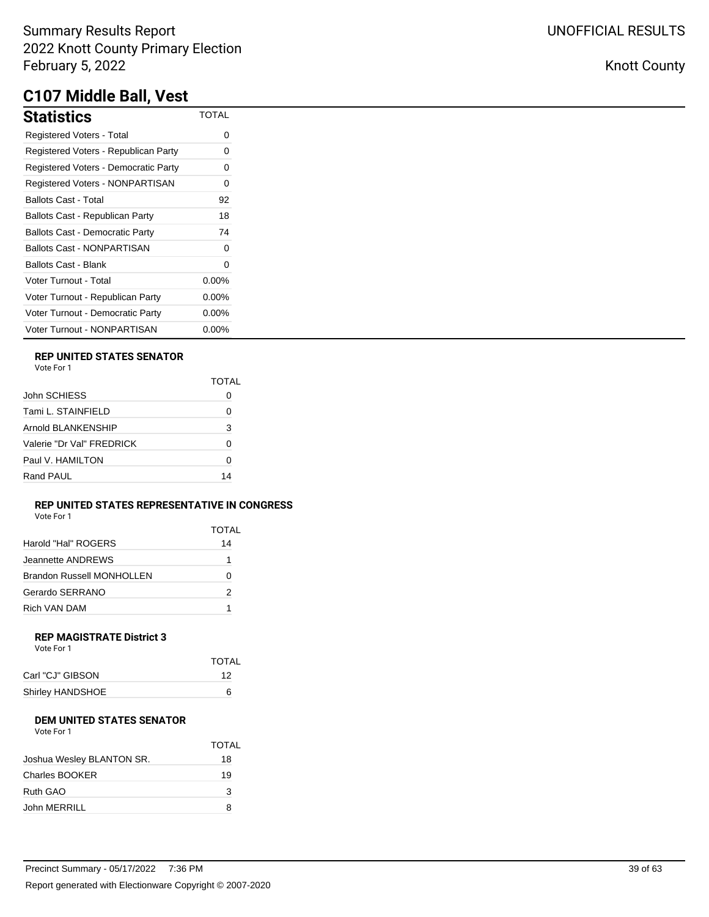Summary Results Report
2022 Knott County Primary Election
February 5, 2022

UNOFFICIAL RESULTS

Knott County

## C107 Middle Ball, Vest

| Statistics | TOTAL |
|---|---|
| Registered Voters - Total | 0 |
| Registered Voters - Republican Party | 0 |
| Registered Voters - Democratic Party | 0 |
| Registered Voters - NONPARTISAN | 0 |
| Ballots Cast - Total | 92 |
| Ballots Cast - Republican Party | 18 |
| Ballots Cast - Democratic Party | 74 |
| Ballots Cast - NONPARTISAN | 0 |
| Ballots Cast - Blank | 0 |
| Voter Turnout - Total | 0.00% |
| Voter Turnout - Republican Party | 0.00% |
| Voter Turnout - Democratic Party | 0.00% |
| Voter Turnout - NONPARTISAN | 0.00% |

### REP UNITED STATES SENATOR

Vote For 1

| | TOTAL |
|---|---|
| John SCHIESS | 0 |
| Tami L. STAINFIELD | 0 |
| Arnold BLANKENSHIP | 3 |
| Valerie "Dr Val" FREDRICK | 0 |
| Paul V. HAMILTON | 0 |
| Rand PAUL | 14 |

### REP UNITED STATES REPRESENTATIVE IN CONGRESS

Vote For 1

| | TOTAL |
|---|---|
| Harold "Hal" ROGERS | 14 |
| Jeannette ANDREWS | 1 |
| Brandon Russell MONHOLLEN | 0 |
| Gerardo SERRANO | 2 |
| Rich VAN DAM | 1 |

### REP MAGISTRATE District 3

Vote For 1

| | TOTAL |
|---|---|
| Carl "CJ" GIBSON | 12 |
| Shirley HANDSHOE | 6 |

### DEM UNITED STATES SENATOR

Vote For 1

| | TOTAL |
|---|---|
| Joshua Wesley BLANTON SR. | 18 |
| Charles BOOKER | 19 |
| Ruth GAO | 3 |
| John MERRILL | 8 |

Precinct Summary - 05/17/2022 7:36 PM

Report generated with Electionware Copyright © 2007-2020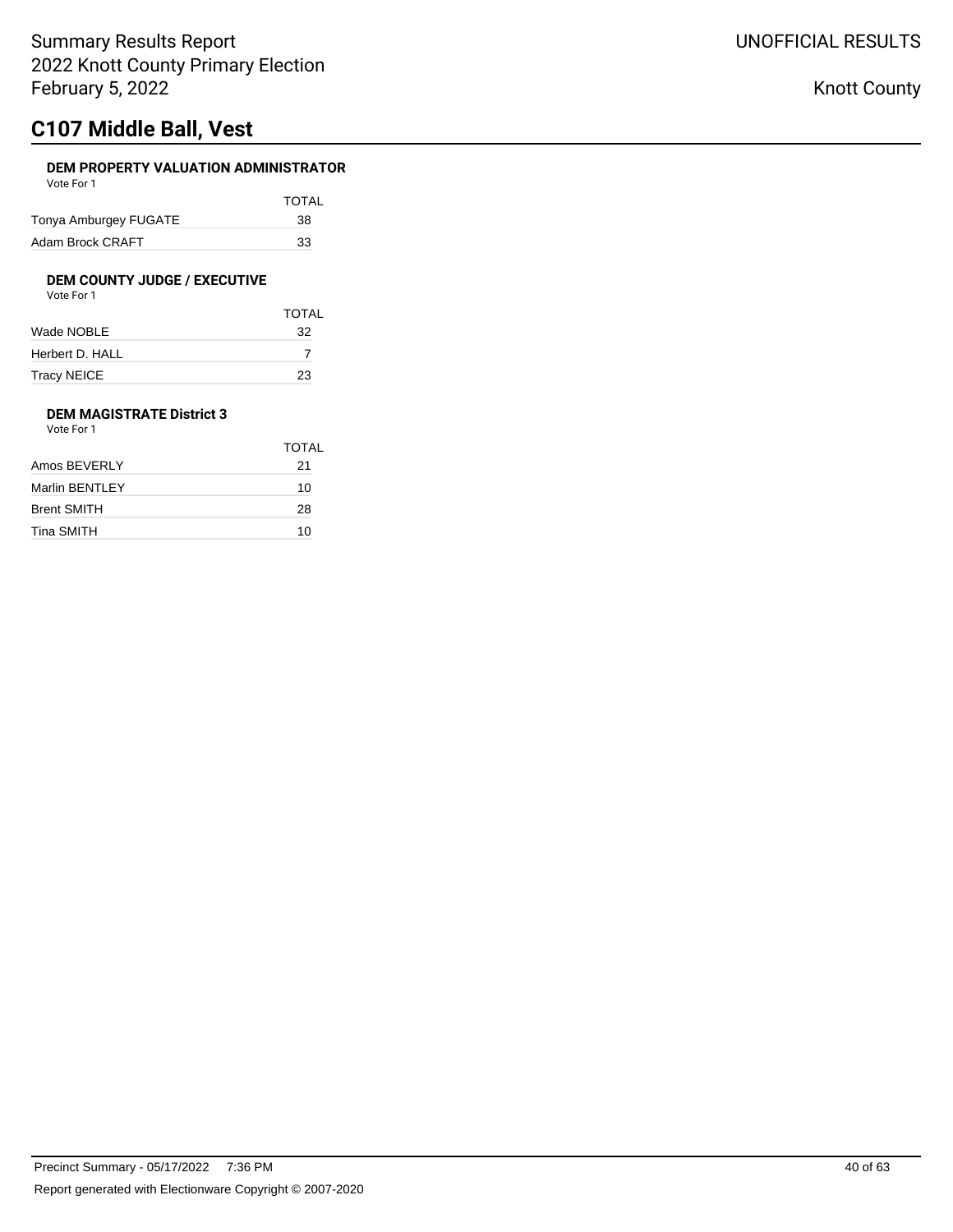# C107 Middle Ball, Vest

### DEM PROPERTY VALUATION ADMINISTRATOR

Vote For 1

| | TOTAL |
|---|---|
| Tonya Amburgey FUGATE | 38 |
| Adam Brock CRAFT | 33 |

### DEM COUNTY JUDGE / EXECUTIVE

Vote For 1

| | TOTAL |
|---|---|
| Wade NOBLE | 32 |
| Herbert D. HALL | 7 |
| Tracy NEICE | 23 |

### DEM MAGISTRATE District 3

Vote For 1

| | TOTAL |
|---|---|
| Amos BEVERLY | 21 |
| Marlin BENTLEY | 10 |
| Brent SMITH | 28 |
| Tina SMITH | 10 |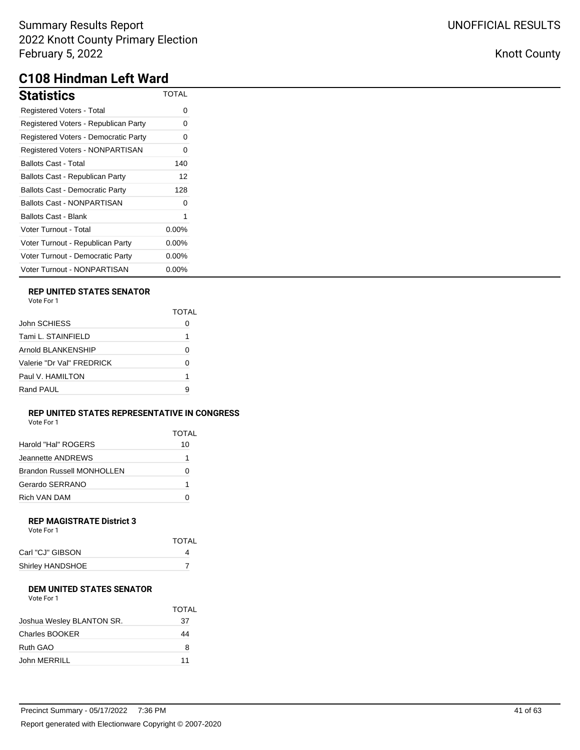Summary Results Report
2022 Knott County Primary Election
February 5, 2022

UNOFFICIAL RESULTS

Knott County

# C108 Hindman Left Ward

## Statistics

| Statistics | TOTAL |
|---|---|
| Registered Voters - Total | 0 |
| Registered Voters - Republican Party | 0 |
| Registered Voters - Democratic Party | 0 |
| Registered Voters - NONPARTISAN | 0 |
| Ballots Cast - Total | 140 |
| Ballots Cast - Republican Party | 12 |
| Ballots Cast - Democratic Party | 128 |
| Ballots Cast - NONPARTISAN | 0 |
| Ballots Cast - Blank | 1 |
| Voter Turnout - Total | 0.00% |
| Voter Turnout - Republican Party | 0.00% |
| Voter Turnout - Democratic Party | 0.00% |
| Voter Turnout - NONPARTISAN | 0.00% |

### REP UNITED STATES SENATOR

Vote For 1

| | TOTAL |
|---|---|
| John SCHIESS | 0 |
| Tami L. STAINFIELD | 1 |
| Arnold BLANKENSHIP | 0 |
| Valerie "Dr Val" FREDRICK | 0 |
| Paul V. HAMILTON | 1 |
| Rand PAUL | 9 |

### REP UNITED STATES REPRESENTATIVE IN CONGRESS

Vote For 1

| | TOTAL |
|---|---|
| Harold "Hal" ROGERS | 10 |
| Jeannette ANDREWS | 1 |
| Brandon Russell MONHOLLEN | 0 |
| Gerardo SERRANO | 1 |
| Rich VAN DAM | 0 |

### REP MAGISTRATE District 3

Vote For 1

| | TOTAL |
|---|---|
| Carl "CJ" GIBSON | 4 |
| Shirley HANDSHOE | 7 |

### DEM UNITED STATES SENATOR

Vote For 1

| | TOTAL |
|---|---|
| Joshua Wesley BLANTON SR. | 37 |
| Charles BOOKER | 44 |
| Ruth GAO | 8 |
| John MERRILL | 11 |

Precinct Summary - 05/17/2022 7:36 PM

Report generated with Electionware Copyright © 2007-2020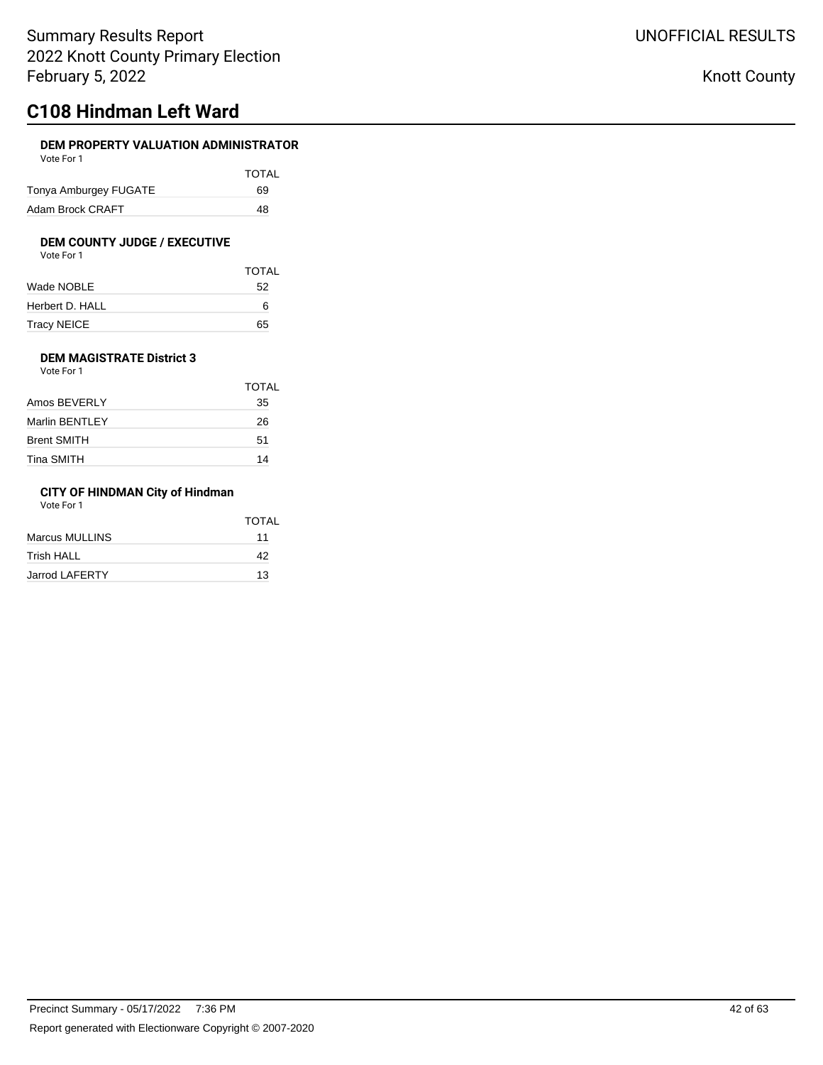# C108 Hindman Left Ward

### DEM PROPERTY VALUATION ADMINISTRATOR

Vote For 1

| | TOTAL |
|---|---|
| Tonya Amburgey FUGATE | 69 |
| Adam Brock CRAFT | 48 |

### DEM COUNTY JUDGE / EXECUTIVE

Vote For 1

| | TOTAL |
|---|---|
| Wade NOBLE | 52 |
| Herbert D. HALL | 6 |
| Tracy NEICE | 65 |

### DEM MAGISTRATE District 3

Vote For 1

| | TOTAL |
|---|---|
| Amos BEVERLY | 35 |
| Marlin BENTLEY | 26 |
| Brent SMITH | 51 |
| Tina SMITH | 14 |

### CITY OF HINDMAN City of Hindman

Vote For 1

| | TOTAL |
|---|---|
| Marcus MULLINS | 11 |
| Trish HALL | 42 |
| Jarrod LAFERTY | 13 |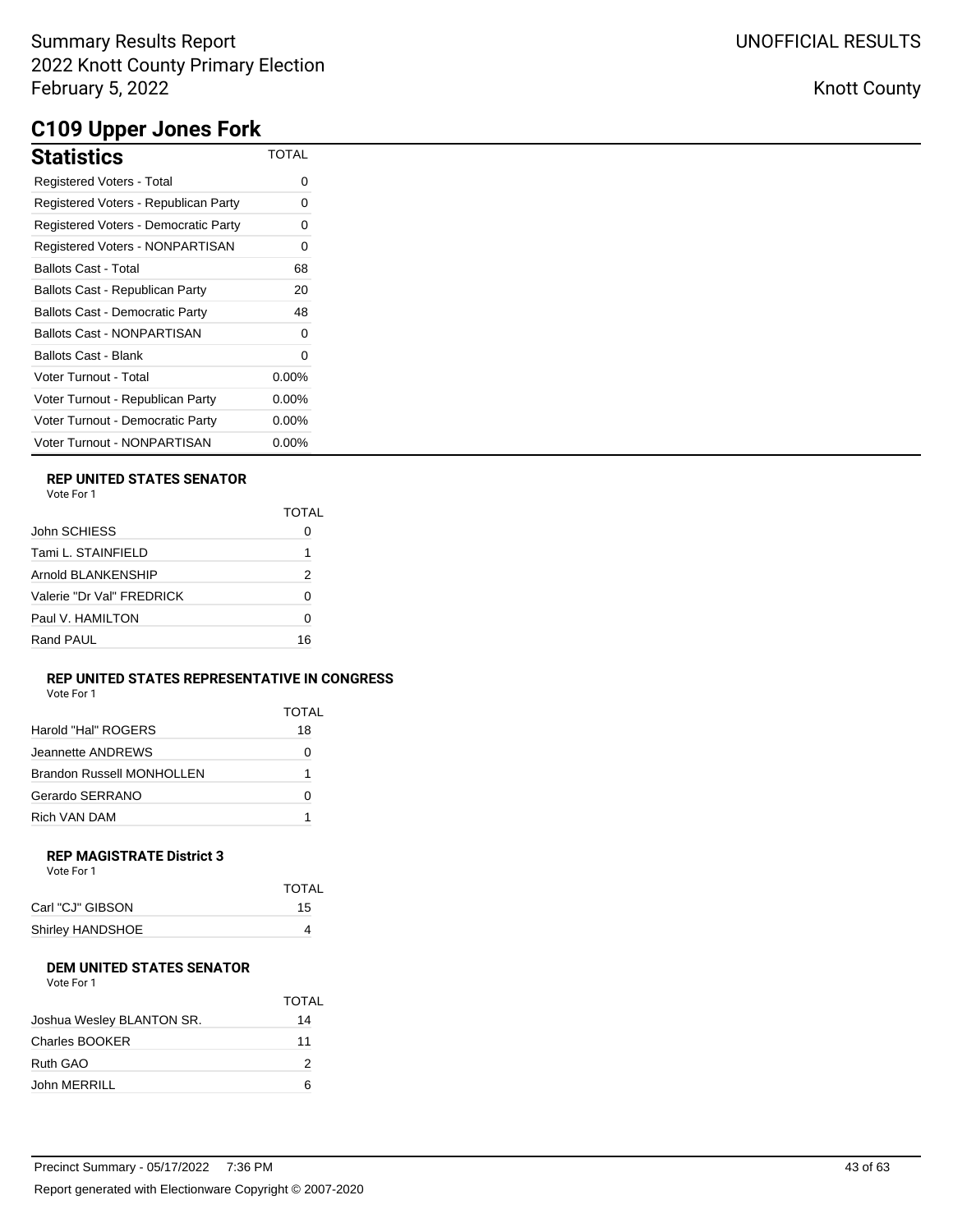Summary Results Report
2022 Knott County Primary Election
February 5, 2022

UNOFFICIAL RESULTS

Knott County

# C109 Upper Jones Fork

| Statistics | TOTAL |
|---|---|
| Registered Voters - Total | 0 |
| Registered Voters - Republican Party | 0 |
| Registered Voters - Democratic Party | 0 |
| Registered Voters - NONPARTISAN | 0 |
| Ballots Cast - Total | 68 |
| Ballots Cast - Republican Party | 20 |
| Ballots Cast - Democratic Party | 48 |
| Ballots Cast - NONPARTISAN | 0 |
| Ballots Cast - Blank | 0 |
| Voter Turnout - Total | 0.00% |
| Voter Turnout - Republican Party | 0.00% |
| Voter Turnout - Democratic Party | 0.00% |
| Voter Turnout - NONPARTISAN | 0.00% |

### REP UNITED STATES SENATOR

Vote For 1

| | TOTAL |
|---|---|
| John SCHIESS | 0 |
| Tami L. STAINFIELD | 1 |
| Arnold BLANKENSHIP | 2 |
| Valerie "Dr Val" FREDRICK | 0 |
| Paul V. HAMILTON | 0 |
| Rand PAUL | 16 |

### REP UNITED STATES REPRESENTATIVE IN CONGRESS

Vote For 1

| | TOTAL |
|---|---|
| Harold "Hal" ROGERS | 18 |
| Jeannette ANDREWS | 0 |
| Brandon Russell MONHOLLEN | 1 |
| Gerardo SERRANO | 0 |
| Rich VAN DAM | 1 |

### REP MAGISTRATE District 3

Vote For 1

| | TOTAL |
|---|---|
| Carl "CJ" GIBSON | 15 |
| Shirley HANDSHOE | 4 |

### DEM UNITED STATES SENATOR

Vote For 1

| | TOTAL |
|---|---|
| Joshua Wesley BLANTON SR. | 14 |
| Charles BOOKER | 11 |
| Ruth GAO | 2 |
| John MERRILL | 6 |

Precinct Summary - 05/17/2022 7:36 PM

Report generated with Electionware Copyright © 2007-2020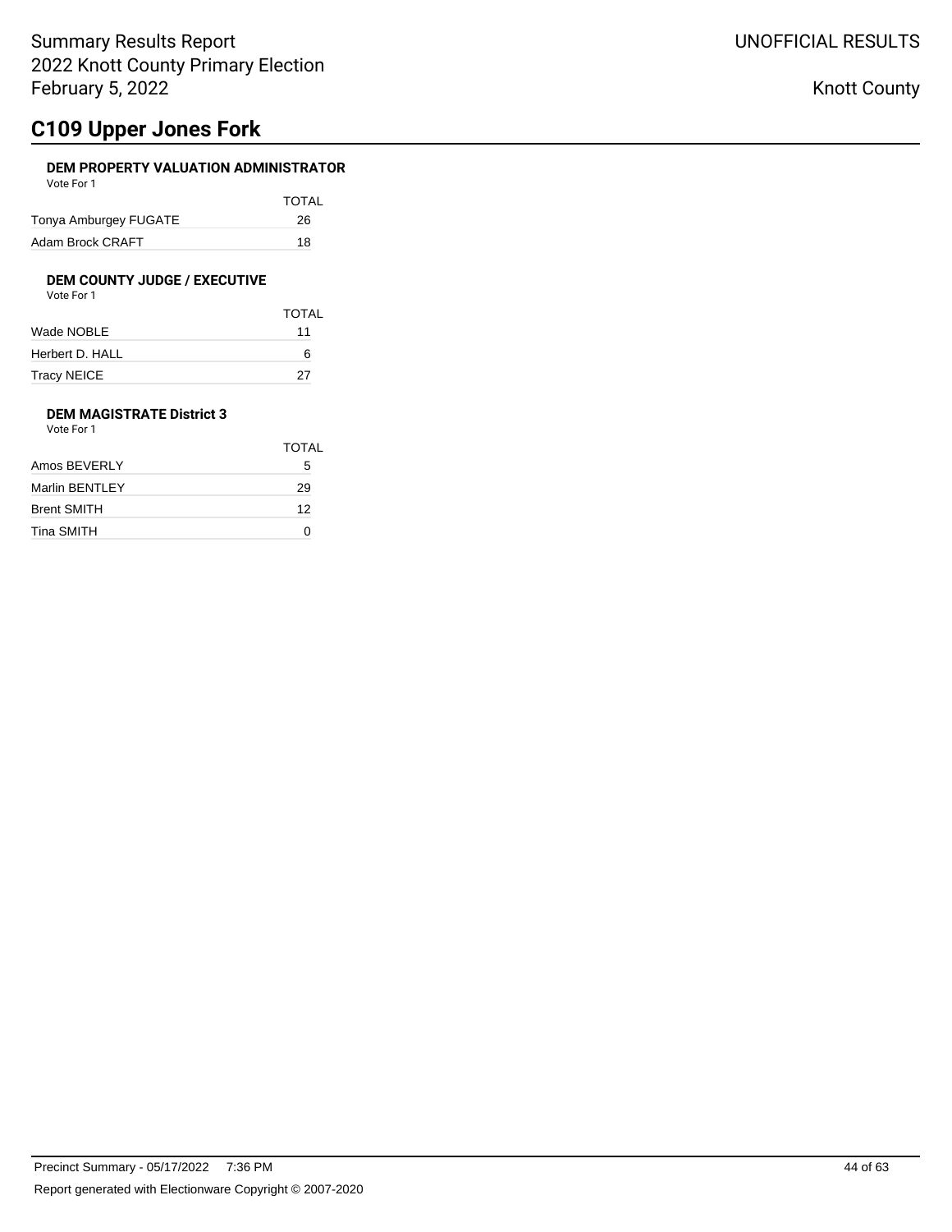# C109 Upper Jones Fork

### DEM PROPERTY VALUATION ADMINISTRATOR

Vote For 1

| | TOTAL |
|---|---|
| Tonya Amburgey FUGATE | 26 |
| Adam Brock CRAFT | 18 |

### DEM COUNTY JUDGE / EXECUTIVE

Vote For 1

| | TOTAL |
|---|---|
| Wade NOBLE | 11 |
| Herbert D. HALL | 6 |
| Tracy NEICE | 27 |

### DEM MAGISTRATE District 3

Vote For 1

| | TOTAL |
|---|---|
| Amos BEVERLY | 5 |
| Marlin BENTLEY | 29 |
| Brent SMITH | 12 |
| Tina SMITH | 0 |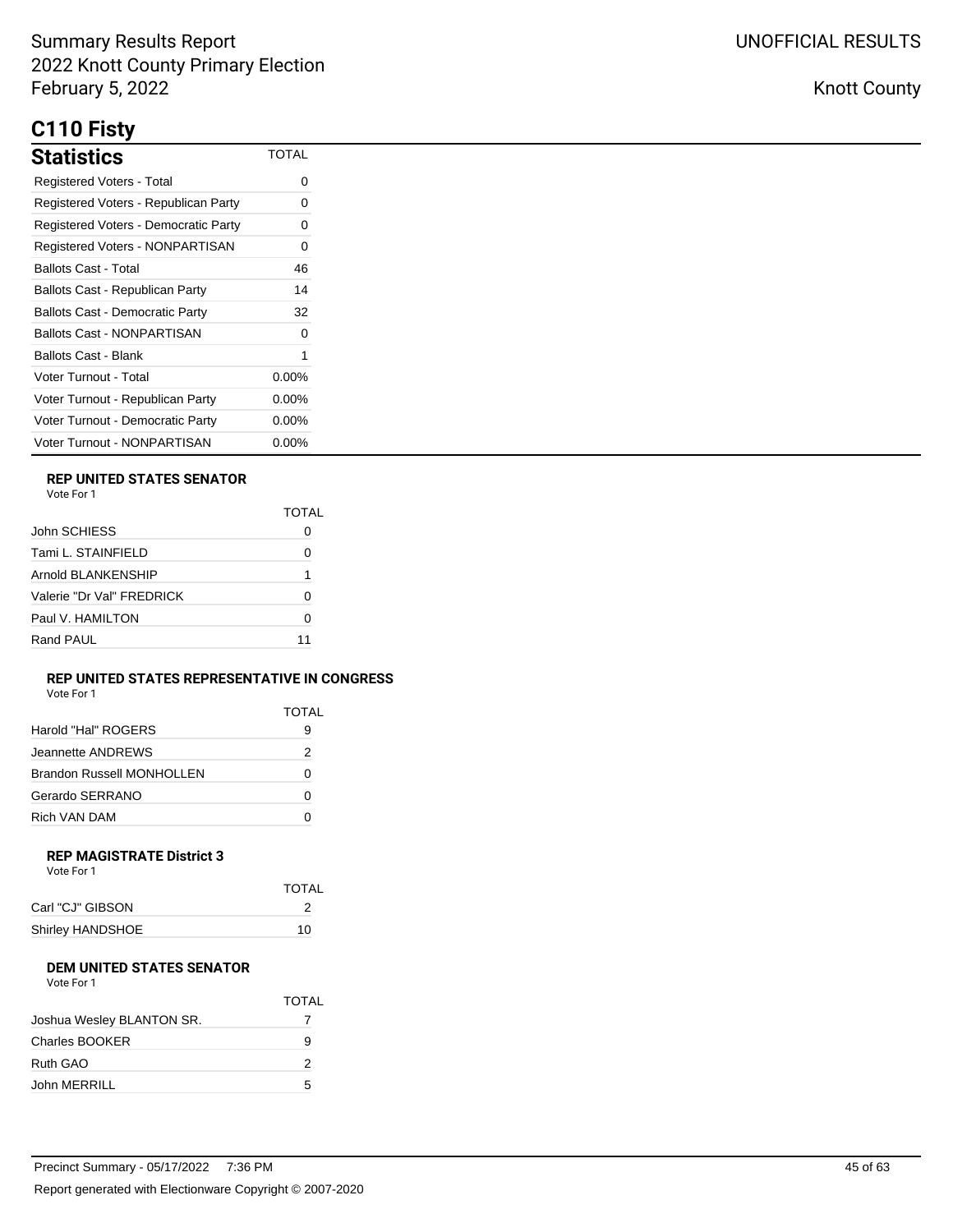Summary Results Report
2022 Knott County Primary Election
February 5, 2022

UNOFFICIAL RESULTS

Knott County

# C110 Fisty

## Statistics

| Statistics | TOTAL |
|---|---|
| Registered Voters - Total | 0 |
| Registered Voters - Republican Party | 0 |
| Registered Voters - Democratic Party | 0 |
| Registered Voters - NONPARTISAN | 0 |
| Ballots Cast - Total | 46 |
| Ballots Cast - Republican Party | 14 |
| Ballots Cast - Democratic Party | 32 |
| Ballots Cast - NONPARTISAN | 0 |
| Ballots Cast - Blank | 1 |
| Voter Turnout - Total | 0.00% |
| Voter Turnout - Republican Party | 0.00% |
| Voter Turnout - Democratic Party | 0.00% |
| Voter Turnout - NONPARTISAN | 0.00% |

### REP UNITED STATES SENATOR

Vote For 1

| | TOTAL |
|---|---|
| John SCHIESS | 0 |
| Tami L. STAINFIELD | 0 |
| Arnold BLANKENSHIP | 1 |
| Valerie "Dr Val" FREDRICK | 0 |
| Paul V. HAMILTON | 0 |
| Rand PAUL | 11 |

### REP UNITED STATES REPRESENTATIVE IN CONGRESS

Vote For 1

| | TOTAL |
|---|---|
| Harold "Hal" ROGERS | 9 |
| Jeannette ANDREWS | 2 |
| Brandon Russell MONHOLLEN | 0 |
| Gerardo SERRANO | 0 |
| Rich VAN DAM | 0 |

### REP MAGISTRATE District 3

Vote For 1

| | TOTAL |
|---|---|
| Carl "CJ" GIBSON | 2 |
| Shirley HANDSHOE | 10 |

### DEM UNITED STATES SENATOR

Vote For 1

| | TOTAL |
|---|---|
| Joshua Wesley BLANTON SR. | 7 |
| Charles BOOKER | 9 |
| Ruth GAO | 2 |
| John MERRILL | 5 |

Precinct Summary - 05/17/2022 7:36 PM

Report generated with Electionware Copyright © 2007-2020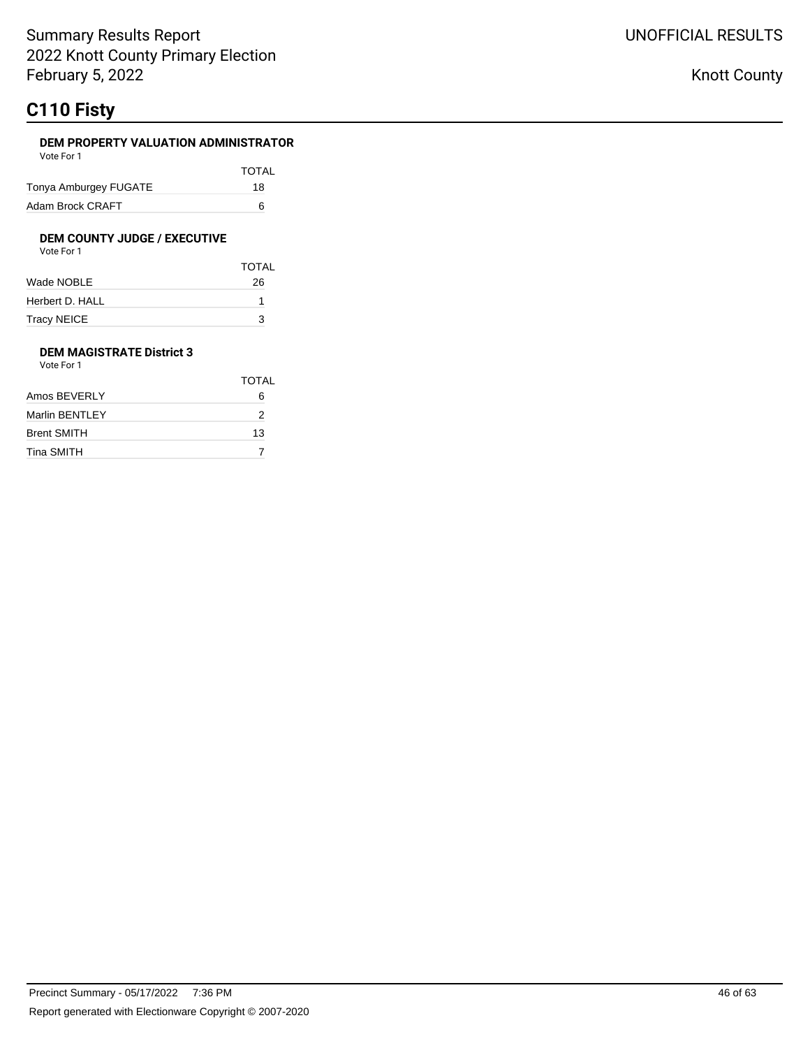# C110 Fisty

### DEM PROPERTY VALUATION ADMINISTRATOR

Vote For 1

| | TOTAL |
|---|---|
| Tonya Amburgey FUGATE | 18 |
| Adam Brock CRAFT | 6 |

### DEM COUNTY JUDGE / EXECUTIVE

Vote For 1

| | TOTAL |
|---|---|
| Wade NOBLE | 26 |
| Herbert D. HALL | 1 |
| Tracy NEICE | 3 |

### DEM MAGISTRATE District 3

Vote For 1

| | TOTAL |
|---|---|
| Amos BEVERLY | 6 |
| Marlin BENTLEY | 2 |
| Brent SMITH | 13 |
| Tina SMITH | 7 |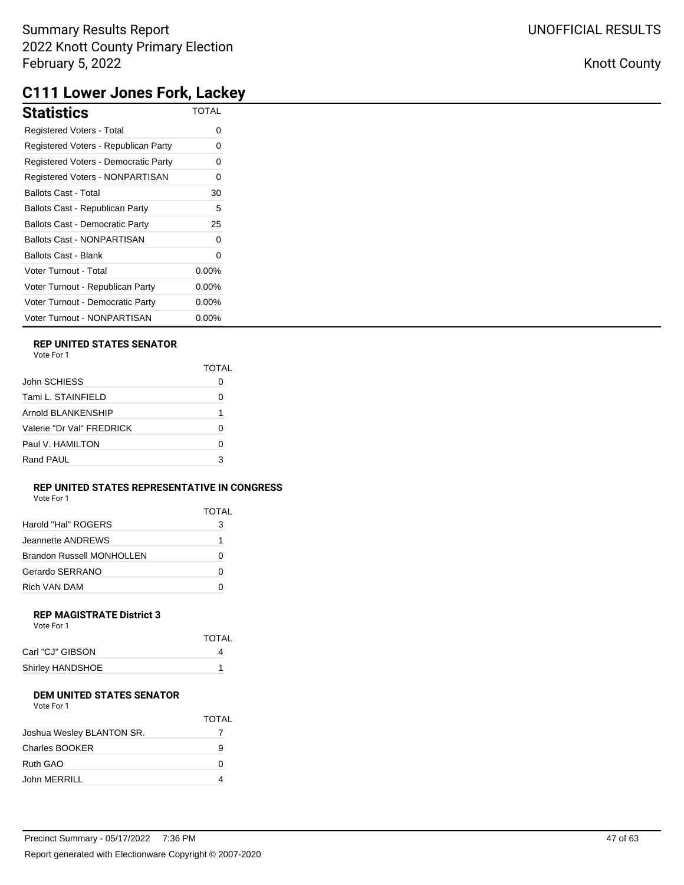## C111 Lower Jones Fork, Lackey

### Statistics

| Statistics | TOTAL |
|---|---|
| Registered Voters - Total | 0 |
| Registered Voters - Republican Party | 0 |
| Registered Voters - Democratic Party | 0 |
| Registered Voters - NONPARTISAN | 0 |
| Ballots Cast - Total | 30 |
| Ballots Cast - Republican Party | 5 |
| Ballots Cast - Democratic Party | 25 |
| Ballots Cast - NONPARTISAN | 0 |
| Ballots Cast - Blank | 0 |
| Voter Turnout - Total | 0.00% |
| Voter Turnout - Republican Party | 0.00% |
| Voter Turnout - Democratic Party | 0.00% |
| Voter Turnout - NONPARTISAN | 0.00% |

#### REP UNITED STATES SENATOR

Vote For 1

| | TOTAL |
|---|---|
| John SCHIESS | 0 |
| Tami L. STAINFIELD | 0 |
| Arnold BLANKENSHIP | 1 |
| Valerie "Dr Val" FREDRICK | 0 |
| Paul V. HAMILTON | 0 |
| Rand PAUL | 3 |

#### REP UNITED STATES REPRESENTATIVE IN CONGRESS

Vote For 1

| | TOTAL |
|---|---|
| Harold "Hal" ROGERS | 3 |
| Jeannette ANDREWS | 1 |
| Brandon Russell MONHOLLEN | 0 |
| Gerardo SERRANO | 0 |
| Rich VAN DAM | 0 |

#### REP MAGISTRATE District 3

Vote For 1

| | TOTAL |
|---|---|
| Carl "CJ" GIBSON | 4 |
| Shirley HANDSHOE | 1 |

#### DEM UNITED STATES SENATOR

Vote For 1

| | TOTAL |
|---|---|
| Joshua Wesley BLANTON SR. | 7 |
| Charles BOOKER | 9 |
| Ruth GAO | 0 |
| John MERRILL | 4 |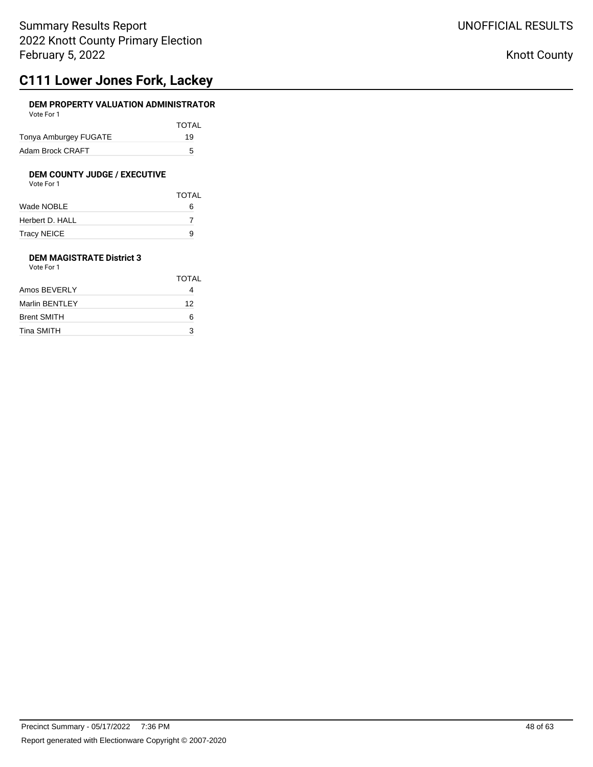## C111 Lower Jones Fork, Lackey

### DEM PROPERTY VALUATION ADMINISTRATOR

Vote For 1

| | TOTAL |
|---|---|
| Tonya Amburgey FUGATE | 19 |
| Adam Brock CRAFT | 5 |

### DEM COUNTY JUDGE / EXECUTIVE

Vote For 1

| | TOTAL |
|---|---|
| Wade NOBLE | 6 |
| Herbert D. HALL | 7 |
| Tracy NEICE | 9 |

### DEM MAGISTRATE District 3

Vote For 1

| | TOTAL |
|---|---|
| Amos BEVERLY | 4 |
| Marlin BENTLEY | 12 |
| Brent SMITH | 6 |
| Tina SMITH | 3 |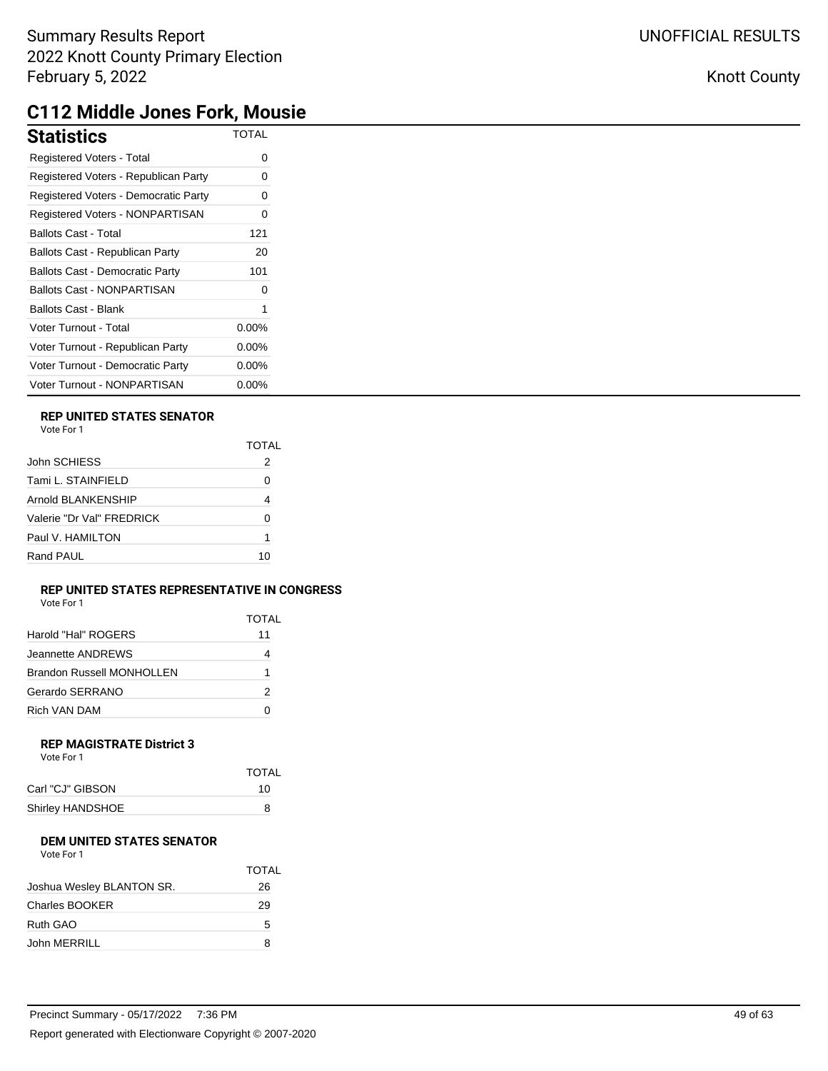Summary Results Report
2022 Knott County Primary Election
February 5, 2022

UNOFFICIAL RESULTS

Knott County

# C112 Middle Jones Fork, Mousie

| Statistics | TOTAL |
|---|---|
| Registered Voters - Total | 0 |
| Registered Voters - Republican Party | 0 |
| Registered Voters - Democratic Party | 0 |
| Registered Voters - NONPARTISAN | 0 |
| Ballots Cast - Total | 121 |
| Ballots Cast - Republican Party | 20 |
| Ballots Cast - Democratic Party | 101 |
| Ballots Cast - NONPARTISAN | 0 |
| Ballots Cast - Blank | 1 |
| Voter Turnout - Total | 0.00% |
| Voter Turnout - Republican Party | 0.00% |
| Voter Turnout - Democratic Party | 0.00% |
| Voter Turnout - NONPARTISAN | 0.00% |

### REP UNITED STATES SENATOR

Vote For 1

| | TOTAL |
|---|---|
| John SCHIESS | 2 |
| Tami L. STAINFIELD | 0 |
| Arnold BLANKENSHIP | 4 |
| Valerie "Dr Val" FREDRICK | 0 |
| Paul V. HAMILTON | 1 |
| Rand PAUL | 10 |

### REP UNITED STATES REPRESENTATIVE IN CONGRESS

Vote For 1

| | TOTAL |
|---|---|
| Harold "Hal" ROGERS | 11 |
| Jeannette ANDREWS | 4 |
| Brandon Russell MONHOLLEN | 1 |
| Gerardo SERRANO | 2 |
| Rich VAN DAM | 0 |

### REP MAGISTRATE District 3

Vote For 1

| | TOTAL |
|---|---|
| Carl "CJ" GIBSON | 10 |
| Shirley HANDSHOE | 8 |

### DEM UNITED STATES SENATOR

Vote For 1

| | TOTAL |
|---|---|
| Joshua Wesley BLANTON SR. | 26 |
| Charles BOOKER | 29 |
| Ruth GAO | 5 |
| John MERRILL | 8 |

Precinct Summary - 05/17/2022 7:36 PM

Report generated with Electionware Copyright © 2007-2020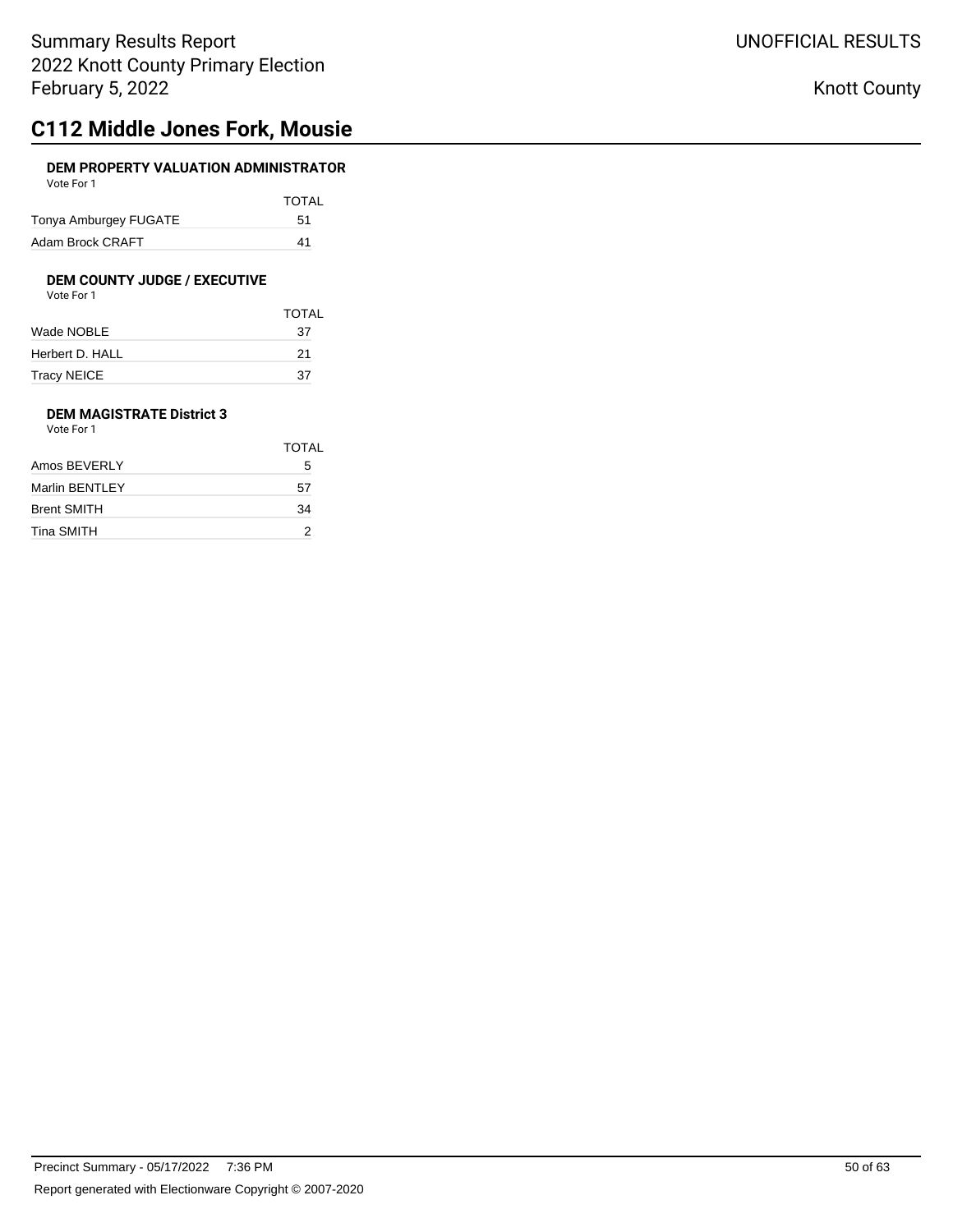# C112 Middle Jones Fork, Mousie

### DEM PROPERTY VALUATION ADMINISTRATOR

Vote For 1

| | TOTAL |
|---|---|
| Tonya Amburgey FUGATE | 51 |
| Adam Brock CRAFT | 41 |

### DEM COUNTY JUDGE / EXECUTIVE

Vote For 1

| | TOTAL |
|---|---|
| Wade NOBLE | 37 |
| Herbert D. HALL | 21 |
| Tracy NEICE | 37 |

### DEM MAGISTRATE District 3

Vote For 1

| | TOTAL |
|---|---|
| Amos BEVERLY | 5 |
| Marlin BENTLEY | 57 |
| Brent SMITH | 34 |
| Tina SMITH | 2 |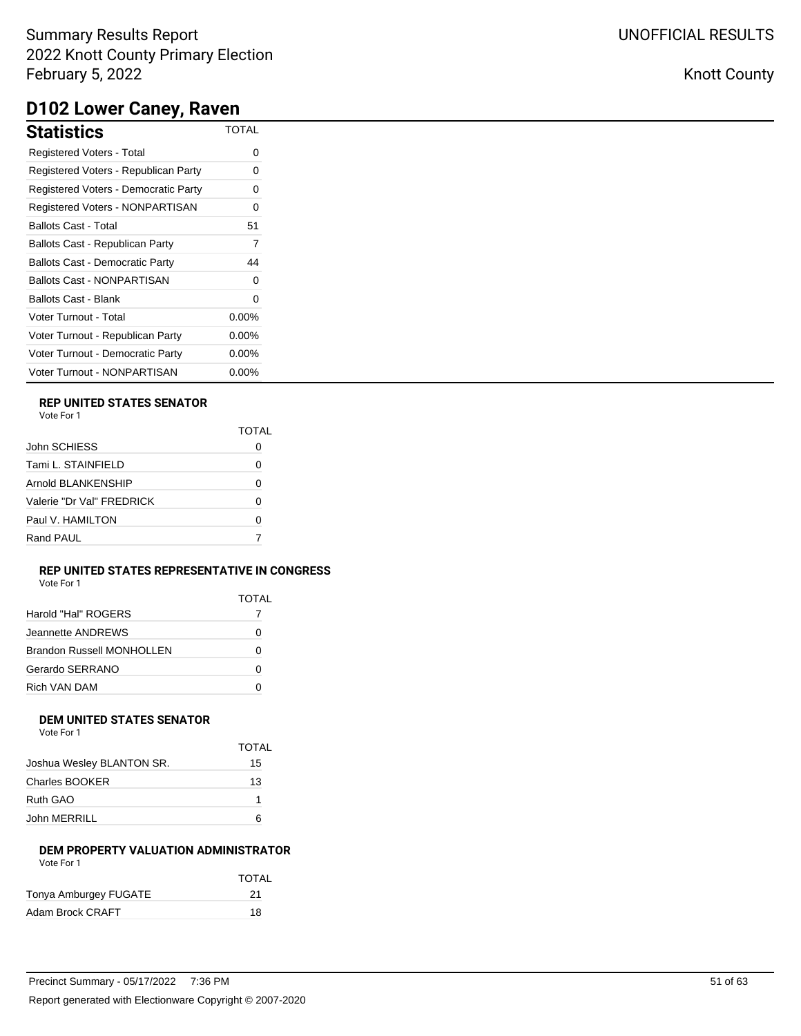# D102 Lower Caney, Raven

## Statistics

| Statistics | TOTAL |
|---|---|
| Registered Voters - Total | 0 |
| Registered Voters - Republican Party | 0 |
| Registered Voters - Democratic Party | 0 |
| Registered Voters - NONPARTISAN | 0 |
| Ballots Cast - Total | 51 |
| Ballots Cast - Republican Party | 7 |
| Ballots Cast - Democratic Party | 44 |
| Ballots Cast - NONPARTISAN | 0 |
| Ballots Cast - Blank | 0 |
| Voter Turnout - Total | 0.00% |
| Voter Turnout - Republican Party | 0.00% |
| Voter Turnout - Democratic Party | 0.00% |
| Voter Turnout - NONPARTISAN | 0.00% |

### REP UNITED STATES SENATOR

Vote For 1

| | TOTAL |
|---|---|
| John SCHIESS | 0 |
| Tami L. STAINFIELD | 0 |
| Arnold BLANKENSHIP | 0 |
| Valerie "Dr Val" FREDRICK | 0 |
| Paul V. HAMILTON | 0 |
| Rand PAUL | 7 |

### REP UNITED STATES REPRESENTATIVE IN CONGRESS

Vote For 1

| | TOTAL |
|---|---|
| Harold "Hal" ROGERS | 7 |
| Jeannette ANDREWS | 0 |
| Brandon Russell MONHOLLEN | 0 |
| Gerardo SERRANO | 0 |
| Rich VAN DAM | 0 |

### DEM UNITED STATES SENATOR

Vote For 1

| | TOTAL |
|---|---|
| Joshua Wesley BLANTON SR. | 15 |
| Charles BOOKER | 13 |
| Ruth GAO | 1 |
| John MERRILL | 6 |

### DEM PROPERTY VALUATION ADMINISTRATOR

Vote For 1

| | TOTAL |
|---|---|
| Tonya Amburgey FUGATE | 21 |
| Adam Brock CRAFT | 18 |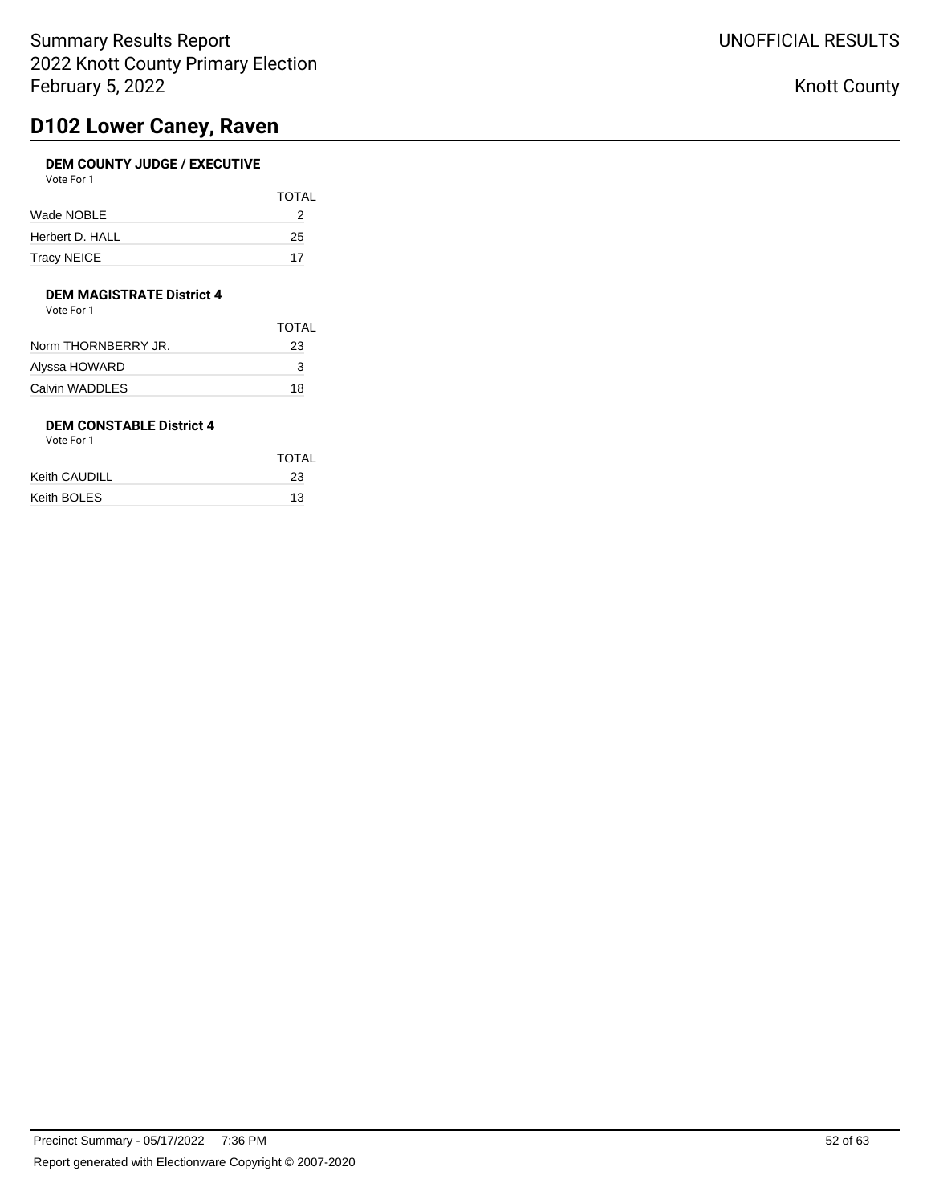# D102 Lower Caney, Raven

### DEM COUNTY JUDGE / EXECUTIVE

Vote For 1

| | TOTAL |
|---|---|
| Wade NOBLE | 2 |
| Herbert D. HALL | 25 |
| Tracy NEICE | 17 |

### DEM MAGISTRATE District 4

Vote For 1

| | TOTAL |
|---|---|
| Norm THORNBERRY JR. | 23 |
| Alyssa HOWARD | 3 |
| Calvin WADDLES | 18 |

### DEM CONSTABLE District 4

Vote For 1

| | TOTAL |
|---|---|
| Keith CAUDILL | 23 |
| Keith BOLES | 13 |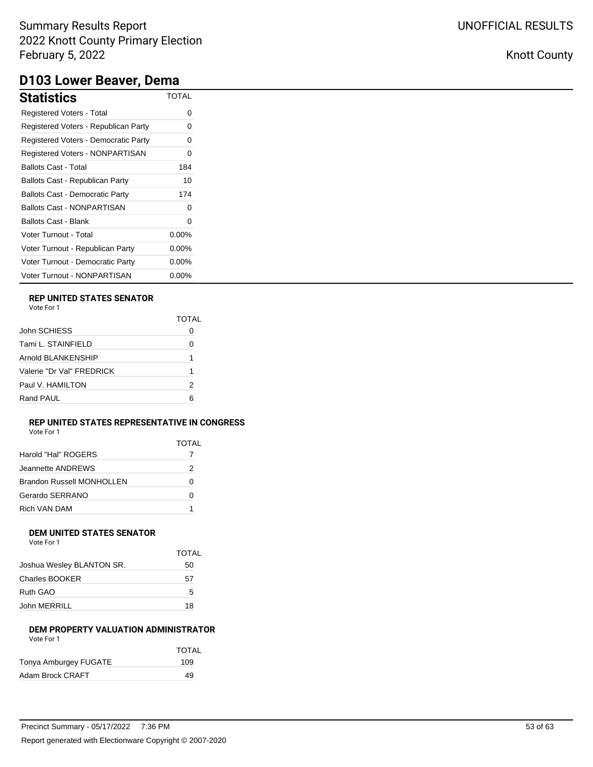Summary Results Report
2022 Knott County Primary Election
February 5, 2022

UNOFFICIAL RESULTS

Knott County

# D103 Lower Beaver, Dema

| **Statistics** | TOTAL |
|---|---|
| Registered Voters - Total | 0 |
| Registered Voters - Republican Party | 0 |
| Registered Voters - Democratic Party | 0 |
| Registered Voters - NONPARTISAN | 0 |
| Ballots Cast - Total | 184 |
| Ballots Cast - Republican Party | 10 |
| Ballots Cast - Democratic Party | 174 |
| Ballots Cast - NONPARTISAN | 0 |
| Ballots Cast - Blank | 0 |
| Voter Turnout - Total | 0.00% |
| Voter Turnout - Republican Party | 0.00% |
| Voter Turnout - Democratic Party | 0.00% |
| Voter Turnout - NONPARTISAN | 0.00% |

### REP UNITED STATES SENATOR

Vote For 1

| | TOTAL |
|---|---|
| John SCHIESS | 0 |
| Tami L. STAINFIELD | 0 |
| Arnold BLANKENSHIP | 1 |
| Valerie "Dr Val" FREDRICK | 1 |
| Paul V. HAMILTON | 2 |
| Rand PAUL | 6 |

### REP UNITED STATES REPRESENTATIVE IN CONGRESS

Vote For 1

| | TOTAL |
|---|---|
| Harold "Hal" ROGERS | 7 |
| Jeannette ANDREWS | 2 |
| Brandon Russell MONHOLLEN | 0 |
| Gerardo SERRANO | 0 |
| Rich VAN DAM | 1 |

### DEM UNITED STATES SENATOR

Vote For 1

| | TOTAL |
|---|---|
| Joshua Wesley BLANTON SR. | 50 |
| Charles BOOKER | 57 |
| Ruth GAO | 5 |
| John MERRILL | 18 |

### DEM PROPERTY VALUATION ADMINISTRATOR

Vote For 1

| | TOTAL |
|---|---|
| Tonya Amburgey FUGATE | 109 |
| Adam Brock CRAFT | 49 |

Precinct Summary - 05/17/2022 7:36 PM

Report generated with Electionware Copyright © 2007-2020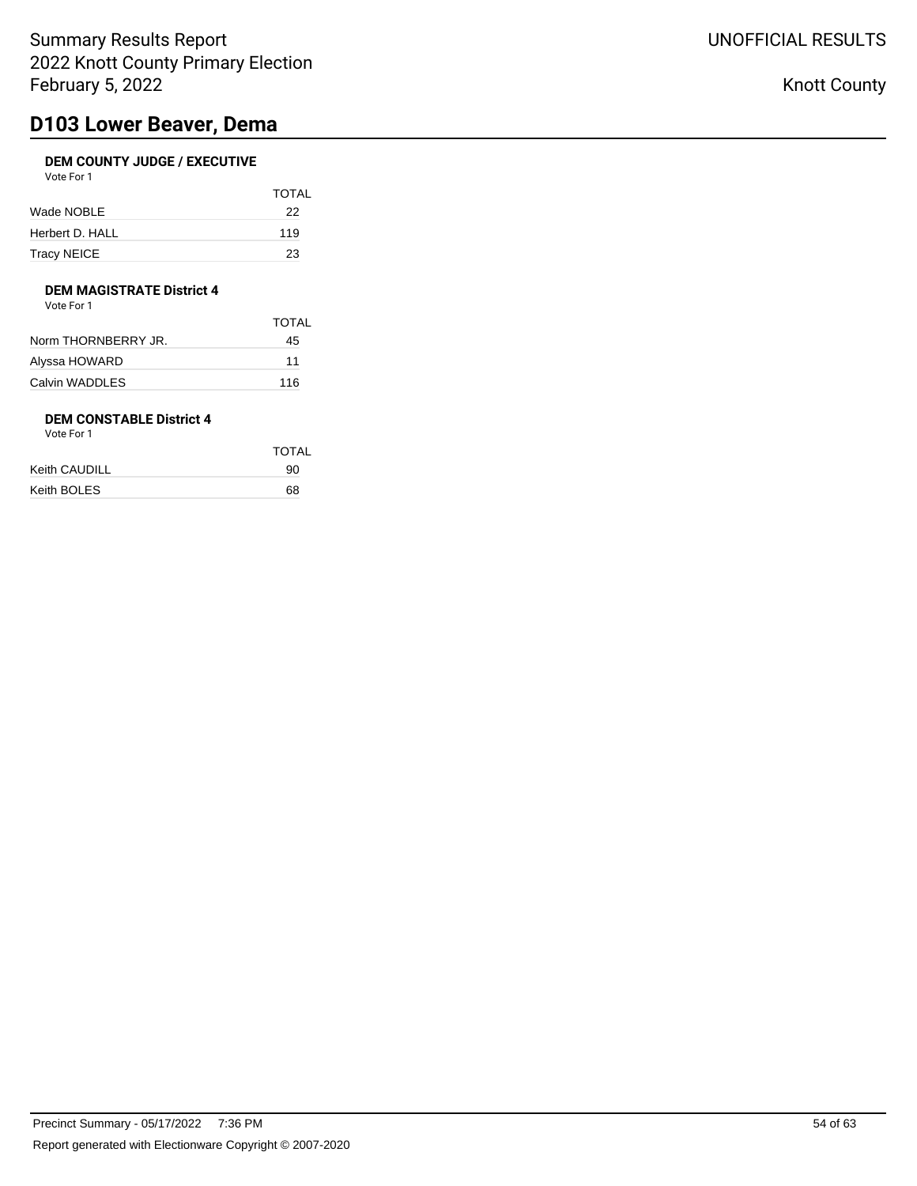# D103 Lower Beaver, Dema

### DEM COUNTY JUDGE / EXECUTIVE

Vote For 1

| | TOTAL |
|---|---|
| Wade NOBLE | 22 |
| Herbert D. HALL | 119 |
| Tracy NEICE | 23 |

### DEM MAGISTRATE District 4

Vote For 1

| | TOTAL |
|---|---|
| Norm THORNBERRY JR. | 45 |
| Alyssa HOWARD | 11 |
| Calvin WADDLES | 116 |

### DEM CONSTABLE District 4

Vote For 1

| | TOTAL |
|---|---|
| Keith CAUDILL | 90 |
| Keith BOLES | 68 |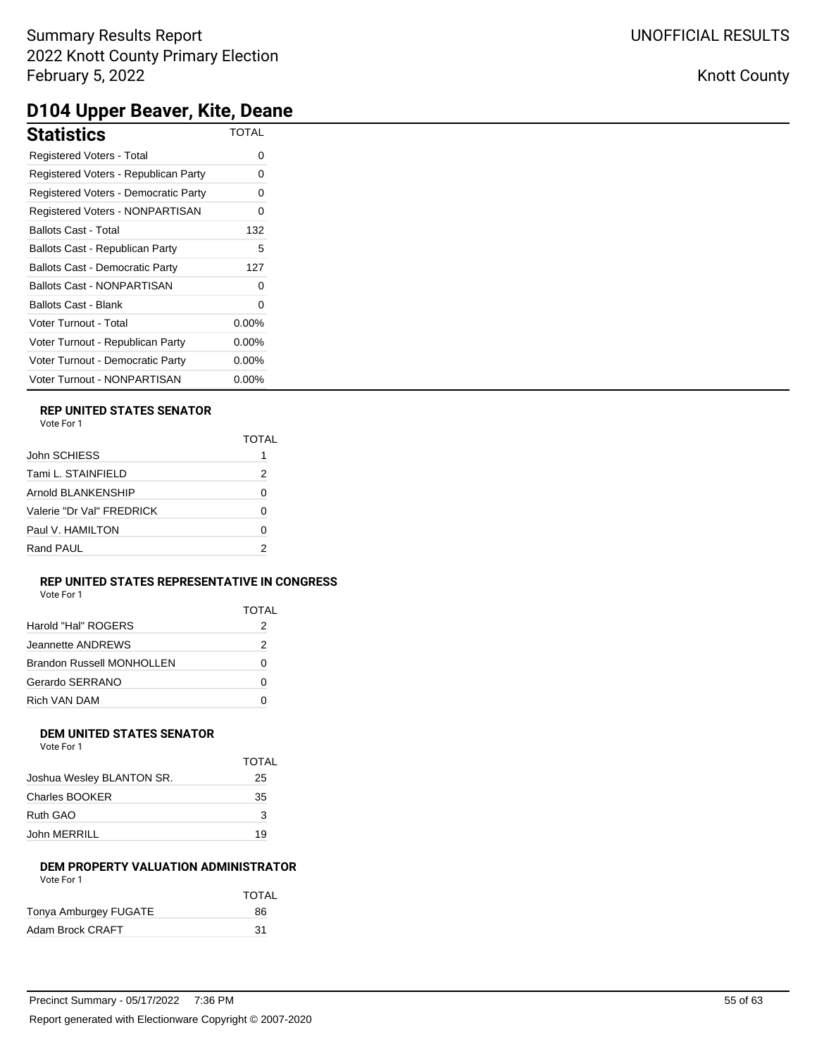# D104 Upper Beaver, Kite, Deane

## Statistics

| Statistics | TOTAL |
|---|---|
| Registered Voters - Total | 0 |
| Registered Voters - Republican Party | 0 |
| Registered Voters - Democratic Party | 0 |
| Registered Voters - NONPARTISAN | 0 |
| Ballots Cast - Total | 132 |
| Ballots Cast - Republican Party | 5 |
| Ballots Cast - Democratic Party | 127 |
| Ballots Cast - NONPARTISAN | 0 |
| Ballots Cast - Blank | 0 |
| Voter Turnout - Total | 0.00% |
| Voter Turnout - Republican Party | 0.00% |
| Voter Turnout - Democratic Party | 0.00% |
| Voter Turnout - NONPARTISAN | 0.00% |

### REP UNITED STATES SENATOR

Vote For 1

| | TOTAL |
|---|---|
| John SCHIESS | 1 |
| Tami L. STAINFIELD | 2 |
| Arnold BLANKENSHIP | 0 |
| Valerie "Dr Val" FREDRICK | 0 |
| Paul V. HAMILTON | 0 |
| Rand PAUL | 2 |

### REP UNITED STATES REPRESENTATIVE IN CONGRESS

Vote For 1

| | TOTAL |
|---|---|
| Harold "Hal" ROGERS | 2 |
| Jeannette ANDREWS | 2 |
| Brandon Russell MONHOLLEN | 0 |
| Gerardo SERRANO | 0 |
| Rich VAN DAM | 0 |

### DEM UNITED STATES SENATOR

Vote For 1

| | TOTAL |
|---|---|
| Joshua Wesley BLANTON SR. | 25 |
| Charles BOOKER | 35 |
| Ruth GAO | 3 |
| John MERRILL | 19 |

### DEM PROPERTY VALUATION ADMINISTRATOR

Vote For 1

| | TOTAL |
|---|---|
| Tonya Amburgey FUGATE | 86 |
| Adam Brock CRAFT | 31 |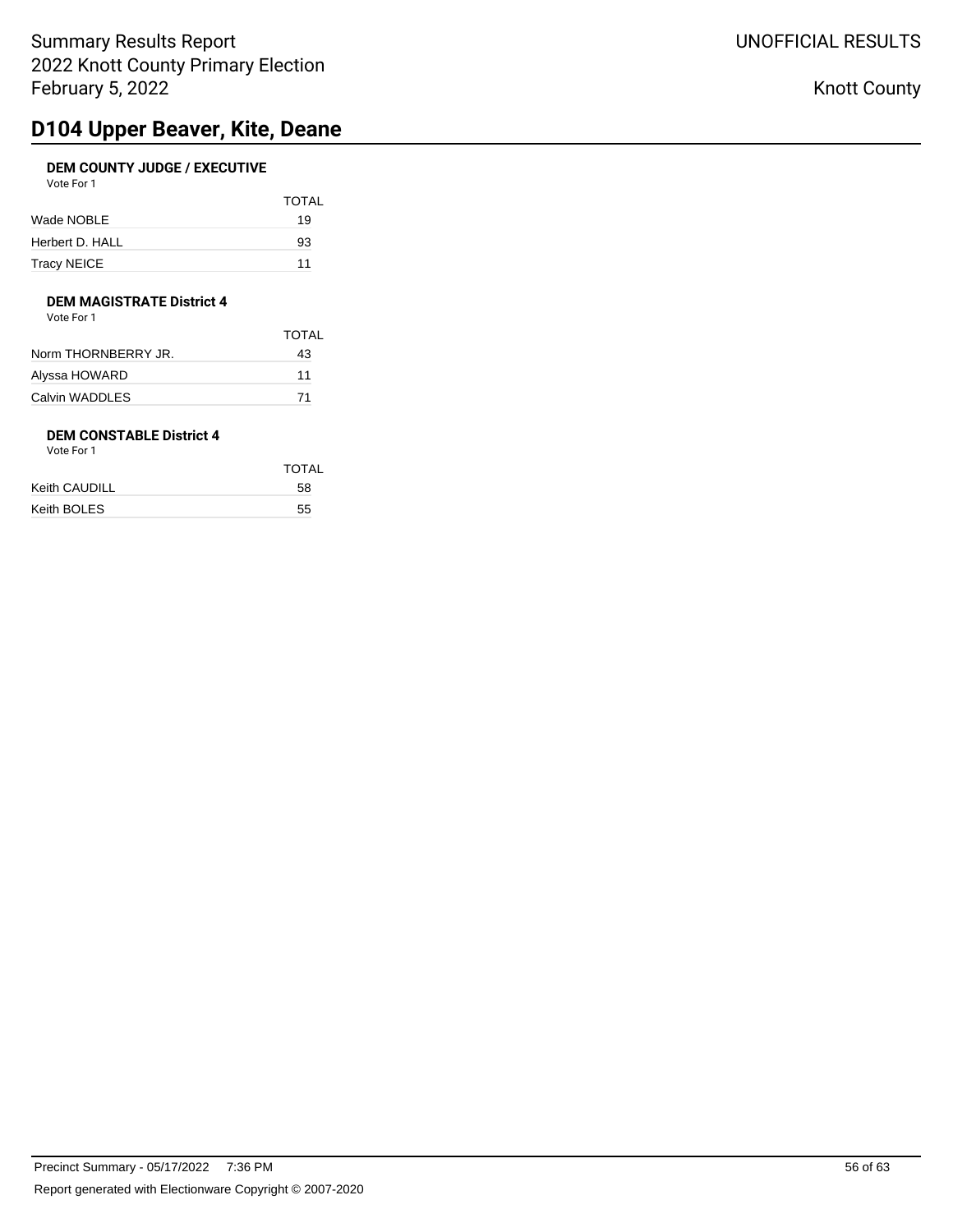# D104 Upper Beaver, Kite, Deane

### DEM COUNTY JUDGE / EXECUTIVE

Vote For 1

| | TOTAL |
|---|---|
| Wade NOBLE | 19 |
| Herbert D. HALL | 93 |
| Tracy NEICE | 11 |

### DEM MAGISTRATE District 4

Vote For 1

| | TOTAL |
|---|---|
| Norm THORNBERRY JR. | 43 |
| Alyssa HOWARD | 11 |
| Calvin WADDLES | 71 |

### DEM CONSTABLE District 4

Vote For 1

| | TOTAL |
|---|---|
| Keith CAUDILL | 58 |
| Keith BOLES | 55 |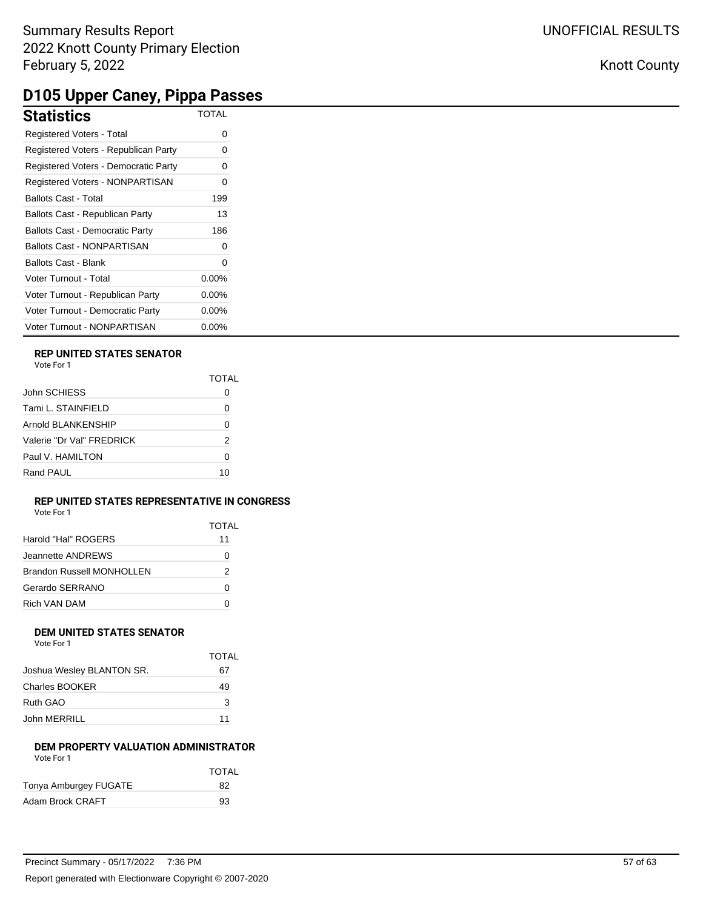# D105 Upper Caney, Pippa Passes

## Statistics

| Statistics | TOTAL |
|---|---|
| Registered Voters - Total | 0 |
| Registered Voters - Republican Party | 0 |
| Registered Voters - Democratic Party | 0 |
| Registered Voters - NONPARTISAN | 0 |
| Ballots Cast - Total | 199 |
| Ballots Cast - Republican Party | 13 |
| Ballots Cast - Democratic Party | 186 |
| Ballots Cast - NONPARTISAN | 0 |
| Ballots Cast - Blank | 0 |
| Voter Turnout - Total | 0.00% |
| Voter Turnout - Republican Party | 0.00% |
| Voter Turnout - Democratic Party | 0.00% |
| Voter Turnout - NONPARTISAN | 0.00% |

### REP UNITED STATES SENATOR

Vote For 1

| | TOTAL |
|---|---|
| John SCHIESS | 0 |
| Tami L. STAINFIELD | 0 |
| Arnold BLANKENSHIP | 0 |
| Valerie "Dr Val" FREDRICK | 2 |
| Paul V. HAMILTON | 0 |
| Rand PAUL | 10 |

### REP UNITED STATES REPRESENTATIVE IN CONGRESS

Vote For 1

| | TOTAL |
|---|---|
| Harold "Hal" ROGERS | 11 |
| Jeannette ANDREWS | 0 |
| Brandon Russell MONHOLLEN | 2 |
| Gerardo SERRANO | 0 |
| Rich VAN DAM | 0 |

### DEM UNITED STATES SENATOR

Vote For 1

| | TOTAL |
|---|---|
| Joshua Wesley BLANTON SR. | 67 |
| Charles BOOKER | 49 |
| Ruth GAO | 3 |
| John MERRILL | 11 |

### DEM PROPERTY VALUATION ADMINISTRATOR

Vote For 1

| | TOTAL |
|---|---|
| Tonya Amburgey FUGATE | 82 |
| Adam Brock CRAFT | 93 |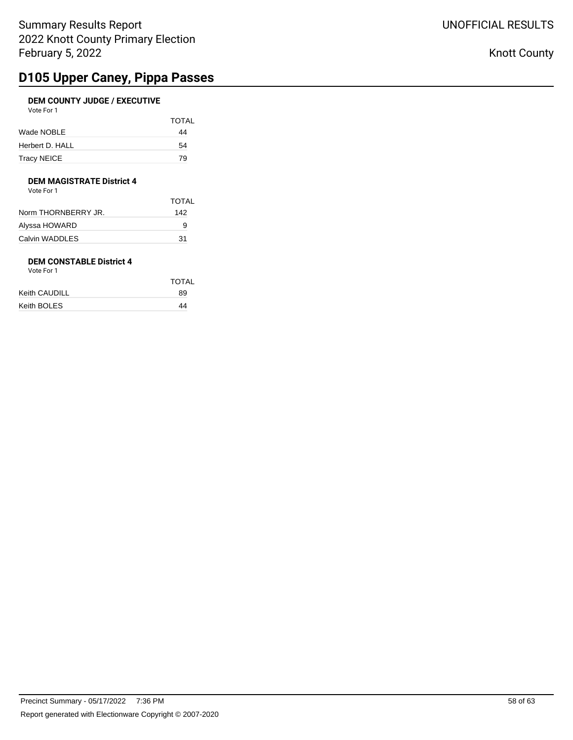# D105 Upper Caney, Pippa Passes

### DEM COUNTY JUDGE / EXECUTIVE

Vote For 1

| | TOTAL |
|---|---|
| Wade NOBLE | 44 |
| Herbert D. HALL | 54 |
| Tracy NEICE | 79 |

### DEM MAGISTRATE District 4

Vote For 1

| | TOTAL |
|---|---|
| Norm THORNBERRY JR. | 142 |
| Alyssa HOWARD | 9 |
| Calvin WADDLES | 31 |

### DEM CONSTABLE District 4

Vote For 1

| | TOTAL |
|---|---|
| Keith CAUDILL | 89 |
| Keith BOLES | 44 |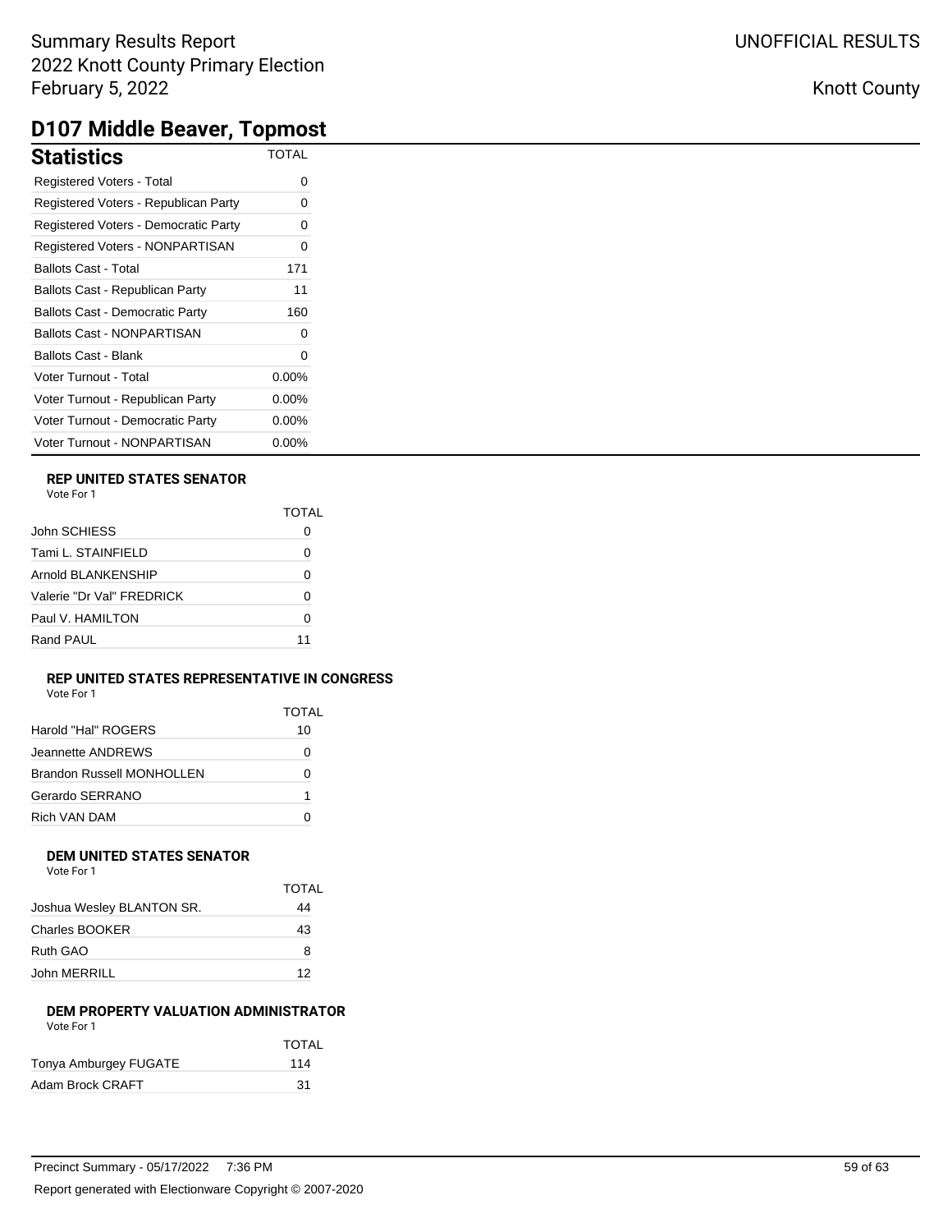Summary Results Report
2022 Knott County Primary Election
February 5, 2022

UNOFFICIAL RESULTS

Knott County

# D107 Middle Beaver, Topmost

## Statistics

| Statistics | TOTAL |
|---|---|
| Registered Voters - Total | 0 |
| Registered Voters - Republican Party | 0 |
| Registered Voters - Democratic Party | 0 |
| Registered Voters - NONPARTISAN | 0 |
| Ballots Cast - Total | 171 |
| Ballots Cast - Republican Party | 11 |
| Ballots Cast - Democratic Party | 160 |
| Ballots Cast - NONPARTISAN | 0 |
| Ballots Cast - Blank | 0 |
| Voter Turnout - Total | 0.00% |
| Voter Turnout - Republican Party | 0.00% |
| Voter Turnout - Democratic Party | 0.00% |
| Voter Turnout - NONPARTISAN | 0.00% |

### REP UNITED STATES SENATOR

Vote For 1

| | TOTAL |
|---|---|
| John SCHIESS | 0 |
| Tami L. STAINFIELD | 0 |
| Arnold BLANKENSHIP | 0 |
| Valerie "Dr Val" FREDRICK | 0 |
| Paul V. HAMILTON | 0 |
| Rand PAUL | 11 |

### REP UNITED STATES REPRESENTATIVE IN CONGRESS

Vote For 1

| | TOTAL |
|---|---|
| Harold "Hal" ROGERS | 10 |
| Jeannette ANDREWS | 0 |
| Brandon Russell MONHOLLEN | 0 |
| Gerardo SERRANO | 1 |
| Rich VAN DAM | 0 |

### DEM UNITED STATES SENATOR

Vote For 1

| | TOTAL |
|---|---|
| Joshua Wesley BLANTON SR. | 44 |
| Charles BOOKER | 43 |
| Ruth GAO | 8 |
| John MERRILL | 12 |

### DEM PROPERTY VALUATION ADMINISTRATOR

Vote For 1

| | TOTAL |
|---|---|
| Tonya Amburgey FUGATE | 114 |
| Adam Brock CRAFT | 31 |

Precinct Summary - 05/17/2022 7:36 PM

Report generated with Electionware Copyright © 2007-2020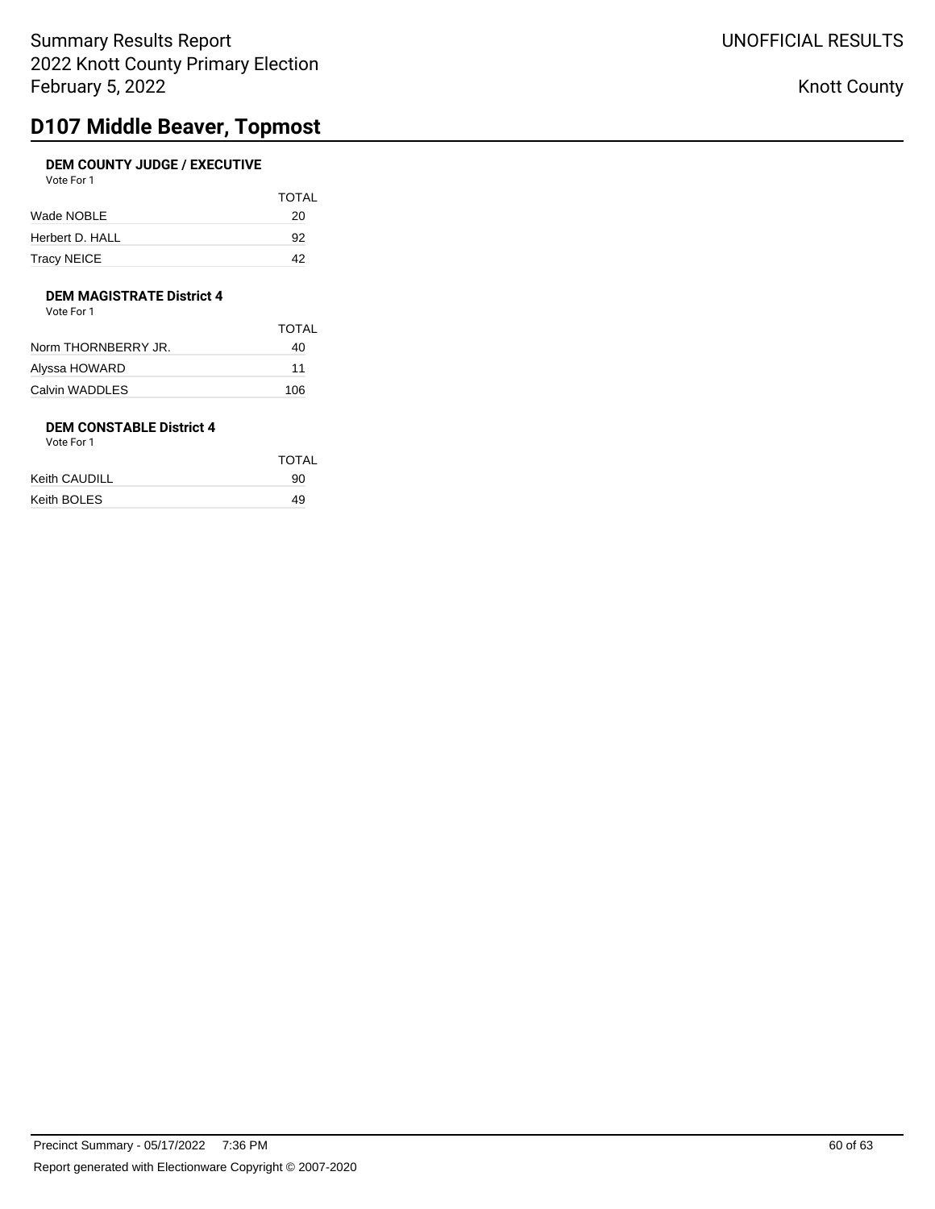## D107 Middle Beaver, Topmost

**DEM COUNTY JUDGE / EXECUTIVE**

Vote For 1

| | TOTAL |
|---|---|
| Wade NOBLE | 20 |
| Herbert D. HALL | 92 |
| Tracy NEICE | 42 |

**DEM MAGISTRATE District 4**

Vote For 1

| | TOTAL |
|---|---|
| Norm THORNBERRY JR. | 40 |
| Alyssa HOWARD | 11 |
| Calvin WADDLES | 106 |

**DEM CONSTABLE District 4**

Vote For 1

| | TOTAL |
|---|---|
| Keith CAUDILL | 90 |
| Keith BOLES | 49 |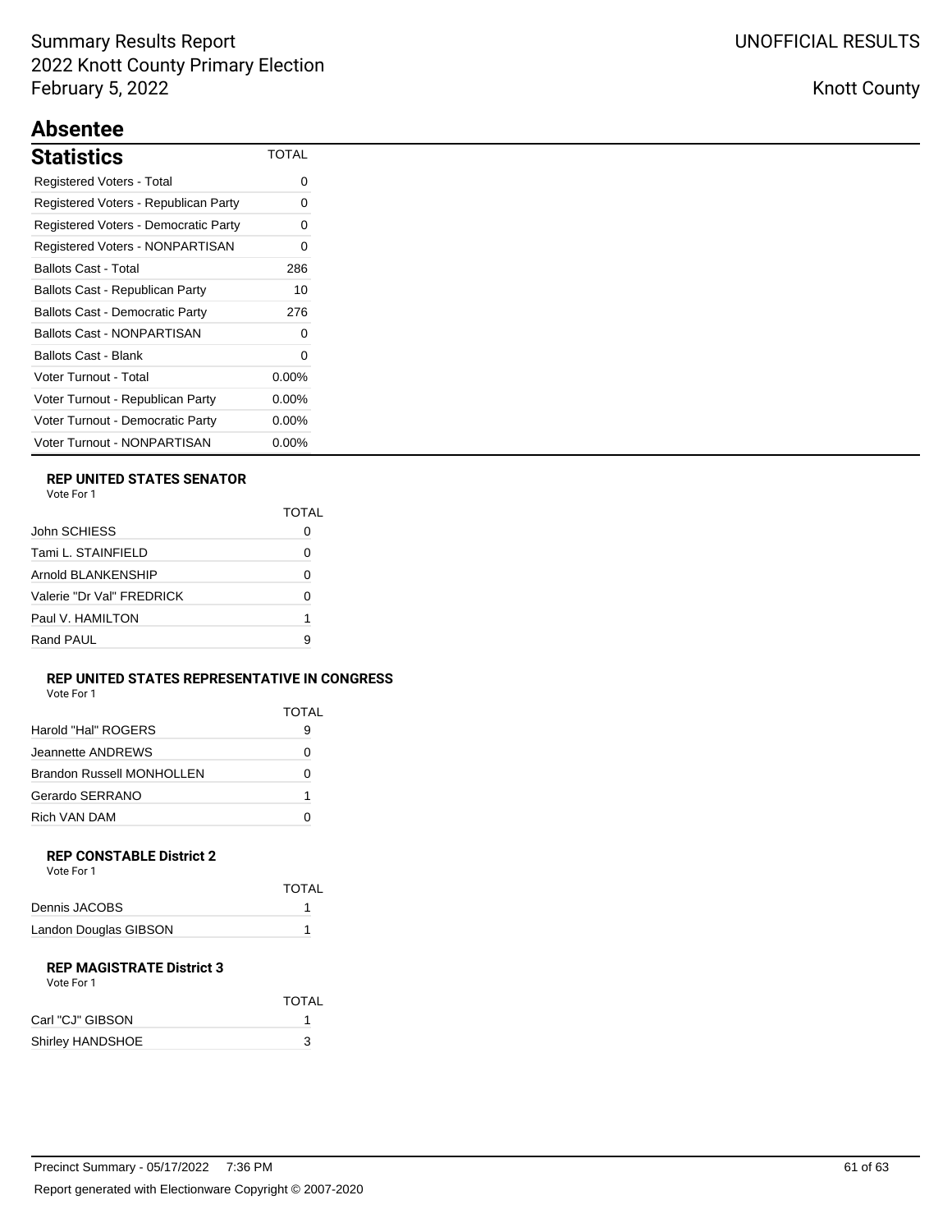## Absentee

### Statistics

| Statistics | TOTAL |
|---|---|
| Registered Voters - Total | 0 |
| Registered Voters - Republican Party | 0 |
| Registered Voters - Democratic Party | 0 |
| Registered Voters - NONPARTISAN | 0 |
| Ballots Cast - Total | 286 |
| Ballots Cast - Republican Party | 10 |
| Ballots Cast - Democratic Party | 276 |
| Ballots Cast - NONPARTISAN | 0 |
| Ballots Cast - Blank | 0 |
| Voter Turnout - Total | 0.00% |
| Voter Turnout - Republican Party | 0.00% |
| Voter Turnout - Democratic Party | 0.00% |
| Voter Turnout - NONPARTISAN | 0.00% |

#### REP UNITED STATES SENATOR

Vote For 1

| | TOTAL |
|---|---|
| John SCHIESS | 0 |
| Tami L. STAINFIELD | 0 |
| Arnold BLANKENSHIP | 0 |
| Valerie "Dr Val" FREDRICK | 0 |
| Paul V. HAMILTON | 1 |
| Rand PAUL | 9 |

#### REP UNITED STATES REPRESENTATIVE IN CONGRESS

Vote For 1

| | TOTAL |
|---|---|
| Harold "Hal" ROGERS | 9 |
| Jeannette ANDREWS | 0 |
| Brandon Russell MONHOLLEN | 0 |
| Gerardo SERRANO | 1 |
| Rich VAN DAM | 0 |

#### REP CONSTABLE District 2

Vote For 1

| | TOTAL |
|---|---|
| Dennis JACOBS | 1 |
| Landon Douglas GIBSON | 1 |

#### REP MAGISTRATE District 3

Vote For 1

| | TOTAL |
|---|---|
| Carl "CJ" GIBSON | 1 |
| Shirley HANDSHOE | 3 |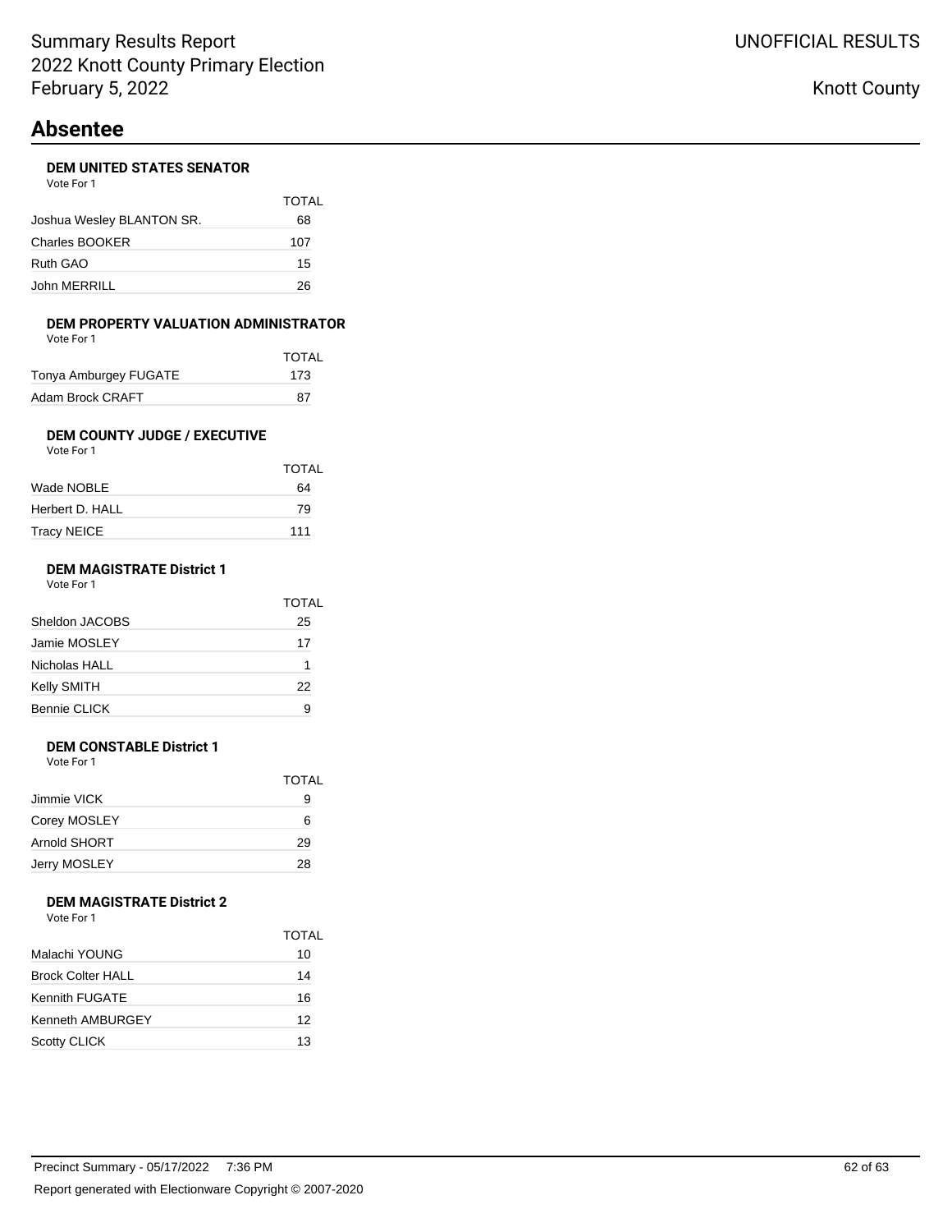# Absentee

### DEM UNITED STATES SENATOR

Vote For 1

| | TOTAL |
|---|---|
| Joshua Wesley BLANTON SR. | 68 |
| Charles BOOKER | 107 |
| Ruth GAO | 15 |
| John MERRILL | 26 |

### DEM PROPERTY VALUATION ADMINISTRATOR

Vote For 1

| | TOTAL |
|---|---|
| Tonya Amburgey FUGATE | 173 |
| Adam Brock CRAFT | 87 |

### DEM COUNTY JUDGE / EXECUTIVE

Vote For 1

| | TOTAL |
|---|---|
| Wade NOBLE | 64 |
| Herbert D. HALL | 79 |
| Tracy NEICE | 111 |

### DEM MAGISTRATE District 1

Vote For 1

| | TOTAL |
|---|---|
| Sheldon JACOBS | 25 |
| Jamie MOSLEY | 17 |
| Nicholas HALL | 1 |
| Kelly SMITH | 22 |
| Bennie CLICK | 9 |

### DEM CONSTABLE District 1

Vote For 1

| | TOTAL |
|---|---|
| Jimmie VICK | 9 |
| Corey MOSLEY | 6 |
| Arnold SHORT | 29 |
| Jerry MOSLEY | 28 |

### DEM MAGISTRATE District 2

Vote For 1

| | TOTAL |
|---|---|
| Malachi YOUNG | 10 |
| Brock Colter HALL | 14 |
| Kennith FUGATE | 16 |
| Kenneth AMBURGEY | 12 |
| Scotty CLICK | 13 |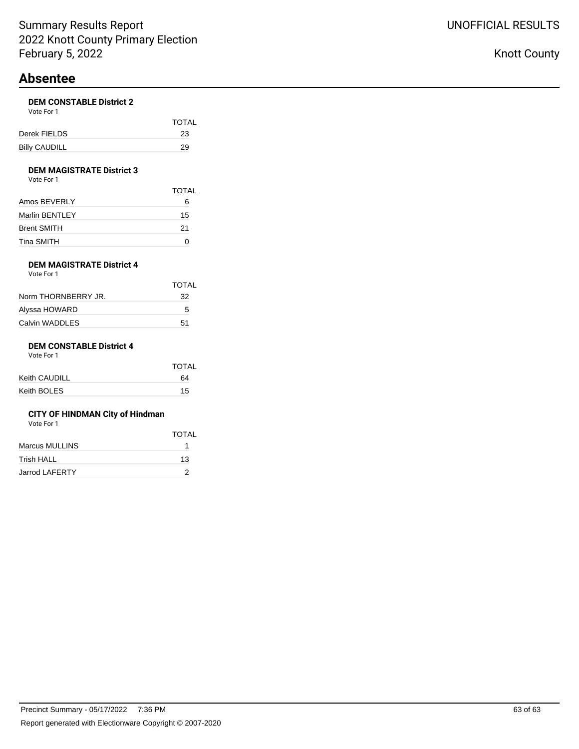## Absentee

### DEM CONSTABLE District 2

Vote For 1

| | TOTAL |
|---|---|
| Derek FIELDS | 23 |
| Billy CAUDILL | 29 |

### DEM MAGISTRATE District 3

Vote For 1

| | TOTAL |
|---|---|
| Amos BEVERLY | 6 |
| Marlin BENTLEY | 15 |
| Brent SMITH | 21 |
| Tina SMITH | 0 |

### DEM MAGISTRATE District 4

Vote For 1

| | TOTAL |
|---|---|
| Norm THORNBERRY JR. | 32 |
| Alyssa HOWARD | 5 |
| Calvin WADDLES | 51 |

### DEM CONSTABLE District 4

Vote For 1

| | TOTAL |
|---|---|
| Keith CAUDILL | 64 |
| Keith BOLES | 15 |

### CITY OF HINDMAN City of Hindman

Vote For 1

| | TOTAL |
|---|---|
| Marcus MULLINS | 1 |
| Trish HALL | 13 |
| Jarrod LAFERTY | 2 |